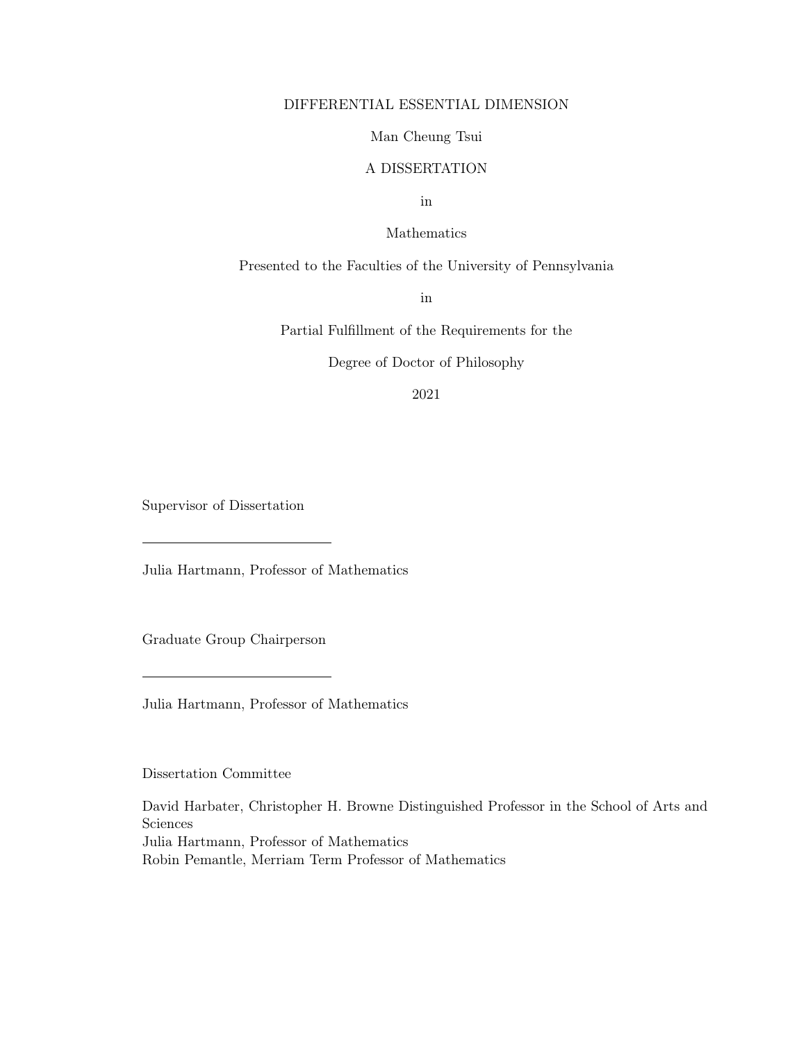DIFFERENTIAL ESSENTIAL DIMENSION

Man Cheung Tsui

A DISSERTATION

in

Mathematics

Presented to the Faculties of the University of Pennsylvania

in

Partial Fulfillment of the Requirements for the

Degree of Doctor of Philosophy

2021

Supervisor of Dissertation

\_\_\_\_\_\_\_\_\_\_\_\_\_\_\_\_\_\_\_\_\_\_\_\_\_\_

Julia Hartmann, Professor of Mathematics

Graduate Group Chairperson

\_\_\_\_\_\_\_\_\_\_\_\_\_\_\_\_\_\_\_\_\_\_\_\_\_\_

Julia Hartmann, Professor of Mathematics

Dissertation Committee

David Harbater, Christopher H. Browne Distinguished Professor in the School of Arts and Sciences
Julia Hartmann, Professor of Mathematics
Robin Pemantle, Merriam Term Professor of Mathematics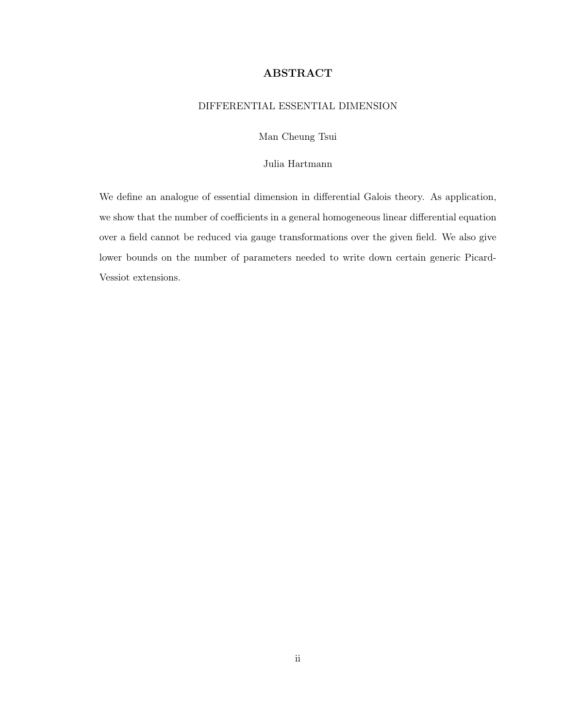# ABSTRACT

DIFFERENTIAL ESSENTIAL DIMENSION

Man Cheung Tsui

Julia Hartmann

We define an analogue of essential dimension in differential Galois theory. As application, we show that the number of coefficients in a general homogeneous linear differential equation over a field cannot be reduced via gauge transformations over the given field. We also give lower bounds on the number of parameters needed to write down certain generic Picard-Vessiot extensions.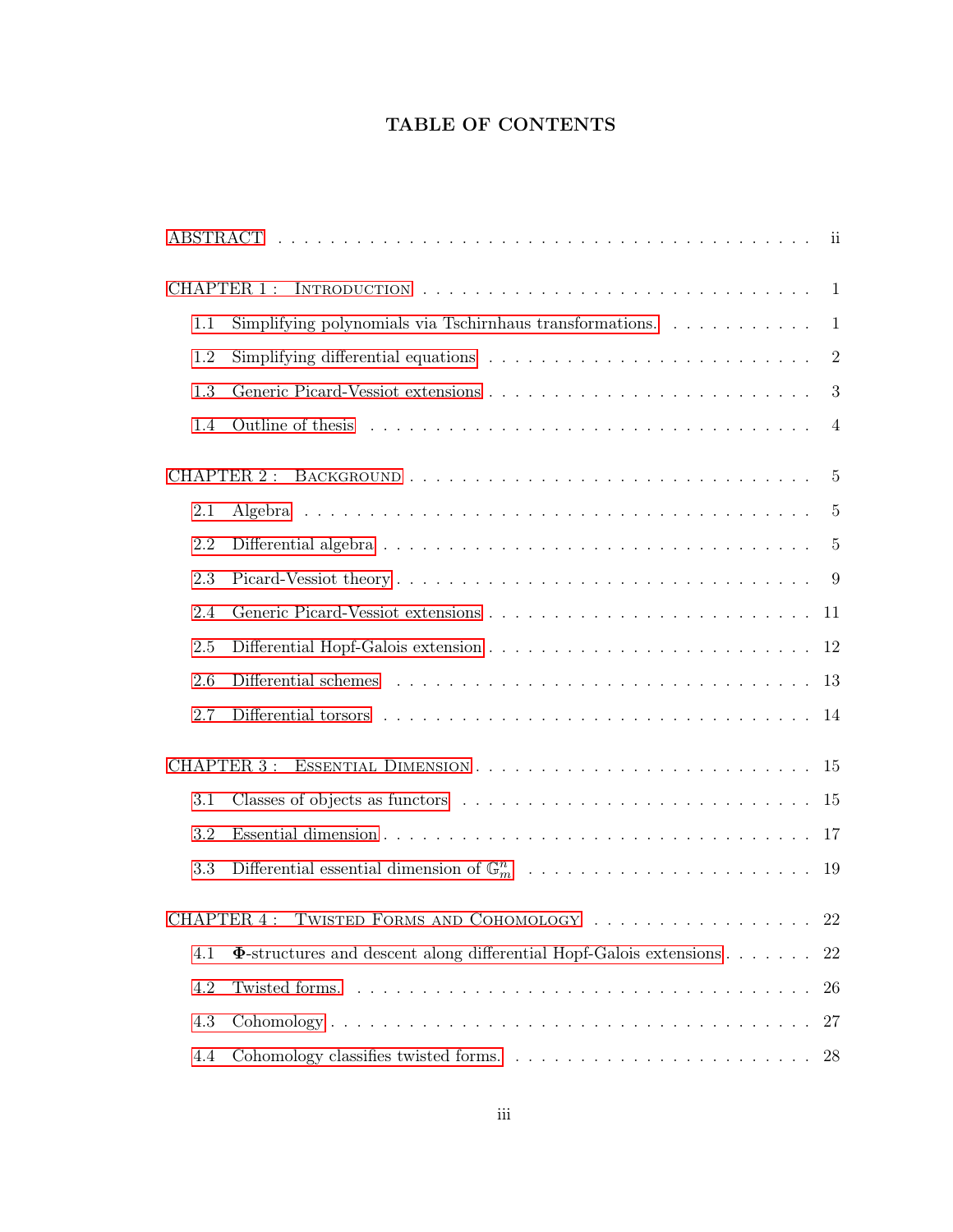# TABLE OF CONTENTS

ABSTRACT . . . . . . . . . . . . . . . . . . . . . . . . . . . . . . . . . . . . . . . . ii

CHAPTER 1 : INTRODUCTION . . . . . . . . . . . . . . . . . . . . . . . . . . . . . . 1

- 1.1 Simplifying polynomials via Tschirnhaus transformations. . . . . . . . . . . . 1
- 1.2 Simplifying differential equations . . . . . . . . . . . . . . . . . . . . . . . . . 2
- 1.3 Generic Picard-Vessiot extensions . . . . . . . . . . . . . . . . . . . . . . . . 3
- 1.4 Outline of thesis . . . . . . . . . . . . . . . . . . . . . . . . . . . . . . . . . . 4

CHAPTER 2 : BACKGROUND . . . . . . . . . . . . . . . . . . . . . . . . . . . . . . 5

- 2.1 Algebra . . . . . . . . . . . . . . . . . . . . . . . . . . . . . . . . . . . . . . 5
- 2.2 Differential algebra . . . . . . . . . . . . . . . . . . . . . . . . . . . . . . . . 5
- 2.3 Picard-Vessiot theory . . . . . . . . . . . . . . . . . . . . . . . . . . . . . . . 9
- 2.4 Generic Picard-Vessiot extensions . . . . . . . . . . . . . . . . . . . . . . . . 11
- 2.5 Differential Hopf-Galois extension . . . . . . . . . . . . . . . . . . . . . . . . 12
- 2.6 Differential schemes . . . . . . . . . . . . . . . . . . . . . . . . . . . . . . . 13
- 2.7 Differential torsors . . . . . . . . . . . . . . . . . . . . . . . . . . . . . . . . 14

CHAPTER 3 : ESSENTIAL DIMENSION . . . . . . . . . . . . . . . . . . . . . . . . . 15

- 3.1 Classes of objects as functors . . . . . . . . . . . . . . . . . . . . . . . . . . 15
- 3.2 Essential dimension . . . . . . . . . . . . . . . . . . . . . . . . . . . . . . . . 17
- 3.3 Differential essential dimension of $\mathbb{G}_m^n$ . . . . . . . . . . . . . . . . . . . . . . 19

CHAPTER 4 : TWISTED FORMS AND COHOMOLOGY . . . . . . . . . . . . . . . . . 22

- 4.1 $\mathbf{\Phi}$-structures and descent along differential Hopf-Galois extensions . . . . . . . 22
- 4.2 Twisted forms. . . . . . . . . . . . . . . . . . . . . . . . . . . . . . . . . . . 26
- 4.3 Cohomology . . . . . . . . . . . . . . . . . . . . . . . . . . . . . . . . . . . 27
- 4.4 Cohomology classifies twisted forms. . . . . . . . . . . . . . . . . . . . . . . 28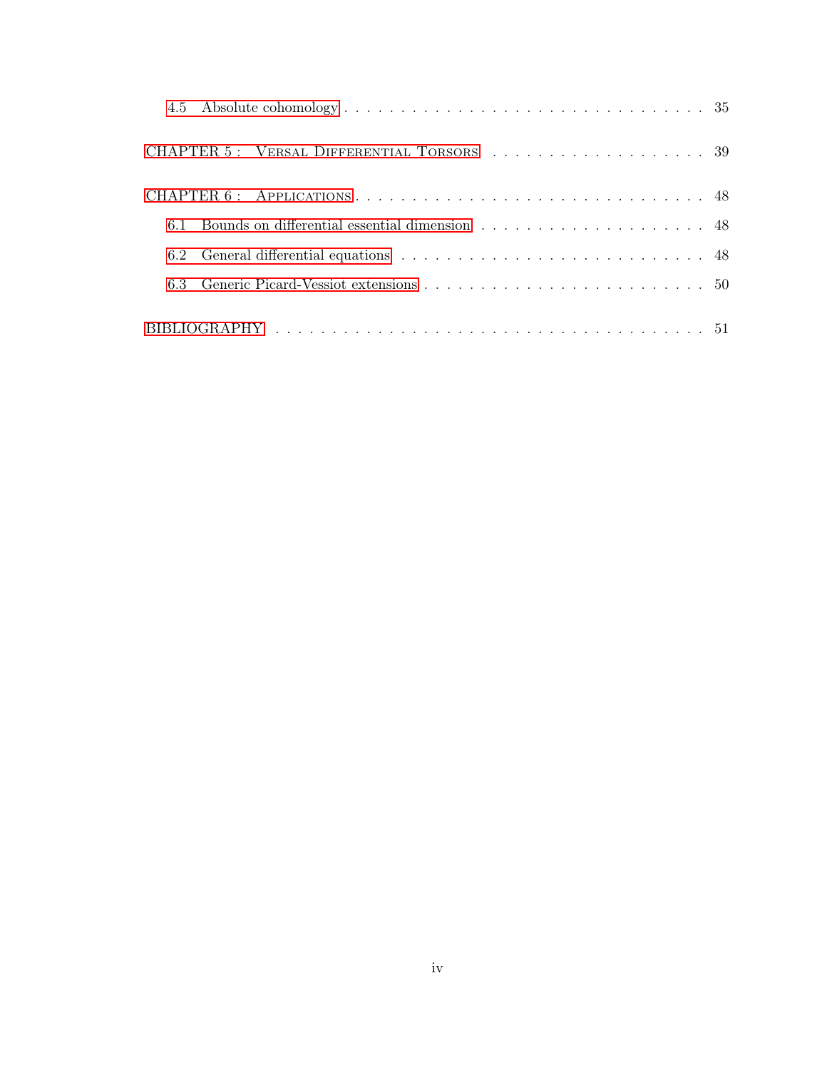4.5 Absolute cohomology . . . . . . . . . . . . . . . . . . . . . . . . . . . . . . . . 35

CHAPTER 5 : VERSAL DIFFERENTIAL TORSORS . . . . . . . . . . . . . . . . . . . . 39

CHAPTER 6 : APPLICATIONS . . . . . . . . . . . . . . . . . . . . . . . . . . . . . . . . 48

6.1 Bounds on differential essential dimension . . . . . . . . . . . . . . . . . . . . 48

6.2 General differential equations . . . . . . . . . . . . . . . . . . . . . . . . . . . 48

6.3 Generic Picard-Vessiot extensions . . . . . . . . . . . . . . . . . . . . . . . . . 50

BIBLIOGRAPHY . . . . . . . . . . . . . . . . . . . . . . . . . . . . . . . . . . . . . 51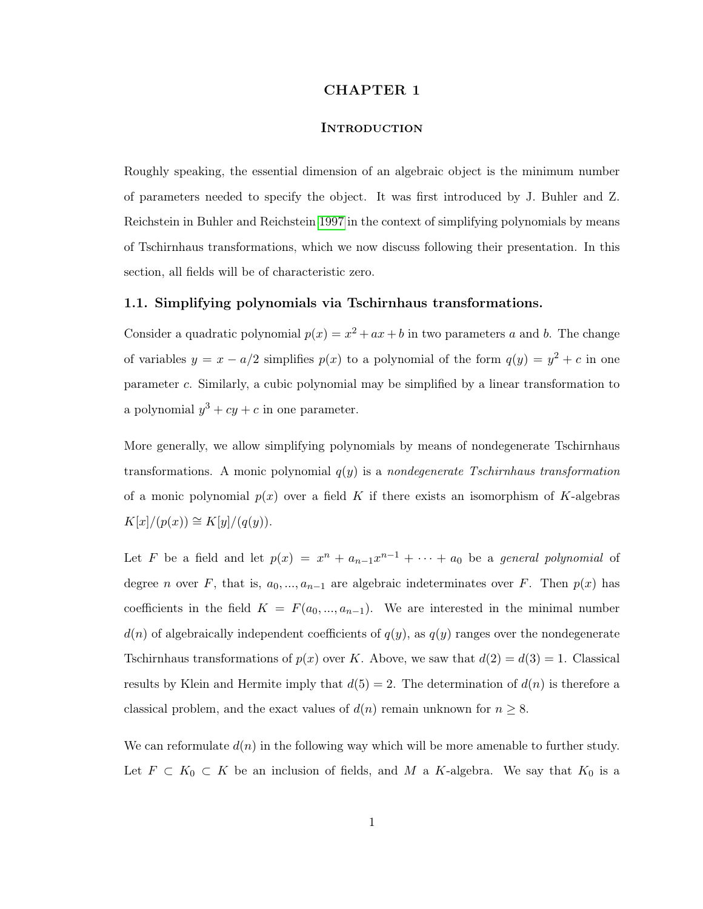# CHAPTER 1

## Introduction

Roughly speaking, the essential dimension of an algebraic object is the minimum number of parameters needed to specify the object. It was first introduced by J. Buhler and Z. Reichstein in Buhler and Reichstein 1997 in the context of simplifying polynomials by means of Tschirnhaus transformations, which we now discuss following their presentation. In this section, all fields will be of characteristic zero.

### 1.1. Simplifying polynomials via Tschirnhaus transformations.

Consider a quadratic polynomial $p(x) = x^2 + ax + b$ in two parameters $a$ and $b$. The change of variables $y = x - a/2$ simplifies $p(x)$ to a polynomial of the form $q(y) = y^2 + c$ in one parameter $c$. Similarly, a cubic polynomial may be simplified by a linear transformation to a polynomial $y^3 + cy + c$ in one parameter.

More generally, we allow simplifying polynomials by means of nondegenerate Tschirnhaus transformations. A monic polynomial $q(y)$ is a *nondegenerate Tschirnhaus transformation* of a monic polynomial $p(x)$ over a field $K$ if there exists an isomorphism of $K$-algebras $K[x]/(p(x)) \cong K[y]/(q(y))$.

Let $F$ be a field and let $p(x) = x^n + a_{n-1}x^{n-1} + \cdots + a_0$ be a *general polynomial* of degree $n$ over $F$, that is, $a_0, ..., a_{n-1}$ are algebraic indeterminates over $F$. Then $p(x)$ has coefficients in the field $K = F(a_0, ..., a_{n-1})$. We are interested in the minimal number $d(n)$ of algebraically independent coefficients of $q(y)$, as $q(y)$ ranges over the nondegenerate Tschirnhaus transformations of $p(x)$ over $K$. Above, we saw that $d(2) = d(3) = 1$. Classical results by Klein and Hermite imply that $d(5) = 2$. The determination of $d(n)$ is therefore a classical problem, and the exact values of $d(n)$ remain unknown for $n \geq 8$.

We can reformulate $d(n)$ in the following way which will be more amenable to further study. Let $F \subset K_0 \subset K$ be an inclusion of fields, and $M$ a $K$-algebra. We say that $K_0$ is a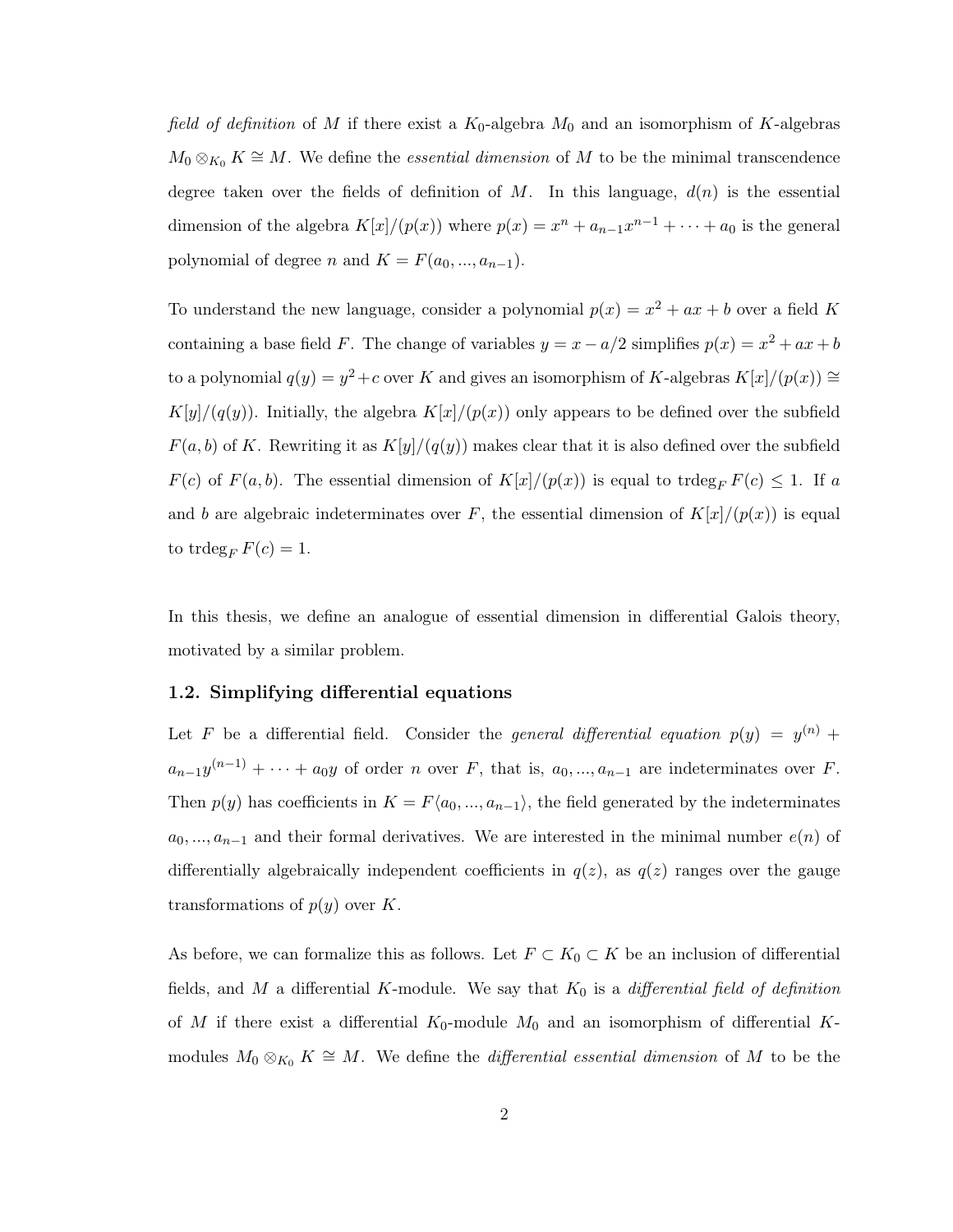*field of definition* of $M$ if there exist a $K_0$-algebra $M_0$ and an isomorphism of $K$-algebras $M_0 \otimes_{K_0} K \cong M$. We define the *essential dimension* of $M$ to be the minimal transcendence degree taken over the fields of definition of $M$. In this language, $d(n)$ is the essential dimension of the algebra $K[x]/(p(x))$ where $p(x) = x^n + a_{n-1}x^{n-1} + \cdots + a_0$ is the general polynomial of degree $n$ and $K = F(a_0, ..., a_{n-1})$.

To understand the new language, consider a polynomial $p(x) = x^2 + ax + b$ over a field $K$ containing a base field $F$. The change of variables $y = x - a/2$ simplifies $p(x) = x^2 + ax + b$ to a polynomial $q(y) = y^2 + c$ over $K$ and gives an isomorphism of $K$-algebras $K[x]/(p(x)) \cong K[y]/(q(y))$. Initially, the algebra $K[x]/(p(x))$ only appears to be defined over the subfield $F(a, b)$ of $K$. Rewriting it as $K[y]/(q(y))$ makes clear that it is also defined over the subfield $F(c)$ of $F(a, b)$. The essential dimension of $K[x]/(p(x))$ is equal to $\operatorname{trdeg}_F F(c) \leq 1$. If $a$ and $b$ are algebraic indeterminates over $F$, the essential dimension of $K[x]/(p(x))$ is equal to $\operatorname{trdeg}_F F(c) = 1$.

In this thesis, we define an analogue of essential dimension in differential Galois theory, motivated by a similar problem.

## 1.2. Simplifying differential equations

Let $F$ be a differential field. Consider the *general differential equation* $p(y) = y^{(n)} + a_{n-1}y^{(n-1)} + \cdots + a_0 y$ of order $n$ over $F$, that is, $a_0, ..., a_{n-1}$ are indeterminates over $F$. Then $p(y)$ has coefficients in $K = F\langle a_0, ..., a_{n-1}\rangle$, the field generated by the indeterminates $a_0, ..., a_{n-1}$ and their formal derivatives. We are interested in the minimal number $e(n)$ of differentially algebraically independent coefficients in $q(z)$, as $q(z)$ ranges over the gauge transformations of $p(y)$ over $K$.

As before, we can formalize this as follows. Let $F \subset K_0 \subset K$ be an inclusion of differential fields, and $M$ a differential $K$-module. We say that $K_0$ is a *differential field of definition* of $M$ if there exist a differential $K_0$-module $M_0$ and an isomorphism of differential $K$-modules $M_0 \otimes_{K_0} K \cong M$. We define the *differential essential dimension* of $M$ to be the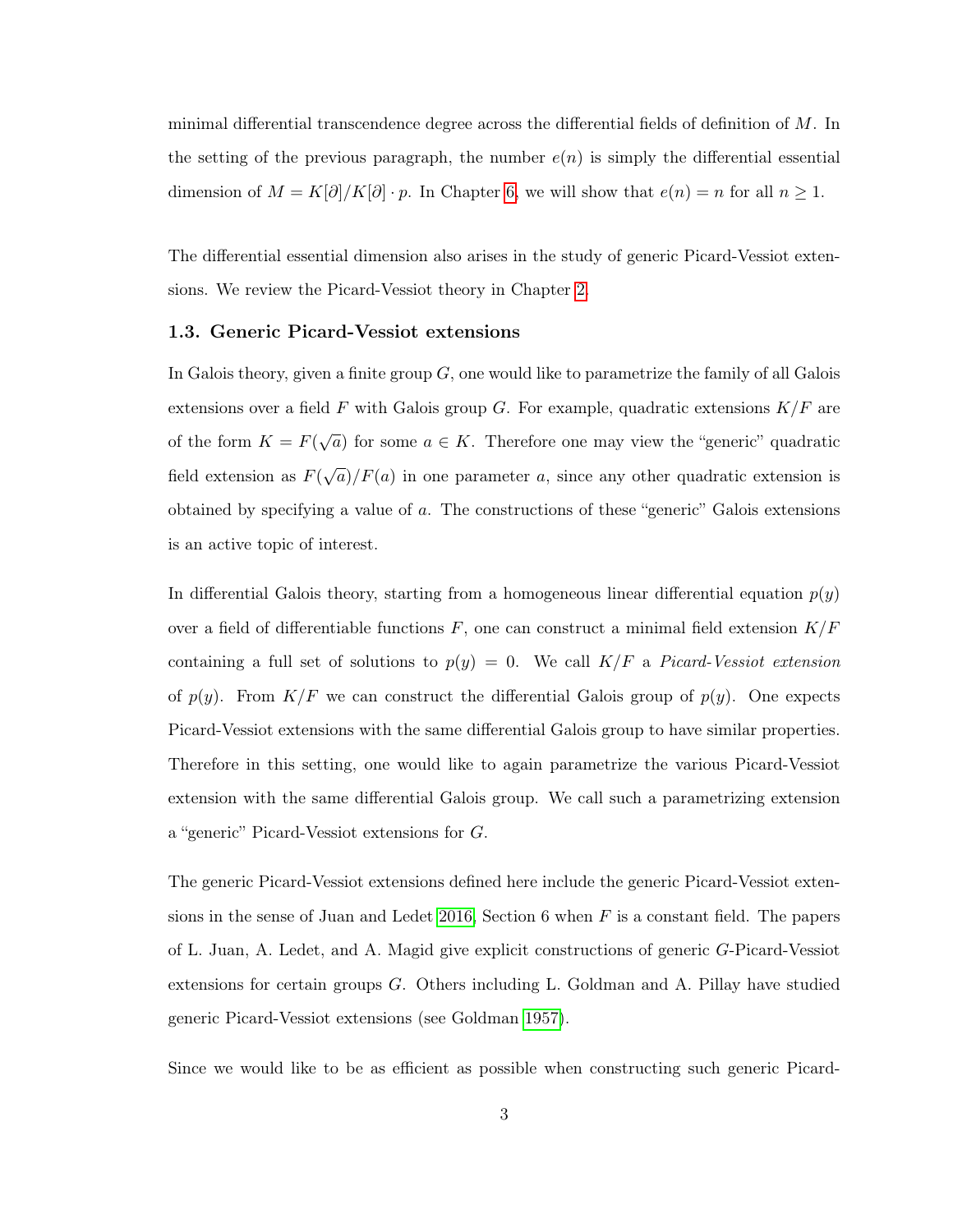minimal differential transcendence degree across the differential fields of definition of $M$. In the setting of the previous paragraph, the number $e(n)$ is simply the differential essential dimension of $M = K[\partial]/K[\partial] \cdot p$. In Chapter 6, we will show that $e(n) = n$ for all $n \geq 1$.

The differential essential dimension also arises in the study of generic Picard-Vessiot extensions. We review the Picard-Vessiot theory in Chapter 2.

### 1.3. Generic Picard-Vessiot extensions

In Galois theory, given a finite group $G$, one would like to parametrize the family of all Galois extensions over a field $F$ with Galois group $G$. For example, quadratic extensions $K/F$ are of the form $K = F(\sqrt{a})$ for some $a \in K$. Therefore one may view the "generic" quadratic field extension as $F(\sqrt{a})/F(a)$ in one parameter $a$, since any other quadratic extension is obtained by specifying a value of $a$. The constructions of these "generic" Galois extensions is an active topic of interest.

In differential Galois theory, starting from a homogeneous linear differential equation $p(y)$ over a field of differentiable functions $F$, one can construct a minimal field extension $K/F$ containing a full set of solutions to $p(y) = 0$. We call $K/F$ a *Picard-Vessiot extension* of $p(y)$. From $K/F$ we can construct the differential Galois group of $p(y)$. One expects Picard-Vessiot extensions with the same differential Galois group to have similar properties. Therefore in this setting, one would like to again parametrize the various Picard-Vessiot extension with the same differential Galois group. We call such a parametrizing extension a "generic" Picard-Vessiot extensions for $G$.

The generic Picard-Vessiot extensions defined here include the generic Picard-Vessiot extensions in the sense of Juan and Ledet 2016, Section 6 when $F$ is a constant field. The papers of L. Juan, A. Ledet, and A. Magid give explicit constructions of generic $G$-Picard-Vessiot extensions for certain groups $G$. Others including L. Goldman and A. Pillay have studied generic Picard-Vessiot extensions (see Goldman 1957).

Since we would like to be as efficient as possible when constructing such generic Picard-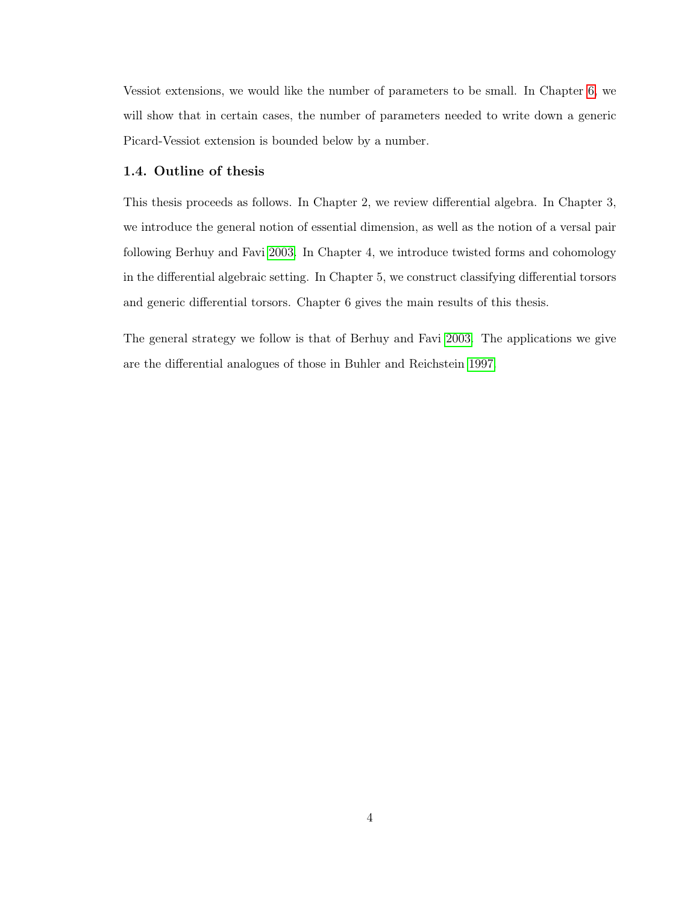Vessiot extensions, we would like the number of parameters to be small. In Chapter 6, we will show that in certain cases, the number of parameters needed to write down a generic Picard-Vessiot extension is bounded below by a number.

### 1.4. Outline of thesis

This thesis proceeds as follows. In Chapter 2, we review differential algebra. In Chapter 3, we introduce the general notion of essential dimension, as well as the notion of a versal pair following Berhuy and Favi 2003. In Chapter 4, we introduce twisted forms and cohomology in the differential algebraic setting. In Chapter 5, we construct classifying differential torsors and generic differential torsors. Chapter 6 gives the main results of this thesis.

The general strategy we follow is that of Berhuy and Favi 2003. The applications we give are the differential analogues of those in Buhler and Reichstein 1997.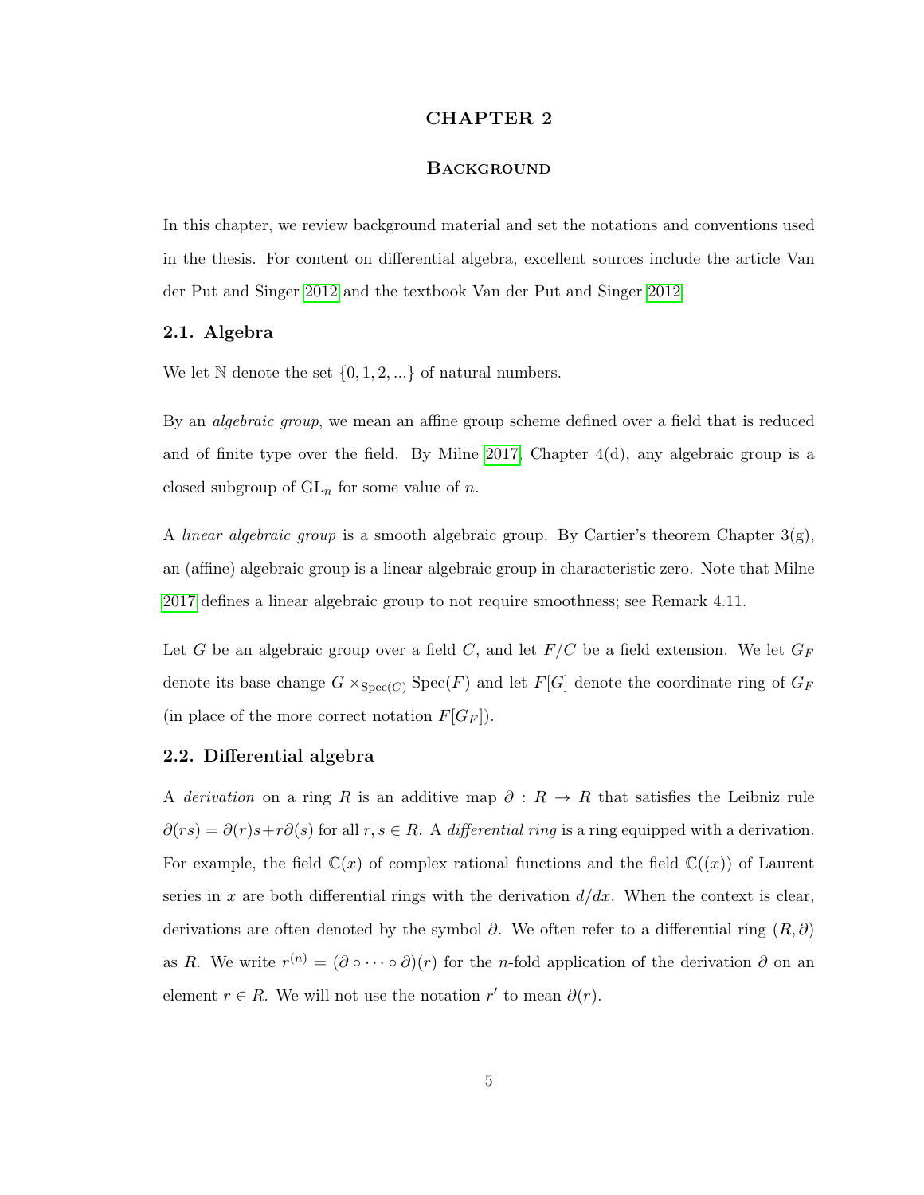# CHAPTER 2

## Background

In this chapter, we review background material and set the notations and conventions used in the thesis. For content on differential algebra, excellent sources include the article Van der Put and Singer 2012 and the textbook Van der Put and Singer 2012.

### 2.1. Algebra

We let $\mathbb{N}$ denote the set $\{0, 1, 2, ...\}$ of natural numbers.

By an *algebraic group*, we mean an affine group scheme defined over a field that is reduced and of finite type over the field. By Milne 2017, Chapter 4(d), any algebraic group is a closed subgroup of $\mathrm{GL}_n$ for some value of $n$.

A *linear algebraic group* is a smooth algebraic group. By Cartier's theorem Chapter 3(g), an (affine) algebraic group is a linear algebraic group in characteristic zero. Note that Milne 2017 defines a linear algebraic group to not require smoothness; see Remark 4.11.

Let $G$ be an algebraic group over a field $C$, and let $F/C$ be a field extension. We let $G_F$ denote its base change $G \times_{\mathrm{Spec}(C)} \mathrm{Spec}(F)$ and let $F[G]$ denote the coordinate ring of $G_F$ (in place of the more correct notation $F[G_F]$).

### 2.2. Differential algebra

A *derivation* on a ring $R$ is an additive map $\partial : R \to R$ that satisfies the Leibniz rule $\partial(rs) = \partial(r)s + r\partial(s)$ for all $r, s \in R$. A *differential ring* is a ring equipped with a derivation. For example, the field $\mathbb{C}(x)$ of complex rational functions and the field $\mathbb{C}((x))$ of Laurent series in $x$ are both differential rings with the derivation $d/dx$. When the context is clear, derivations are often denoted by the symbol $\partial$. We often refer to a differential ring $(R, \partial)$ as $R$. We write $r^{(n)} = (\partial \circ \cdots \circ \partial)(r)$ for the $n$-fold application of the derivation $\partial$ on an element $r \in R$. We will not use the notation $r'$ to mean $\partial(r)$.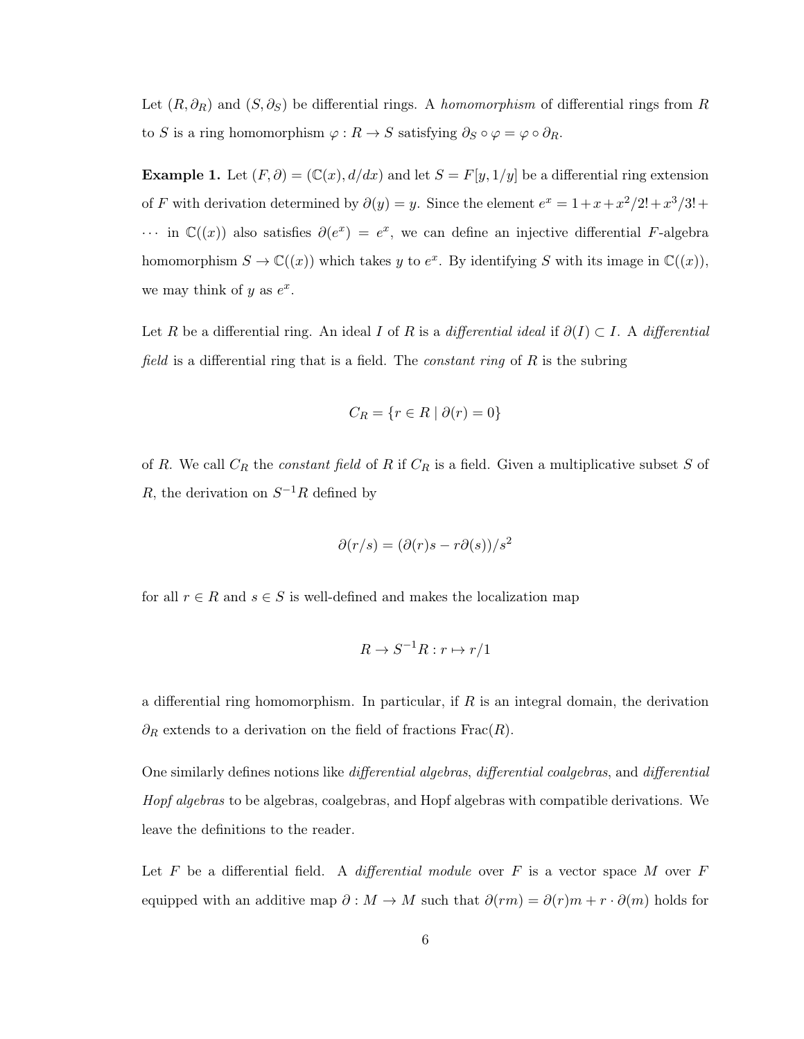Let $(R, \partial_R)$ and $(S, \partial_S)$ be differential rings. A *homomorphism* of differential rings from $R$ to $S$ is a ring homomorphism $\varphi : R \to S$ satisfying $\partial_S \circ \varphi = \varphi \circ \partial_R$.

**Example 1.** Let $(F, \partial) = (\mathbb{C}(x), d/dx)$ and let $S = F[y, 1/y]$ be a differential ring extension of $F$ with derivation determined by $\partial(y) = y$. Since the element $e^x = 1 + x + x^2/2! + x^3/3! + \cdots$ in $\mathbb{C}((x))$ also satisfies $\partial(e^x) = e^x$, we can define an injective differential $F$-algebra homomorphism $S \to \mathbb{C}((x))$ which takes $y$ to $e^x$. By identifying $S$ with its image in $\mathbb{C}((x))$, we may think of $y$ as $e^x$.

Let $R$ be a differential ring. An ideal $I$ of $R$ is a *differential ideal* if $\partial(I) \subset I$. A *differential field* is a differential ring that is a field. The *constant ring* of $R$ is the subring

$$C_R = \{r \in R \mid \partial(r) = 0\}$$

of $R$. We call $C_R$ the *constant field* of $R$ if $C_R$ is a field. Given a multiplicative subset $S$ of $R$, the derivation on $S^{-1}R$ defined by

$$\partial(r/s) = (\partial(r)s - r\partial(s))/s^2$$

for all $r \in R$ and $s \in S$ is well-defined and makes the localization map

$$R \to S^{-1}R : r \mapsto r/1$$

a differential ring homomorphism. In particular, if $R$ is an integral domain, the derivation $\partial_R$ extends to a derivation on the field of fractions $\mathrm{Frac}(R)$.

One similarly defines notions like *differential algebras*, *differential coalgebras*, and *differential Hopf algebras* to be algebras, coalgebras, and Hopf algebras with compatible derivations. We leave the definitions to the reader.

Let $F$ be a differential field. A *differential module* over $F$ is a vector space $M$ over $F$ equipped with an additive map $\partial : M \to M$ such that $\partial(rm) = \partial(r)m + r \cdot \partial(m)$ holds for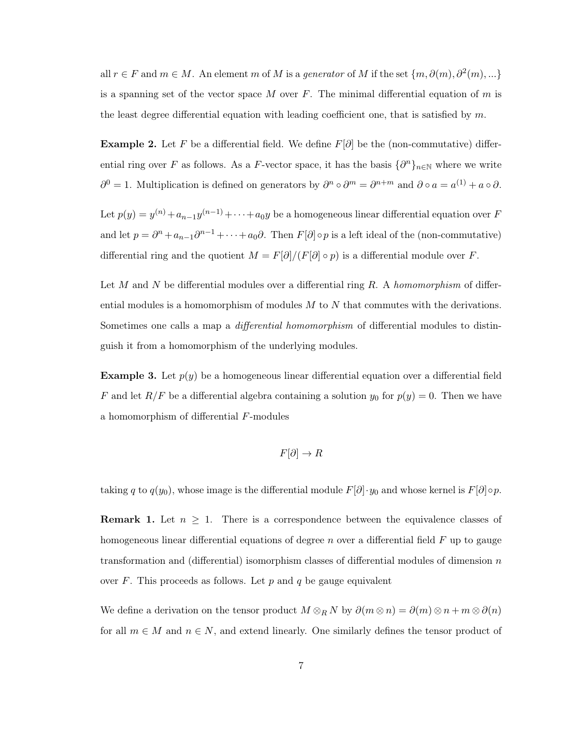all $r \in F$ and $m \in M$. An element $m$ of $M$ is a *generator* of $M$ if the set $\{m, \partial(m), \partial^2(m), ...\}$ is a spanning set of the vector space $M$ over $F$. The minimal differential equation of $m$ is the least degree differential equation with leading coefficient one, that is satisfied by $m$.

**Example 2.** Let $F$ be a differential field. We define $F[\partial]$ be the (non-commutative) differential ring over $F$ as follows. As a $F$-vector space, it has the basis $\{\partial^n\}_{n\in\mathbb{N}}$ where we write $\partial^0 = 1$. Multiplication is defined on generators by $\partial^n \circ \partial^m = \partial^{n+m}$ and $\partial \circ a = a^{(1)} + a \circ \partial$.

Let $p(y) = y^{(n)} + a_{n-1}y^{(n-1)} + \cdots + a_0 y$ be a homogeneous linear differential equation over $F$ and let $p = \partial^n + a_{n-1}\partial^{n-1} + \cdots + a_0\partial$. Then $F[\partial] \circ p$ is a left ideal of the (non-commutative) differential ring and the quotient $M = F[\partial]/(F[\partial] \circ p)$ is a differential module over $F$.

Let $M$ and $N$ be differential modules over a differential ring $R$. A *homomorphism* of differential modules is a homomorphism of modules $M$ to $N$ that commutes with the derivations. Sometimes one calls a map a *differential homomorphism* of differential modules to distinguish it from a homomorphism of the underlying modules.

**Example 3.** Let $p(y)$ be a homogeneous linear differential equation over a differential field $F$ and let $R/F$ be a differential algebra containing a solution $y_0$ for $p(y) = 0$. Then we have a homomorphism of differential $F$-modules

$$F[\partial] \to R$$

taking $q$ to $q(y_0)$, whose image is the differential module $F[\partial] \cdot y_0$ and whose kernel is $F[\partial] \circ p$.

**Remark 1.** Let $n \geq 1$. There is a correspondence between the equivalence classes of homogeneous linear differential equations of degree $n$ over a differential field $F$ up to gauge transformation and (differential) isomorphism classes of differential modules of dimension $n$ over $F$. This proceeds as follows. Let $p$ and $q$ be gauge equivalent

We define a derivation on the tensor product $M \otimes_R N$ by $\partial(m \otimes n) = \partial(m) \otimes n + m \otimes \partial(n)$ for all $m \in M$ and $n \in N$, and extend linearly. One similarly defines the tensor product of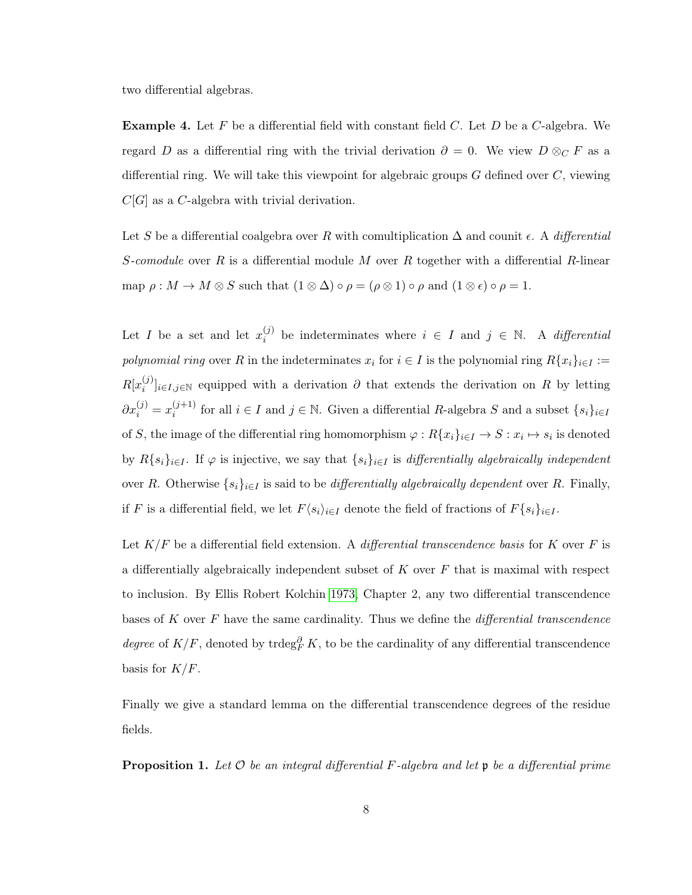two differential algebras.

**Example 4.** Let $F$ be a differential field with constant field $C$. Let $D$ be a $C$-algebra. We regard $D$ as a differential ring with the trivial derivation $\partial = 0$. We view $D \otimes_C F$ as a differential ring. We will take this viewpoint for algebraic groups $G$ defined over $C$, viewing $C[G]$ as a $C$-algebra with trivial derivation.

Let $S$ be a differential coalgebra over $R$ with comultiplication $\Delta$ and counit $\epsilon$. A *differential $S$-comodule* over $R$ is a differential module $M$ over $R$ together with a differential $R$-linear map $\rho : M \to M \otimes S$ such that $(1 \otimes \Delta) \circ \rho = (\rho \otimes 1) \circ \rho$ and $(1 \otimes \epsilon) \circ \rho = 1$.

Let $I$ be a set and let $x_i^{(j)}$ be indeterminates where $i \in I$ and $j \in \mathbb{N}$. A *differential polynomial ring* over $R$ in the indeterminates $x_i$ for $i \in I$ is the polynomial ring $R\{x_i\}_{i\in I} := R[x_i^{(j)}]_{i\in I, j\in\mathbb{N}}$ equipped with a derivation $\partial$ that extends the derivation on $R$ by letting $\partial x_i^{(j)} = x_i^{(j+1)}$ for all $i \in I$ and $j \in \mathbb{N}$. Given a differential $R$-algebra $S$ and a subset $\{s_i\}_{i\in I}$ of $S$, the image of the differential ring homomorphism $\varphi : R\{x_i\}_{i\in I} \to S : x_i \mapsto s_i$ is denoted by $R\{s_i\}_{i\in I}$. If $\varphi$ is injective, we say that $\{s_i\}_{i\in I}$ is *differentially algebraically independent* over $R$. Otherwise $\{s_i\}_{i\in I}$ is said to be *differentially algebraically dependent* over $R$. Finally, if $F$ is a differential field, we let $F\langle s_i\rangle_{i\in I}$ denote the field of fractions of $F\{s_i\}_{i\in I}$.

Let $K/F$ be a differential field extension. A *differential transcendence basis* for $K$ over $F$ is a differentially algebraically independent subset of $K$ over $F$ that is maximal with respect to inclusion. By Ellis Robert Kolchin 1973, Chapter 2, any two differential transcendence bases of $K$ over $F$ have the same cardinality. Thus we define the *differential transcendence degree* of $K/F$, denoted by $\operatorname{trdeg}_F^{\partial} K$, to be the cardinality of any differential transcendence basis for $K/F$.

Finally we give a standard lemma on the differential transcendence degrees of the residue fields.

**Proposition 1.** *Let $\mathcal{O}$ be an integral differential $F$-algebra and let $\mathfrak{p}$ be a differential prime*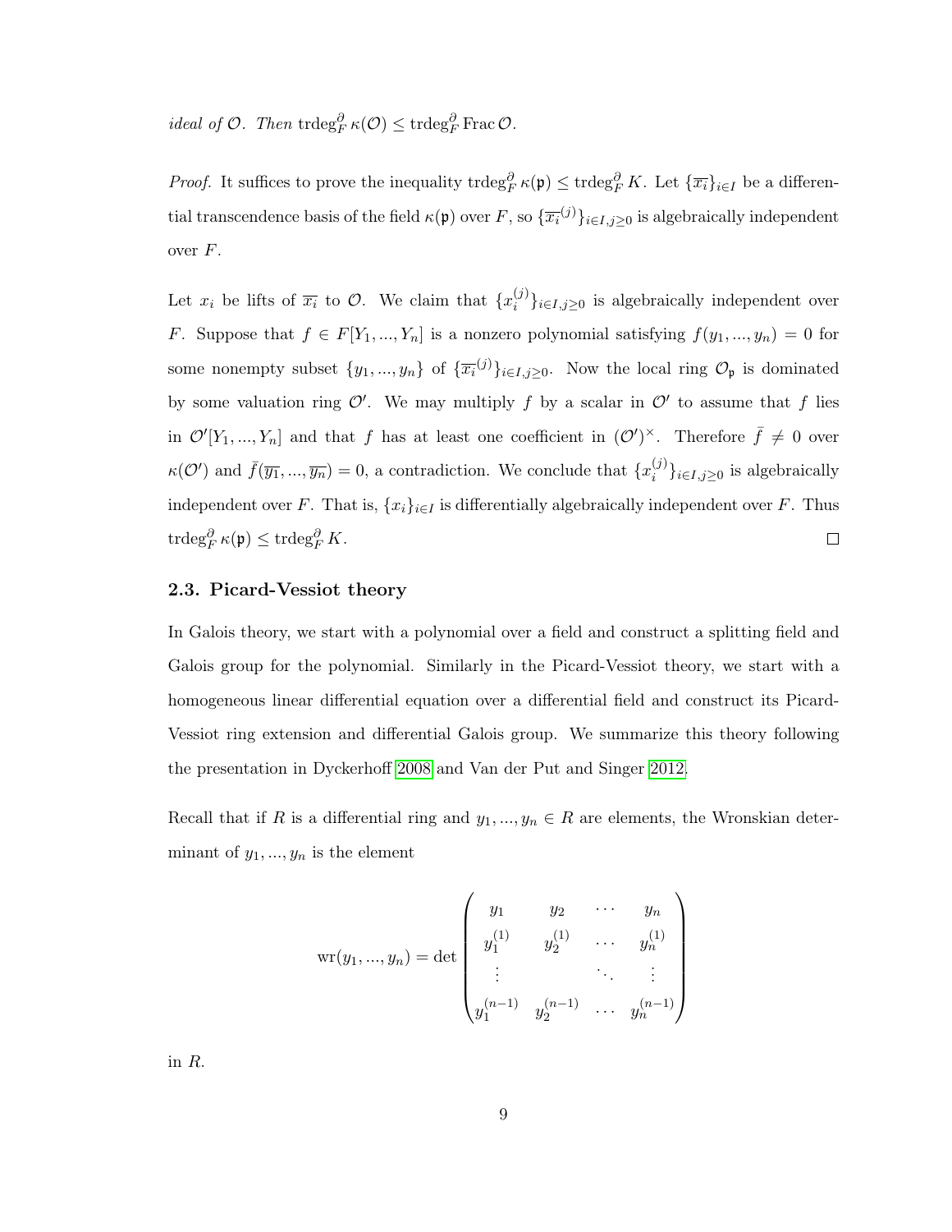*ideal of* $\mathcal{O}$. *Then* $\operatorname{trdeg}_F^\partial \kappa(\mathcal{O}) \leq \operatorname{trdeg}_F^\partial \operatorname{Frac} \mathcal{O}$.

*Proof.* It suffices to prove the inequality $\operatorname{trdeg}_F^\partial \kappa(\mathfrak{p}) \leq \operatorname{trdeg}_F^\partial K$. Let $\{\overline{x_i}\}_{i \in I}$ be a differential transcendence basis of the field $\kappa(\mathfrak{p})$ over $F$, so $\{\overline{x_i}^{(j)}\}_{i \in I, j \geq 0}$ is algebraically independent over $F$.

Let $x_i$ be lifts of $\overline{x_i}$ to $\mathcal{O}$. We claim that $\{x_i^{(j)}\}_{i \in I, j \geq 0}$ is algebraically independent over $F$. Suppose that $f \in F[Y_1, ..., Y_n]$ is a nonzero polynomial satisfying $f(y_1, ..., y_n) = 0$ for some nonempty subset $\{y_1, ..., y_n\}$ of $\{\overline{x_i}^{(j)}\}_{i \in I, j \geq 0}$. Now the local ring $\mathcal{O}_\mathfrak{p}$ is dominated by some valuation ring $\mathcal{O}'$. We may multiply $f$ by a scalar in $\mathcal{O}'$ to assume that $f$ lies in $\mathcal{O}'[Y_1, ..., Y_n]$ and that $f$ has at least one coefficient in $(\mathcal{O}')^\times$. Therefore $\bar{f} \neq 0$ over $\kappa(\mathcal{O}')$ and $\bar{f}(\overline{y_1}, ..., \overline{y_n}) = 0$, a contradiction. We conclude that $\{x_i^{(j)}\}_{i \in I, j \geq 0}$ is algebraically independent over $F$. That is, $\{x_i\}_{i \in I}$ is differentially algebraically independent over $F$. Thus $\operatorname{trdeg}_F^\partial \kappa(\mathfrak{p}) \leq \operatorname{trdeg}_F^\partial K$. □

### 2.3. Picard-Vessiot theory

In Galois theory, we start with a polynomial over a field and construct a splitting field and Galois group for the polynomial. Similarly in the Picard-Vessiot theory, we start with a homogeneous linear differential equation over a differential field and construct its Picard-Vessiot ring extension and differential Galois group. We summarize this theory following the presentation in Dyckerhoff 2008 and Van der Put and Singer 2012.

Recall that if $R$ is a differential ring and $y_1, ..., y_n \in R$ are elements, the Wronskian determinant of $y_1, ..., y_n$ is the element

$$\operatorname{wr}(y_1, ..., y_n) = \det \begin{pmatrix} y_1 & y_2 & \cdots & y_n \\ y_1^{(1)} & y_2^{(1)} & \cdots & y_n^{(1)} \\ \vdots & & \ddots & \vdots \\ y_1^{(n-1)} & y_2^{(n-1)} & \cdots & y_n^{(n-1)} \end{pmatrix}$$

in $R$.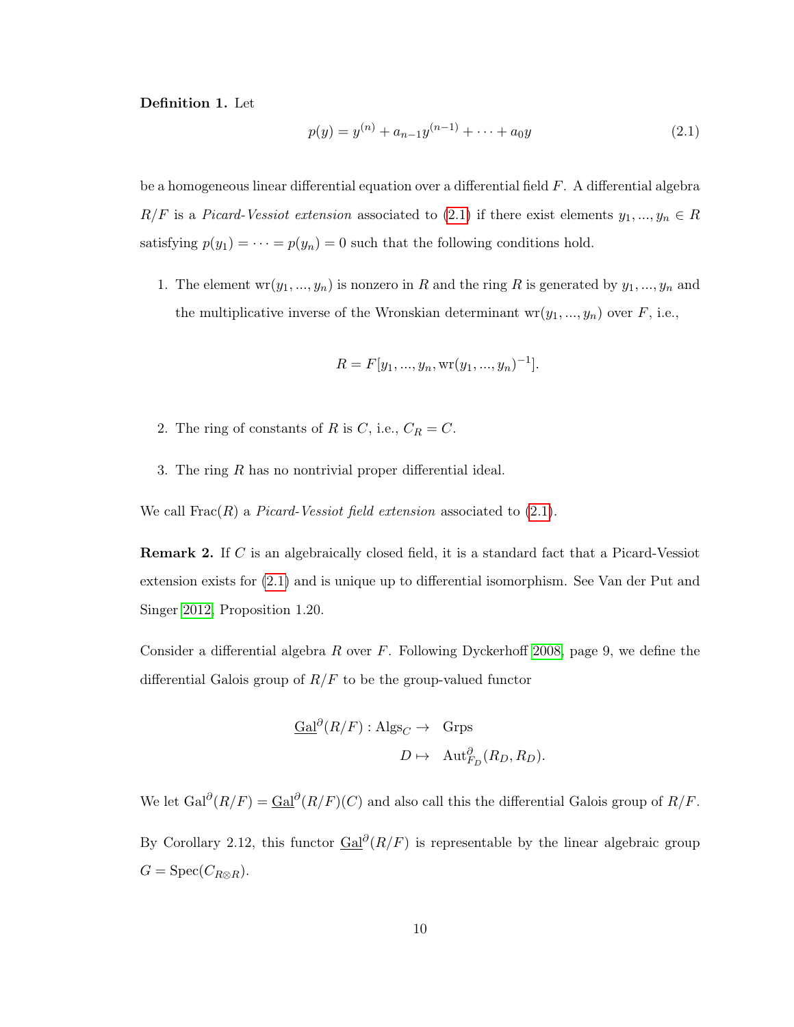**Definition 1.** Let

$$p(y) = y^{(n)} + a_{n-1}y^{(n-1)} + \cdots + a_0 y \tag{2.1}$$

be a homogeneous linear differential equation over a differential field $F$. A differential algebra $R/F$ is a *Picard-Vessiot extension* associated to (2.1) if there exist elements $y_1, ..., y_n \in R$ satisfying $p(y_1) = \cdots = p(y_n) = 0$ such that the following conditions hold.

1. The element $\mathrm{wr}(y_1, ..., y_n)$ is nonzero in $R$ and the ring $R$ is generated by $y_1, ..., y_n$ and the multiplicative inverse of the Wronskian determinant $\mathrm{wr}(y_1, ..., y_n)$ over $F$, i.e.,

$$R = F[y_1, ..., y_n, \mathrm{wr}(y_1, ..., y_n)^{-1}].$$

2. The ring of constants of $R$ is $C$, i.e., $C_R = C$.

3. The ring $R$ has no nontrivial proper differential ideal.

We call $\mathrm{Frac}(R)$ a *Picard-Vessiot field extension* associated to (2.1).

**Remark 2.** If $C$ is an algebraically closed field, it is a standard fact that a Picard-Vessiot extension exists for (2.1) and is unique up to differential isomorphism. See Van der Put and Singer 2012, Proposition 1.20.

Consider a differential algebra $R$ over $F$. Following Dyckerhoff 2008, page 9, we define the differential Galois group of $R/F$ to be the group-valued functor

$$\begin{aligned} \underline{\mathrm{Gal}}^{\partial}(R/F) : \mathrm{Algs}_C \to \ & \mathrm{Grps} \\ D \mapsto \ & \mathrm{Aut}^{\partial}_{F_D}(R_D, R_D). \end{aligned}$$

We let $\mathrm{Gal}^{\partial}(R/F) = \underline{\mathrm{Gal}}^{\partial}(R/F)(C)$ and also call this the differential Galois group of $R/F$.

By Corollary 2.12, this functor $\underline{\mathrm{Gal}}^{\partial}(R/F)$ is representable by the linear algebraic group $G = \mathrm{Spec}(C_{R \otimes R})$.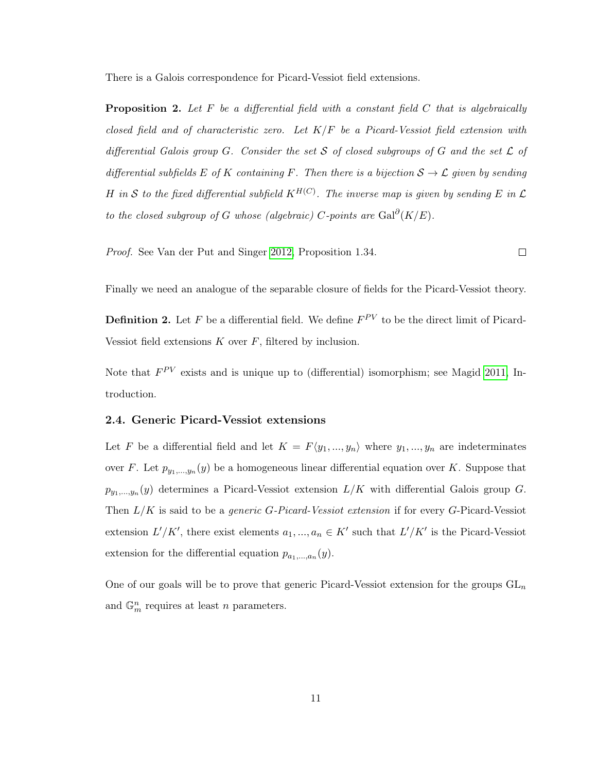There is a Galois correspondence for Picard-Vessiot field extensions.

**Proposition 2.** *Let $F$ be a differential field with a constant field $C$ that is algebraically closed field and of characteristic zero. Let $K/F$ be a Picard-Vessiot field extension with differential Galois group $G$. Consider the set $\mathcal{S}$ of closed subgroups of $G$ and the set $\mathcal{L}$ of differential subfields $E$ of $K$ containing $F$. Then there is a bijection $\mathcal{S} \to \mathcal{L}$ given by sending $H$ in $\mathcal{S}$ to the fixed differential subfield $K^{H(C)}$. The inverse map is given by sending $E$ in $\mathcal{L}$ to the closed subgroup of $G$ whose (algebraic) $C$-points are $\mathrm{Gal}^{\partial}(K/E)$.*

*Proof.* See Van der Put and Singer 2012, Proposition 1.34. □

Finally we need an analogue of the separable closure of fields for the Picard-Vessiot theory.

**Definition 2.** Let $F$ be a differential field. We define $F^{PV}$ to be the direct limit of Picard-Vessiot field extensions $K$ over $F$, filtered by inclusion.

Note that $F^{PV}$ exists and is unique up to (differential) isomorphism; see Magid 2011, Introduction.

### 2.4. Generic Picard-Vessiot extensions

Let $F$ be a differential field and let $K = F\langle y_1, ..., y_n\rangle$ where $y_1, ..., y_n$ are indeterminates over $F$. Let $p_{y_1,...,y_n}(y)$ be a homogeneous linear differential equation over $K$. Suppose that $p_{y_1,...,y_n}(y)$ determines a Picard-Vessiot extension $L/K$ with differential Galois group $G$. Then $L/K$ is said to be a *generic $G$-Picard-Vessiot extension* if for every $G$-Picard-Vessiot extension $L'/K'$, there exist elements $a_1, ..., a_n \in K'$ such that $L'/K'$ is the Picard-Vessiot extension for the differential equation $p_{a_1,...,a_n}(y)$.

One of our goals will be to prove that generic Picard-Vessiot extension for the groups $\mathrm{GL}_n$ and $\mathbb{G}_m^n$ requires at least $n$ parameters.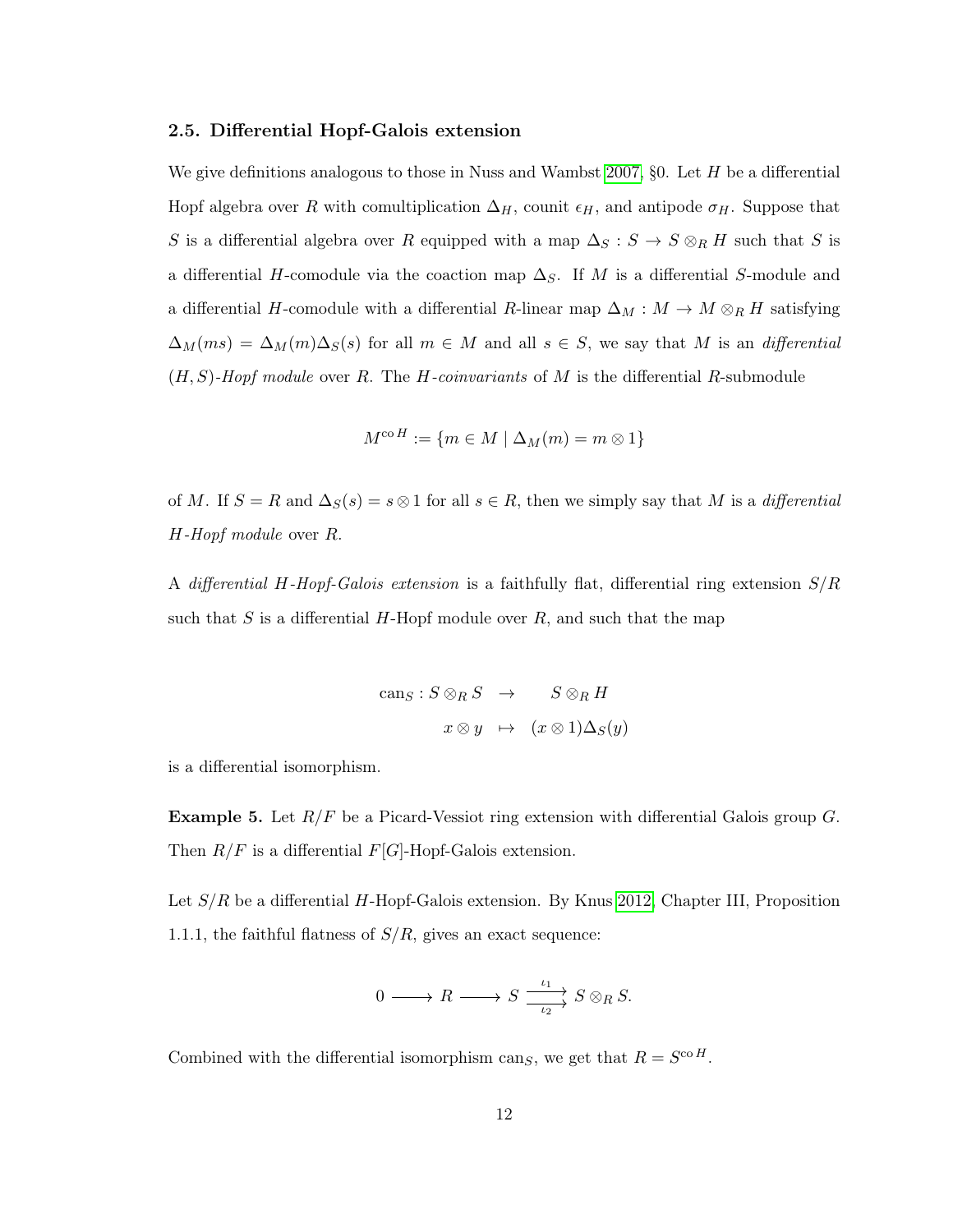### 2.5. Differential Hopf-Galois extension

We give definitions analogous to those in Nuss and Wambst 2007, §0. Let $H$ be a differential Hopf algebra over $R$ with comultiplication $\Delta_H$, counit $\epsilon_H$, and antipode $\sigma_H$. Suppose that $S$ is a differential algebra over $R$ equipped with a map $\Delta_S : S \to S \otimes_R H$ such that $S$ is a differential $H$-comodule via the coaction map $\Delta_S$. If $M$ is a differential $S$-module and a differential $H$-comodule with a differential $R$-linear map $\Delta_M : M \to M \otimes_R H$ satisfying $\Delta_M(ms) = \Delta_M(m)\Delta_S(s)$ for all $m \in M$ and all $s \in S$, we say that $M$ is an *differential $(H, S)$-Hopf module* over $R$. The *$H$-coinvariants* of $M$ is the differential $R$-submodule

$$M^{\mathrm{co}\,H} := \{m \in M \mid \Delta_M(m) = m \otimes 1\}$$

of $M$. If $S = R$ and $\Delta_S(s) = s \otimes 1$ for all $s \in R$, then we simply say that $M$ is a *differential $H$-Hopf module* over $R$.

A *differential $H$-Hopf-Galois extension* is a faithfully flat, differential ring extension $S/R$ such that $S$ is a differential $H$-Hopf module over $R$, and such that the map

$$\begin{aligned} \mathrm{can}_S : S \otimes_R S &\to S \otimes_R H \\ x \otimes y &\mapsto (x \otimes 1)\Delta_S(y) \end{aligned}$$

is a differential isomorphism.

**Example 5.** Let $R/F$ be a Picard-Vessiot ring extension with differential Galois group $G$. Then $R/F$ is a differential $F[G]$-Hopf-Galois extension.

Let $S/R$ be a differential $H$-Hopf-Galois extension. By Knus 2012, Chapter III, Proposition 1.1.1, the faithful flatness of $S/R$, gives an exact sequence:

$$0 \longrightarrow R \longrightarrow S \underset{\iota_2}{\overset{\iota_1}{\rightrightarrows}} S \otimes_R S.$$

Combined with the differential isomorphism $\mathrm{can}_S$, we get that $R = S^{\mathrm{co}\,H}$.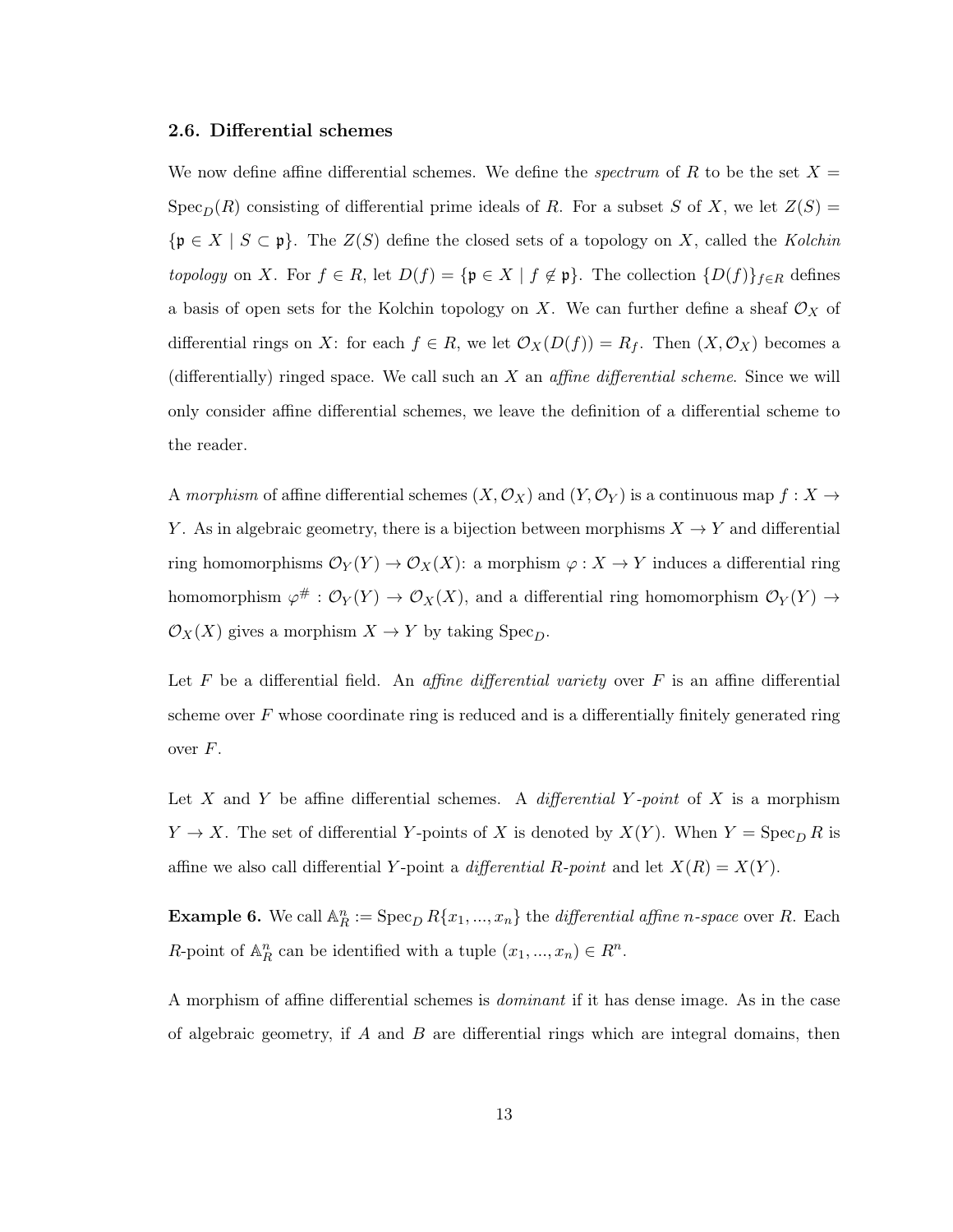### 2.6. Differential schemes

We now define affine differential schemes. We define the *spectrum* of $R$ to be the set $X = \operatorname{Spec}_D(R)$ consisting of differential prime ideals of $R$. For a subset $S$ of $X$, we let $Z(S) = \{\mathfrak{p} \in X \mid S \subset \mathfrak{p}\}$. The $Z(S)$ define the closed sets of a topology on $X$, called the *Kolchin topology* on $X$. For $f \in R$, let $D(f) = \{\mathfrak{p} \in X \mid f \notin \mathfrak{p}\}$. The collection $\{D(f)\}_{f \in R}$ defines a basis of open sets for the Kolchin topology on $X$. We can further define a sheaf $\mathcal{O}_X$ of differential rings on $X$: for each $f \in R$, we let $\mathcal{O}_X(D(f)) = R_f$. Then $(X, \mathcal{O}_X)$ becomes a (differentially) ringed space. We call such an $X$ an *affine differential scheme*. Since we will only consider affine differential schemes, we leave the definition of a differential scheme to the reader.

A *morphism* of affine differential schemes $(X, \mathcal{O}_X)$ and $(Y, \mathcal{O}_Y)$ is a continuous map $f : X \to Y$. As in algebraic geometry, there is a bijection between morphisms $X \to Y$ and differential ring homomorphisms $\mathcal{O}_Y(Y) \to \mathcal{O}_X(X)$: a morphism $\varphi : X \to Y$ induces a differential ring homomorphism $\varphi^{\#} : \mathcal{O}_Y(Y) \to \mathcal{O}_X(X)$, and a differential ring homomorphism $\mathcal{O}_Y(Y) \to \mathcal{O}_X(X)$ gives a morphism $X \to Y$ by taking $\operatorname{Spec}_D$.

Let $F$ be a differential field. An *affine differential variety* over $F$ is an affine differential scheme over $F$ whose coordinate ring is reduced and is a differentially finitely generated ring over $F$.

Let $X$ and $Y$ be affine differential schemes. A *differential $Y$-point* of $X$ is a morphism $Y \to X$. The set of differential $Y$-points of $X$ is denoted by $X(Y)$. When $Y = \operatorname{Spec}_D R$ is affine we also call differential $Y$-point a *differential $R$-point* and let $X(R) = X(Y)$.

**Example 6.** We call $\mathbb{A}^n_R := \operatorname{Spec}_D R\{x_1, ..., x_n\}$ the *differential affine $n$-space* over $R$. Each $R$-point of $\mathbb{A}^n_R$ can be identified with a tuple $(x_1, ..., x_n) \in R^n$.

A morphism of affine differential schemes is *dominant* if it has dense image. As in the case of algebraic geometry, if $A$ and $B$ are differential rings which are integral domains, then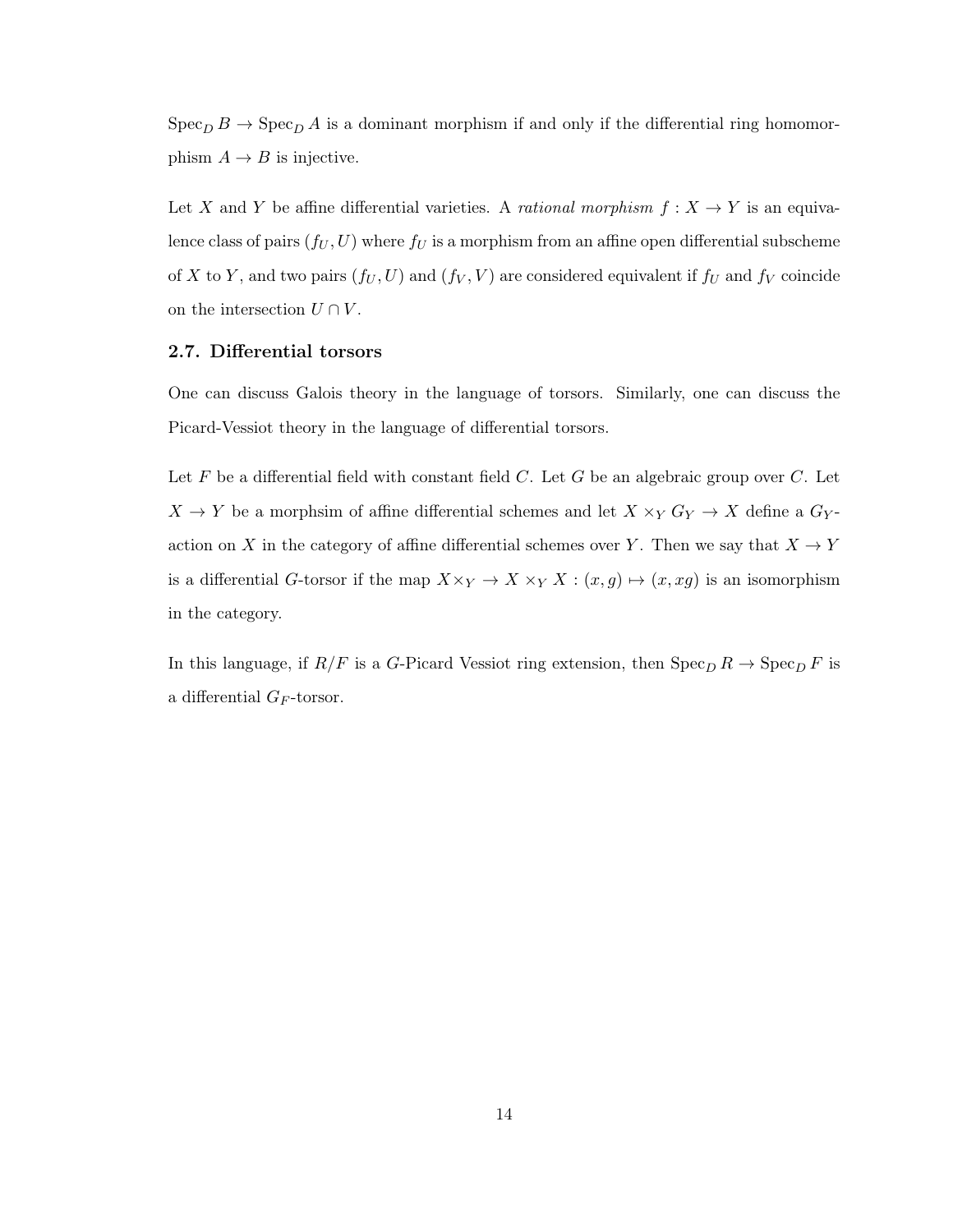$\mathrm{Spec}_D\, B \to \mathrm{Spec}_D\, A$ is a dominant morphism if and only if the differential ring homomorphism $A \to B$ is injective.

Let $X$ and $Y$ be affine differential varieties. A *rational morphism* $f : X \to Y$ is an equivalence class of pairs $(f_U, U)$ where $f_U$ is a morphism from an affine open differential subscheme of $X$ to $Y$, and two pairs $(f_U, U)$ and $(f_V, V)$ are considered equivalent if $f_U$ and $f_V$ coincide on the intersection $U \cap V$.

### 2.7. Differential torsors

One can discuss Galois theory in the language of torsors. Similarly, one can discuss the Picard-Vessiot theory in the language of differential torsors.

Let $F$ be a differential field with constant field $C$. Let $G$ be an algebraic group over $C$. Let $X \to Y$ be a morphsim of affine differential schemes and let $X \times_Y G_Y \to X$ define a $G_Y$-action on $X$ in the category of affine differential schemes over $Y$. Then we say that $X \to Y$ is a differential $G$-torsor if the map $X \times_Y \to X \times_Y X : (x, g) \mapsto (x, xg)$ is an isomorphism in the category.

In this language, if $R/F$ is a $G$-Picard Vessiot ring extension, then $\mathrm{Spec}_D\, R \to \mathrm{Spec}_D\, F$ is a differential $G_F$-torsor.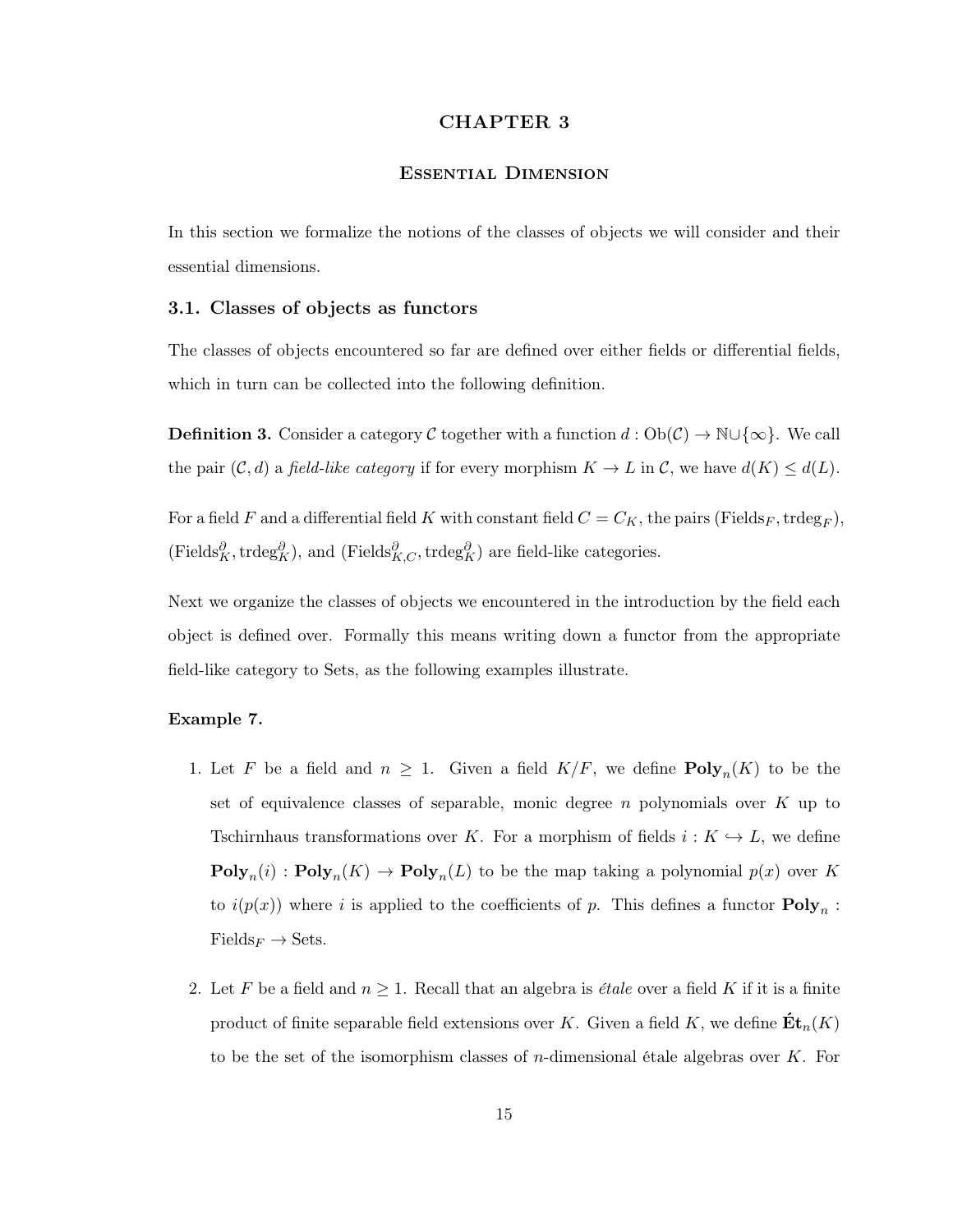# CHAPTER 3

## Essential Dimension

In this section we formalize the notions of the classes of objects we will consider and their essential dimensions.

### 3.1. Classes of objects as functors

The classes of objects encountered so far are defined over either fields or differential fields, which in turn can be collected into the following definition.

**Definition 3.** Consider a category $\mathcal{C}$ together with a function $d : \mathrm{Ob}(\mathcal{C}) \to \mathbb{N} \cup \{\infty\}$. We call the pair $(\mathcal{C}, d)$ a *field-like category* if for every morphism $K \to L$ in $\mathcal{C}$, we have $d(K) \leq d(L)$.

For a field $F$ and a differential field $K$ with constant field $C = C_K$, the pairs $(\mathrm{Fields}_F, \mathrm{trdeg}_F)$, $(\mathrm{Fields}^{\partial}_K, \mathrm{trdeg}^{\partial}_K)$, and $(\mathrm{Fields}^{\partial}_{K,C}, \mathrm{trdeg}^{\partial}_K)$ are field-like categories.

Next we organize the classes of objects we encountered in the introduction by the field each object is defined over. Formally this means writing down a functor from the appropriate field-like category to Sets, as the following examples illustrate.

**Example 7.**

1. Let $F$ be a field and $n \geq 1$. Given a field $K/F$, we define $\mathbf{Poly}_n(K)$ to be the set of equivalence classes of separable, monic degree $n$ polynomials over $K$ up to Tschirnhaus transformations over $K$. For a morphism of fields $i : K \hookrightarrow L$, we define $\mathbf{Poly}_n(i) : \mathbf{Poly}_n(K) \to \mathbf{Poly}_n(L)$ to be the map taking a polynomial $p(x)$ over $K$ to $i(p(x))$ where $i$ is applied to the coefficients of $p$. This defines a functor $\mathbf{Poly}_n : \mathrm{Fields}_F \to \mathrm{Sets}$.

2. Let $F$ be a field and $n \geq 1$. Recall that an algebra is *étale* over a field $K$ if it is a finite product of finite separable field extensions over $K$. Given a field $K$, we define $\mathbf{\acute{E}t}_n(K)$ to be the set of the isomorphism classes of $n$-dimensional étale algebras over $K$. For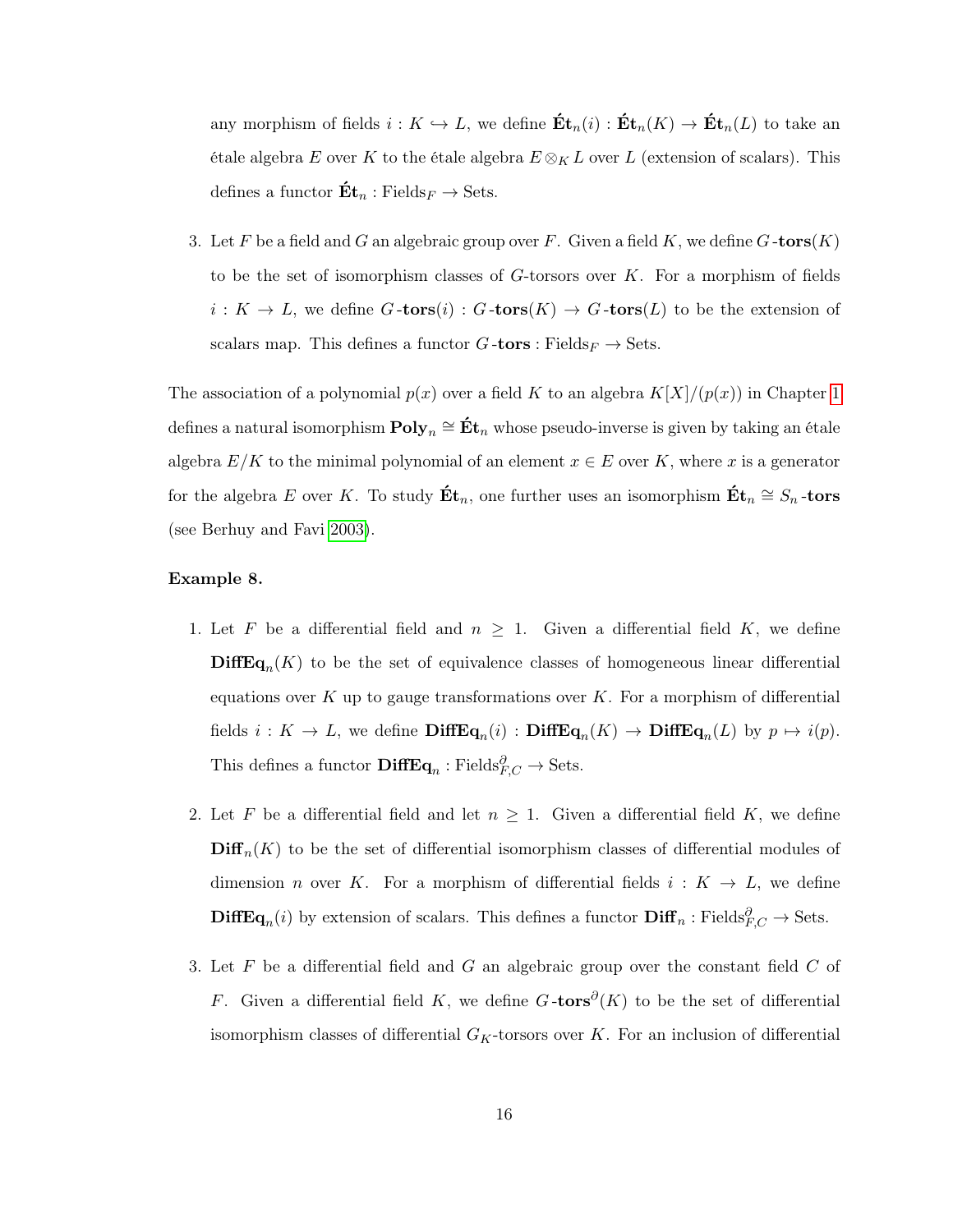any morphism of fields $i : K \hookrightarrow L$, we define $\mathbf{\acute{E}t}_n(i) : \mathbf{\acute{E}t}_n(K) \to \mathbf{\acute{E}t}_n(L)$ to take an étale algebra $E$ over $K$ to the étale algebra $E \otimes_K L$ over $L$ (extension of scalars). This defines a functor $\mathbf{\acute{E}t}_n : \text{Fields}_F \to \text{Sets}$.

3. Let $F$ be a field and $G$ an algebraic group over $F$. Given a field $K$, we define $G\text{-}\mathbf{tors}(K)$ to be the set of isomorphism classes of $G$-torsors over $K$. For a morphism of fields $i : K \to L$, we define $G\text{-}\mathbf{tors}(i) : G\text{-}\mathbf{tors}(K) \to G\text{-}\mathbf{tors}(L)$ to be the extension of scalars map. This defines a functor $G\text{-}\mathbf{tors} : \text{Fields}_F \to \text{Sets}$.

The association of a polynomial $p(x)$ over a field $K$ to an algebra $K[X]/(p(x))$ in Chapter 1 defines a natural isomorphism $\mathbf{Poly}_n \cong \mathbf{\acute{E}t}_n$ whose pseudo-inverse is given by taking an étale algebra $E/K$ to the minimal polynomial of an element $x \in E$ over $K$, where $x$ is a generator for the algebra $E$ over $K$. To study $\mathbf{\acute{E}t}_n$, one further uses an isomorphism $\mathbf{\acute{E}t}_n \cong S_n\text{-}\mathbf{tors}$ (see Berhuy and Favi 2003).

**Example 8.**

1. Let $F$ be a differential field and $n \geq 1$. Given a differential field $K$, we define $\mathbf{DiffEq}_n(K)$ to be the set of equivalence classes of homogeneous linear differential equations over $K$ up to gauge transformations over $K$. For a morphism of differential fields $i : K \to L$, we define $\mathbf{DiffEq}_n(i) : \mathbf{DiffEq}_n(K) \to \mathbf{DiffEq}_n(L)$ by $p \mapsto i(p)$. This defines a functor $\mathbf{DiffEq}_n : \text{Fields}^{\partial}_{F,C} \to \text{Sets}$.

2. Let $F$ be a differential field and let $n \geq 1$. Given a differential field $K$, we define $\mathbf{Diff}_n(K)$ to be the set of differential isomorphism classes of differential modules of dimension $n$ over $K$. For a morphism of differential fields $i : K \to L$, we define $\mathbf{DiffEq}_n(i)$ by extension of scalars. This defines a functor $\mathbf{Diff}_n : \text{Fields}^{\partial}_{F,C} \to \text{Sets}$.

3. Let $F$ be a differential field and $G$ an algebraic group over the constant field $C$ of $F$. Given a differential field $K$, we define $G\text{-}\mathbf{tors}^{\partial}(K)$ to be the set of differential isomorphism classes of differential $G_K$-torsors over $K$. For an inclusion of differential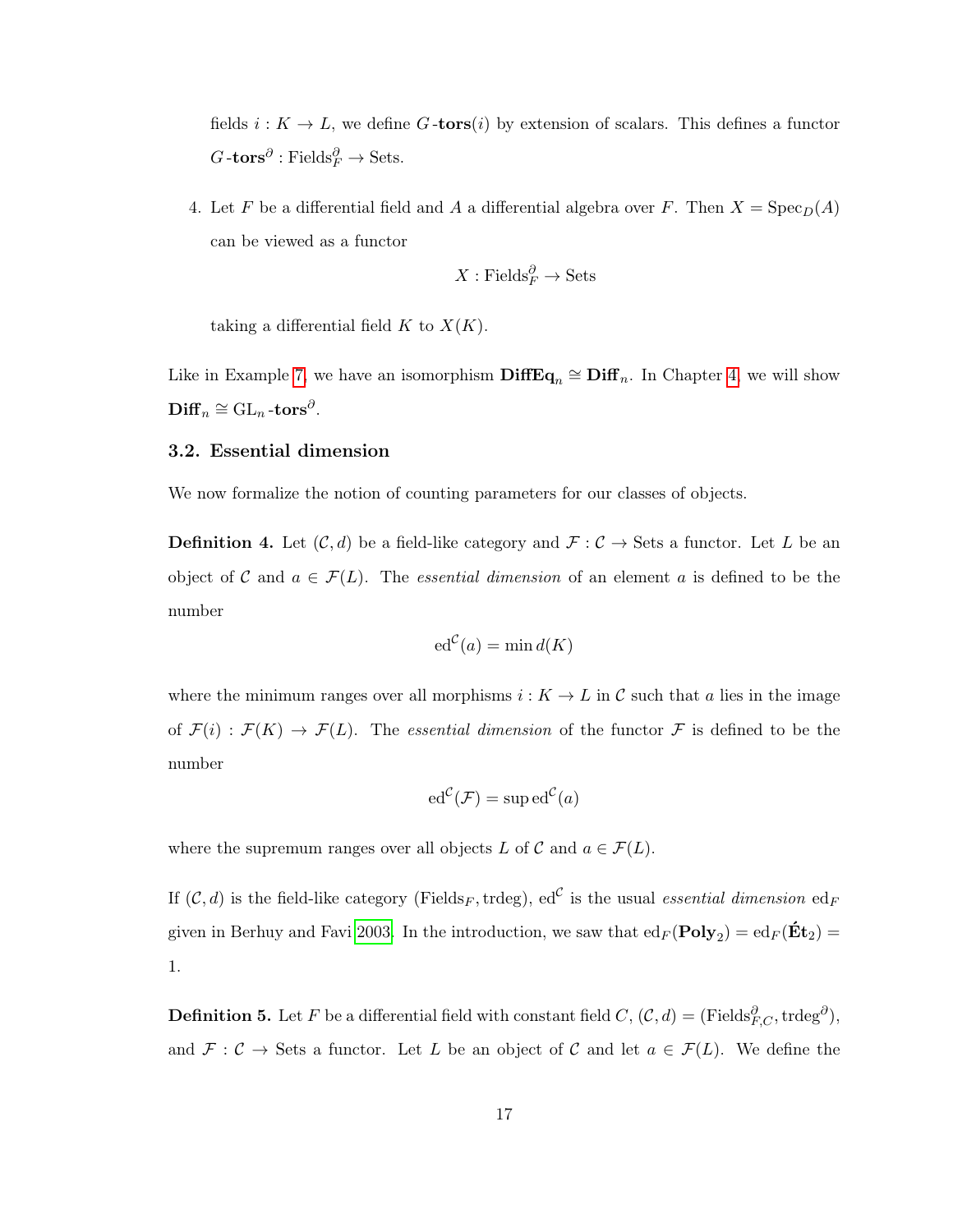fields $i : K \to L$, we define $G$-**tors**$(i)$ by extension of scalars. This defines a functor $G\text{-}\mathbf{tors}^\partial : \mathrm{Fields}_F^\partial \to \mathrm{Sets}$.

4. Let $F$ be a differential field and $A$ a differential algebra over $F$. Then $X = \mathrm{Spec}_D(A)$ can be viewed as a functor

$$X : \mathrm{Fields}_F^\partial \to \mathrm{Sets}$$

taking a differential field $K$ to $X(K)$.

Like in Example 7, we have an isomorphism $\mathbf{DiffEq}_n \cong \mathbf{Diff}_n$. In Chapter 4, we will show $\mathbf{Diff}_n \cong \mathrm{GL}_n\text{-}\mathbf{tors}^\partial$.

### 3.2. Essential dimension

We now formalize the notion of counting parameters for our classes of objects.

**Definition 4.** Let $(\mathcal{C}, d)$ be a field-like category and $\mathcal{F} : \mathcal{C} \to \mathrm{Sets}$ a functor. Let $L$ be an object of $\mathcal{C}$ and $a \in \mathcal{F}(L)$. The *essential dimension* of an element $a$ is defined to be the number

$$\mathrm{ed}^{\mathcal{C}}(a) = \min d(K)$$

where the minimum ranges over all morphisms $i : K \to L$ in $\mathcal{C}$ such that $a$ lies in the image of $\mathcal{F}(i) : \mathcal{F}(K) \to \mathcal{F}(L)$. The *essential dimension* of the functor $\mathcal{F}$ is defined to be the number

$$\mathrm{ed}^{\mathcal{C}}(\mathcal{F}) = \sup \mathrm{ed}^{\mathcal{C}}(a)$$

where the supremum ranges over all objects $L$ of $\mathcal{C}$ and $a \in \mathcal{F}(L)$.

If $(\mathcal{C}, d)$ is the field-like category $(\mathrm{Fields}_F, \mathrm{trdeg})$, $\mathrm{ed}^{\mathcal{C}}$ is the usual *essential dimension* $\mathrm{ed}_F$ given in Berhuy and Favi 2003. In the introduction, we saw that $\mathrm{ed}_F(\mathbf{Poly}_2) = \mathrm{ed}_F(\mathbf{\acute{E}t}_2) = 1$.

**Definition 5.** Let $F$ be a differential field with constant field $C$, $(\mathcal{C}, d) = (\mathrm{Fields}_{F,C}^\partial, \mathrm{trdeg}^\partial)$, and $\mathcal{F} : \mathcal{C} \to \mathrm{Sets}$ a functor. Let $L$ be an object of $\mathcal{C}$ and let $a \in \mathcal{F}(L)$. We define the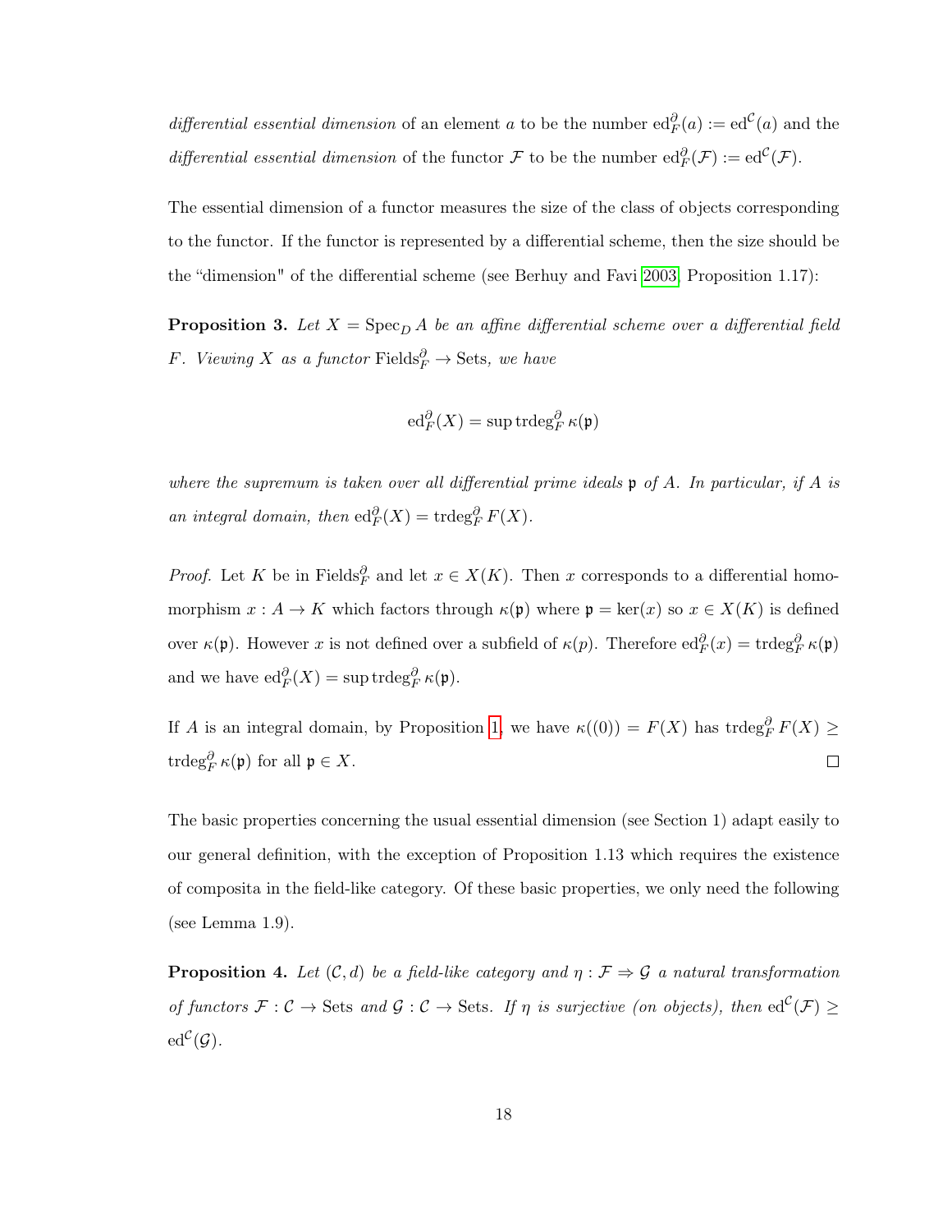*differential essential dimension* of an element $a$ to be the number $\mathrm{ed}^{\partial}_F(a) := \mathrm{ed}^{\mathcal{C}}(a)$ and the *differential essential dimension* of the functor $\mathcal{F}$ to be the number $\mathrm{ed}^{\partial}_F(\mathcal{F}) := \mathrm{ed}^{\mathcal{C}}(\mathcal{F})$.

The essential dimension of a functor measures the size of the class of objects corresponding to the functor. If the functor is represented by a differential scheme, then the size should be the "dimension" of the differential scheme (see Berhuy and Favi 2003, Proposition 1.17):

**Proposition 3.** *Let $X = \mathrm{Spec}_D\, A$ be an affine differential scheme over a differential field $F$. Viewing $X$ as a functor $\mathrm{Fields}^{\partial}_F \to \mathrm{Sets}$, we have*

$$\mathrm{ed}^{\partial}_F(X) = \sup \mathrm{trdeg}^{\partial}_F\, \kappa(\mathfrak{p})$$

*where the supremum is taken over all differential prime ideals $\mathfrak{p}$ of $A$. In particular, if $A$ is an integral domain, then $\mathrm{ed}^{\partial}_F(X) = \mathrm{trdeg}^{\partial}_F\, F(X)$.*

*Proof.* Let $K$ be in $\mathrm{Fields}^{\partial}_F$ and let $x \in X(K)$. Then $x$ corresponds to a differential homomorphism $x : A \to K$ which factors through $\kappa(\mathfrak{p})$ where $\mathfrak{p} = \ker(x)$ so $x \in X(K)$ is defined over $\kappa(\mathfrak{p})$. However $x$ is not defined over a subfield of $\kappa(p)$. Therefore $\mathrm{ed}^{\partial}_F(x) = \mathrm{trdeg}^{\partial}_F\, \kappa(\mathfrak{p})$ and we have $\mathrm{ed}^{\partial}_F(X) = \sup \mathrm{trdeg}^{\partial}_F\, \kappa(\mathfrak{p})$.

If $A$ is an integral domain, by Proposition 1, we have $\kappa((0)) = F(X)$ has $\mathrm{trdeg}^{\partial}_F\, F(X) \geq \mathrm{trdeg}^{\partial}_F\, \kappa(\mathfrak{p})$ for all $\mathfrak{p} \in X$. $\square$

The basic properties concerning the usual essential dimension (see Section 1) adapt easily to our general definition, with the exception of Proposition 1.13 which requires the existence of composita in the field-like category. Of these basic properties, we only need the following (see Lemma 1.9).

**Proposition 4.** *Let $(\mathcal{C}, d)$ be a field-like category and $\eta : \mathcal{F} \Rightarrow \mathcal{G}$ a natural transformation of functors $\mathcal{F} : \mathcal{C} \to \mathrm{Sets}$ and $\mathcal{G} : \mathcal{C} \to \mathrm{Sets}$. If $\eta$ is surjective (on objects), then $\mathrm{ed}^{\mathcal{C}}(\mathcal{F}) \geq \mathrm{ed}^{\mathcal{C}}(\mathcal{G})$.*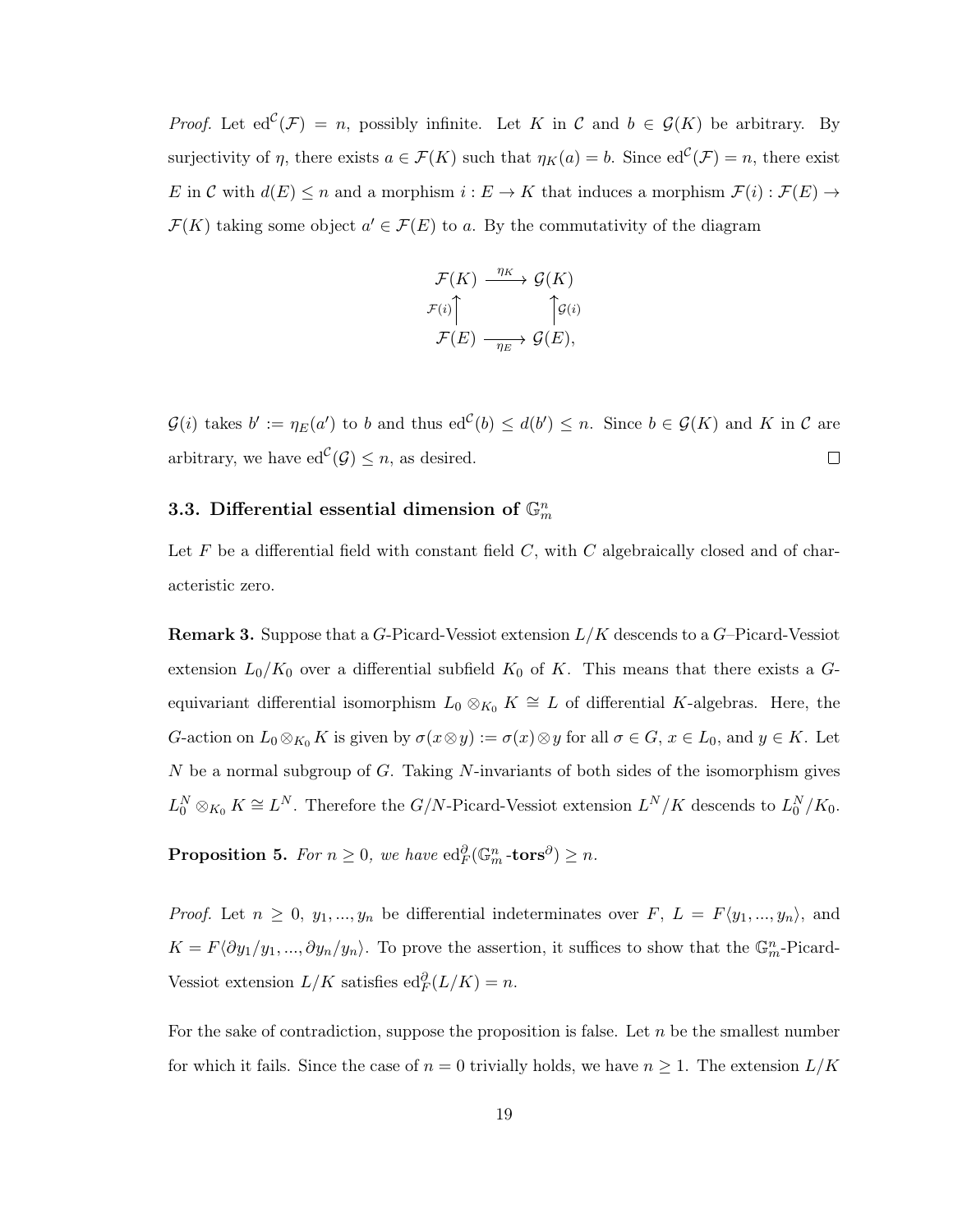*Proof.* Let $\mathrm{ed}^{\mathcal{C}}(\mathcal{F}) = n$, possibly infinite. Let $K$ in $\mathcal{C}$ and $b \in \mathcal{G}(K)$ be arbitrary. By surjectivity of $\eta$, there exists $a \in \mathcal{F}(K)$ such that $\eta_K(a) = b$. Since $\mathrm{ed}^{\mathcal{C}}(\mathcal{F}) = n$, there exist $E$ in $\mathcal{C}$ with $d(E) \leq n$ and a morphism $i : E \to K$ that induces a morphism $\mathcal{F}(i) : \mathcal{F}(E) \to \mathcal{F}(K)$ taking some object $a' \in \mathcal{F}(E)$ to $a$. By the commutativity of the diagram

$$\begin{array}{ccc} \mathcal{F}(K) & \xrightarrow{\eta_K} & \mathcal{G}(K) \\ {\scriptstyle \mathcal{F}(i)}\uparrow & & \uparrow{\scriptstyle \mathcal{G}(i)} \\ \mathcal{F}(E) & \xrightarrow[\eta_E]{} & \mathcal{G}(E), \end{array}$$

$\mathcal{G}(i)$ takes $b' := \eta_E(a')$ to $b$ and thus $\mathrm{ed}^{\mathcal{C}}(b) \leq d(b') \leq n$. Since $b \in \mathcal{G}(K)$ and $K$ in $\mathcal{C}$ are arbitrary, we have $\mathrm{ed}^{\mathcal{C}}(\mathcal{G}) \leq n$, as desired. □

### 3.3. Differential essential dimension of $\mathbb{G}_m^n$

Let $F$ be a differential field with constant field $C$, with $C$ algebraically closed and of characteristic zero.

**Remark 3.** Suppose that a $G$-Picard-Vessiot extension $L/K$ descends to a $G$–Picard-Vessiot extension $L_0/K_0$ over a differential subfield $K_0$ of $K$. This means that there exists a $G$-equivariant differential isomorphism $L_0 \otimes_{K_0} K \cong L$ of differential $K$-algebras. Here, the $G$-action on $L_0 \otimes_{K_0} K$ is given by $\sigma(x \otimes y) := \sigma(x) \otimes y$ for all $\sigma \in G$, $x \in L_0$, and $y \in K$. Let $N$ be a normal subgroup of $G$. Taking $N$-invariants of both sides of the isomorphism gives $L_0^N \otimes_{K_0} K \cong L^N$. Therefore the $G/N$-Picard-Vessiot extension $L^N/K$ descends to $L_0^N/K_0$.

**Proposition 5.** *For $n \geq 0$, we have $\mathrm{ed}_F^{\partial}(\mathbb{G}_m^n\text{-}\mathbf{tors}^{\partial}) \geq n$.*

*Proof.* Let $n \geq 0$, $y_1, ..., y_n$ be differential indeterminates over $F$, $L = F\langle y_1, ..., y_n\rangle$, and $K = F\langle \partial y_1/y_1, ..., \partial y_n/y_n\rangle$. To prove the assertion, it suffices to show that the $\mathbb{G}_m^n$-Picard-Vessiot extension $L/K$ satisfies $\mathrm{ed}_F^{\partial}(L/K) = n$.

For the sake of contradiction, suppose the proposition is false. Let $n$ be the smallest number for which it fails. Since the case of $n = 0$ trivially holds, we have $n \geq 1$. The extension $L/K$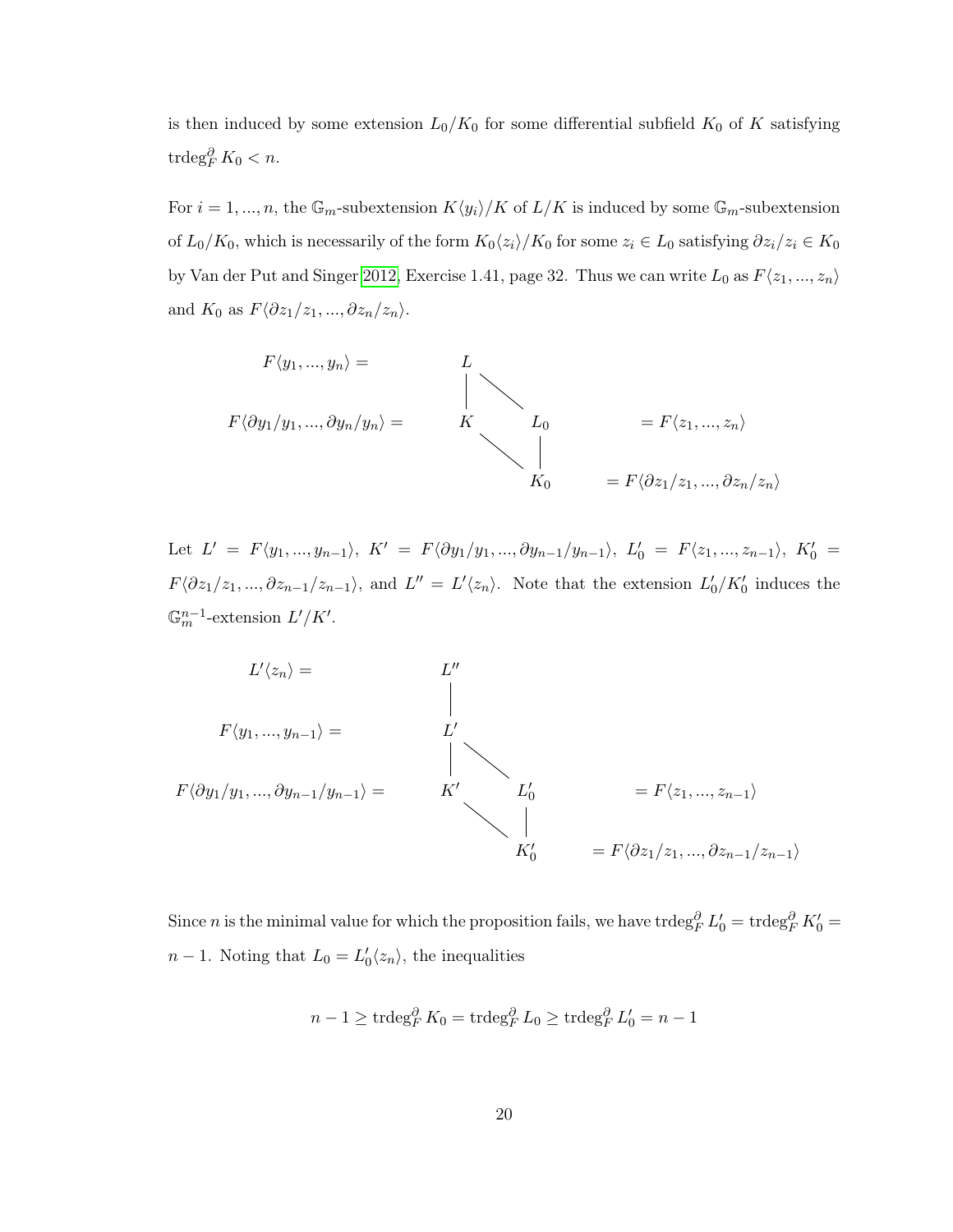is then induced by some extension $L_0/K_0$ for some differential subfield $K_0$ of $K$ satisfying $\operatorname{trdeg}^{\partial}_F K_0 < n$.

For $i = 1, ..., n$, the $\mathbb{G}_m$-subextension $K\langle y_i\rangle/K$ of $L/K$ is induced by some $\mathbb{G}_m$-subextension of $L_0/K_0$, which is necessarily of the form $K_0\langle z_i\rangle/K_0$ for some $z_i \in L_0$ satisfying $\partial z_i/z_i \in K_0$ by Van der Put and Singer 2012, Exercise 1.41, page 32. Thus we can write $L_0$ as $F\langle z_1, ..., z_n\rangle$ and $K_0$ as $F\langle \partial z_1/z_1, ..., \partial z_n/z_n\rangle$.

$$
\begin{array}{rcccl}
F\langle y_1, ..., y_n\rangle = & L & & & \\
 & | & \searrow & & \\
F\langle \partial y_1/y_1, ..., \partial y_n/y_n\rangle = & K & & L_0 & = F\langle z_1, ..., z_n\rangle \\
 & & \searrow & | & \\
 & & & K_0 & = F\langle \partial z_1/z_1, ..., \partial z_n/z_n\rangle
\end{array}
$$

Let $L' = F\langle y_1, ..., y_{n-1}\rangle$, $K' = F\langle \partial y_1/y_1, ..., \partial y_{n-1}/y_{n-1}\rangle$, $L'_0 = F\langle z_1, ..., z_{n-1}\rangle$, $K'_0 = F\langle \partial z_1/z_1, ..., \partial z_{n-1}/z_{n-1}\rangle$, and $L'' = L'\langle z_n\rangle$. Note that the extension $L'_0/K'_0$ induces the $\mathbb{G}_m^{n-1}$-extension $L'/K'$.

$$
\begin{array}{rcccl}
L'\langle z_n\rangle = & L'' & & & \\
 & | & & & \\
F\langle y_1, ..., y_{n-1}\rangle = & L' & & & \\
 & | & \searrow & & \\
F\langle \partial y_1/y_1, ..., \partial y_{n-1}/y_{n-1}\rangle = & K' & & L'_0 & = F\langle z_1, ..., z_{n-1}\rangle \\
 & & \searrow & | & \\
 & & & K'_0 & = F\langle \partial z_1/z_1, ..., \partial z_{n-1}/z_{n-1}\rangle
\end{array}
$$

Since $n$ is the minimal value for which the proposition fails, we have $\operatorname{trdeg}^{\partial}_F L'_0 = \operatorname{trdeg}^{\partial}_F K'_0 = n-1$. Noting that $L_0 = L'_0\langle z_n\rangle$, the inequalities

$$
n - 1 \geq \operatorname{trdeg}^{\partial}_F K_0 = \operatorname{trdeg}^{\partial}_F L_0 \geq \operatorname{trdeg}^{\partial}_F L'_0 = n - 1
$$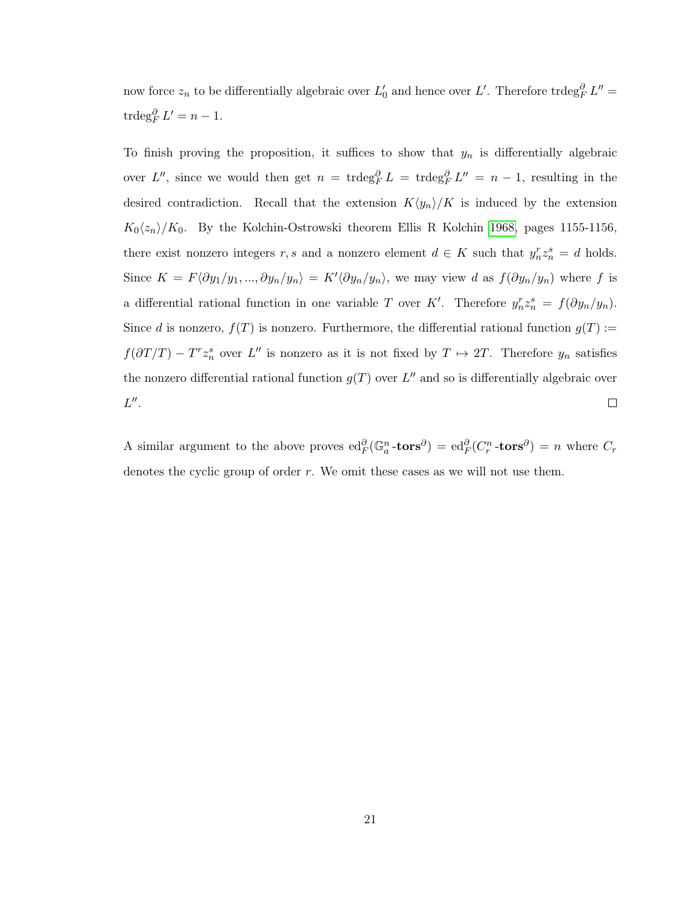now force $z_n$ to be differentially algebraic over $L'_0$ and hence over $L'$. Therefore $\operatorname{trdeg}^{\partial}_F L'' = \operatorname{trdeg}^{\partial}_F L' = n-1$.

To finish proving the proposition, it suffices to show that $y_n$ is differentially algebraic over $L''$, since we would then get $n = \operatorname{trdeg}^{\partial}_F L = \operatorname{trdeg}^{\partial}_F L'' = n-1$, resulting in the desired contradiction. Recall that the extension $K\langle y_n\rangle/K$ is induced by the extension $K_0\langle z_n\rangle/K_0$. By the Kolchin-Ostrowski theorem Ellis R Kolchin 1968, pages 1155-1156, there exist nonzero integers $r, s$ and a nonzero element $d \in K$ such that $y_n^r z_n^s = d$ holds. Since $K = F\langle \partial y_1/y_1, ..., \partial y_n/y_n\rangle = K'\langle \partial y_n/y_n\rangle$, we may view $d$ as $f(\partial y_n/y_n)$ where $f$ is a differential rational function in one variable $T$ over $K'$. Therefore $y_n^r z_n^s = f(\partial y_n/y_n)$. Since $d$ is nonzero, $f(T)$ is nonzero. Furthermore, the differential rational function $g(T) := f(\partial T/T) - T^r z_n^s$ over $L''$ is nonzero as it is not fixed by $T \mapsto 2T$. Therefore $y_n$ satisfies the nonzero differential rational function $g(T)$ over $L''$ and so is differentially algebraic over $L''$. $\square$

A similar argument to the above proves $\operatorname{ed}^{\partial}_F(\mathbb{G}_a^n\textbf{-tors}^{\partial}) = \operatorname{ed}^{\partial}_F(C_r^n\textbf{-tors}^{\partial}) = n$ where $C_r$ denotes the cyclic group of order $r$. We omit these cases as we will not use them.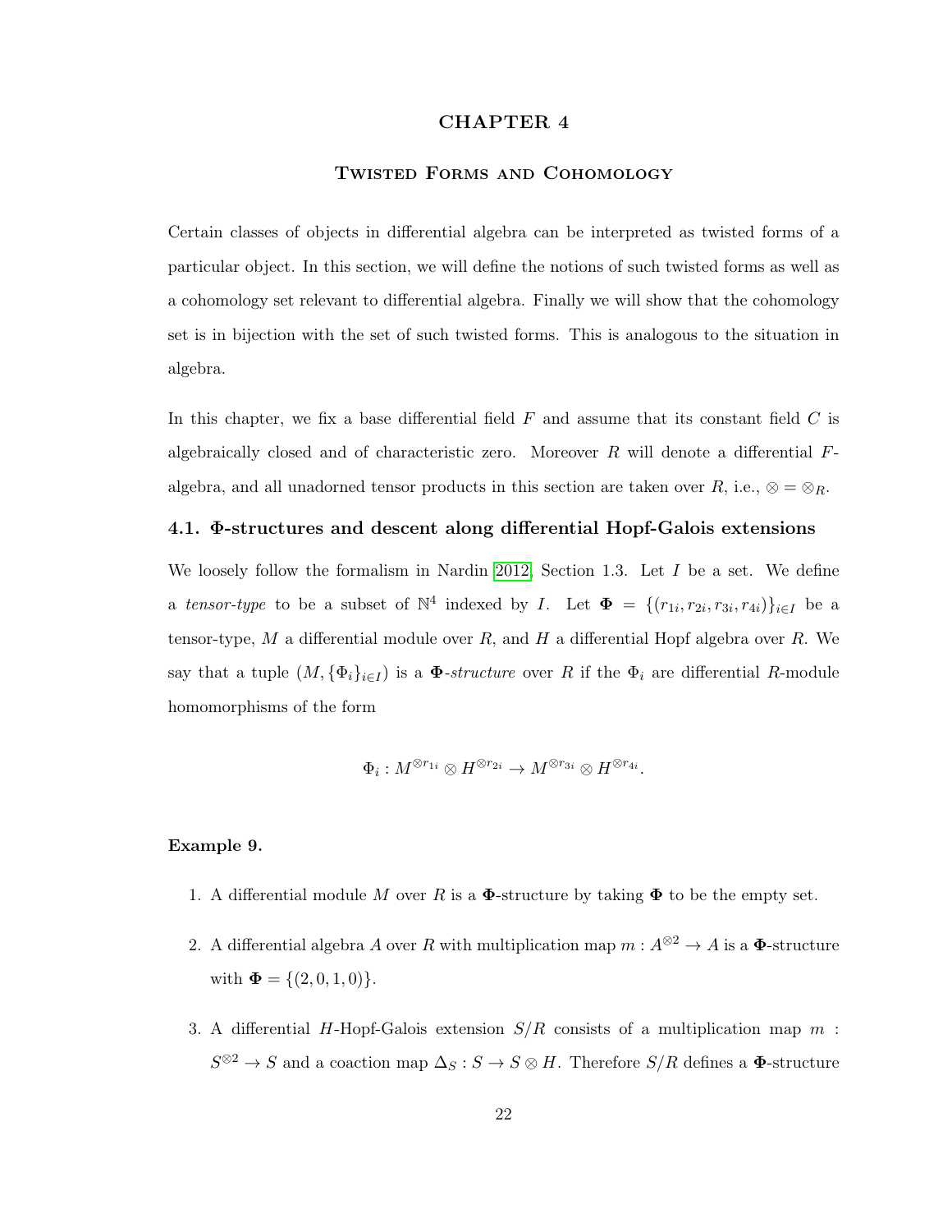# CHAPTER 4

## Twisted Forms and Cohomology

Certain classes of objects in differential algebra can be interpreted as twisted forms of a particular object. In this section, we will define the notions of such twisted forms as well as a cohomology set relevant to differential algebra. Finally we will show that the cohomology set is in bijection with the set of such twisted forms. This is analogous to the situation in algebra.

In this chapter, we fix a base differential field $F$ and assume that its constant field $C$ is algebraically closed and of characteristic zero. Moreover $R$ will denote a differential $F$-algebra, and all unadorned tensor products in this section are taken over $R$, i.e., $\otimes = \otimes_R$.

### 4.1. Φ-structures and descent along differential Hopf-Galois extensions

We loosely follow the formalism in Nardin 2012, Section 1.3. Let $I$ be a set. We define a *tensor-type* to be a subset of $\mathbb{N}^4$ indexed by $I$. Let $\mathbf{\Phi} = \{(r_{1i}, r_{2i}, r_{3i}, r_{4i})\}_{i \in I}$ be a tensor-type, $M$ a differential module over $R$, and $H$ a differential Hopf algebra over $R$. We say that a tuple $(M, \{\Phi_i\}_{i \in I})$ is a $\mathbf{\Phi}$-*structure* over $R$ if the $\Phi_i$ are differential $R$-module homomorphisms of the form

$$\Phi_i : M^{\otimes r_{1i}} \otimes H^{\otimes r_{2i}} \to M^{\otimes r_{3i}} \otimes H^{\otimes r_{4i}}.$$

**Example 9.**

1. A differential module $M$ over $R$ is a $\mathbf{\Phi}$-structure by taking $\mathbf{\Phi}$ to be the empty set.

2. A differential algebra $A$ over $R$ with multiplication map $m : A^{\otimes 2} \to A$ is a $\mathbf{\Phi}$-structure with $\mathbf{\Phi} = \{(2, 0, 1, 0)\}$.

3. A differential $H$-Hopf-Galois extension $S/R$ consists of a multiplication map $m : S^{\otimes 2} \to S$ and a coaction map $\Delta_S : S \to S \otimes H$. Therefore $S/R$ defines a $\mathbf{\Phi}$-structure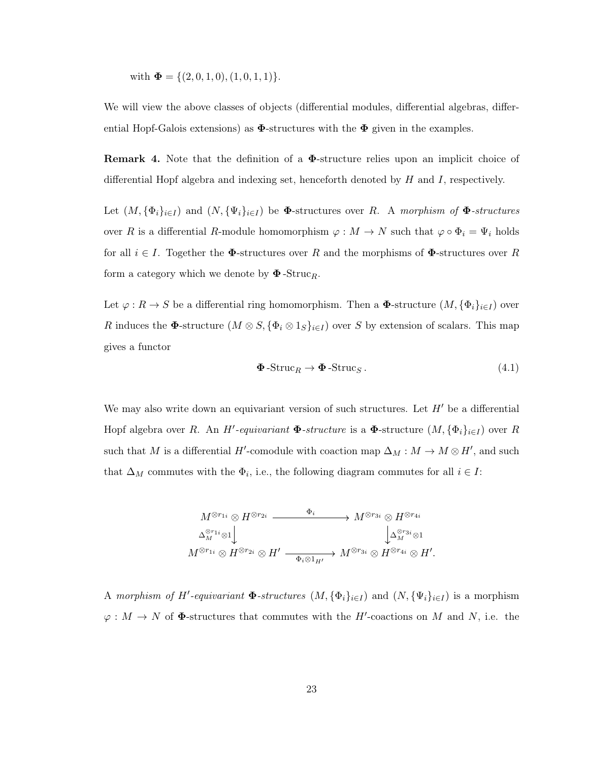with $\mathbf{\Phi} = \{(2,0,1,0),(1,0,1,1)\}$.

We will view the above classes of objects (differential modules, differential algebras, differential Hopf-Galois extensions) as $\mathbf{\Phi}$-structures with the $\mathbf{\Phi}$ given in the examples.

**Remark 4.** Note that the definition of a $\mathbf{\Phi}$-structure relies upon an implicit choice of differential Hopf algebra and indexing set, henceforth denoted by $H$ and $I$, respectively.

Let $(M, \{\Phi_i\}_{i\in I})$ and $(N, \{\Psi_i\}_{i\in I})$ be $\mathbf{\Phi}$-structures over $R$. A *morphism of $\mathbf{\Phi}$-structures* over $R$ is a differential $R$-module homomorphism $\varphi : M \to N$ such that $\varphi \circ \Phi_i = \Psi_i$ holds for all $i \in I$. Together the $\mathbf{\Phi}$-structures over $R$ and the morphisms of $\mathbf{\Phi}$-structures over $R$ form a category which we denote by $\mathbf{\Phi}\text{-Struc}_R$.

Let $\varphi : R \to S$ be a differential ring homomorphism. Then a $\mathbf{\Phi}$-structure $(M, \{\Phi_i\}_{i\in I})$ over $R$ induces the $\mathbf{\Phi}$-structure $(M \otimes S, \{\Phi_i \otimes 1_S\}_{i\in I})$ over $S$ by extension of scalars. This map gives a functor

$$\mathbf{\Phi}\text{-Struc}_R \to \mathbf{\Phi}\text{-Struc}_S\,. \tag{4.1}$$

We may also write down an equivariant version of such structures. Let $H'$ be a differential Hopf algebra over $R$. An *$H'$-equivariant $\mathbf{\Phi}$-structure* is a $\mathbf{\Phi}$-structure $(M, \{\Phi_i\}_{i\in I})$ over $R$ such that $M$ is a differential $H'$-comodule with coaction map $\Delta_M : M \to M \otimes H'$, and such that $\Delta_M$ commutes with the $\Phi_i$, i.e., the following diagram commutes for all $i \in I$:

$$\begin{array}{ccc}
M^{\otimes r_{1i}} \otimes H^{\otimes r_{2i}} & \xrightarrow{\quad \Phi_i \quad} & M^{\otimes r_{3i}} \otimes H^{\otimes r_{4i}} \\
\Big\downarrow {\scriptstyle \Delta_M^{\otimes r_{1i}} \otimes 1} & & \Big\downarrow {\scriptstyle \Delta_M^{\otimes r_{3i}} \otimes 1} \\
M^{\otimes r_{1i}} \otimes H^{\otimes r_{2i}} \otimes H' & \xrightarrow[\Phi_i \otimes 1_{H'}]{} & M^{\otimes r_{3i}} \otimes H^{\otimes r_{4i}} \otimes H'.
\end{array}$$

A *morphism of $H'$-equivariant $\mathbf{\Phi}$-structures* $(M, \{\Phi_i\}_{i\in I})$ and $(N, \{\Psi_i\}_{i\in I})$ is a morphism $\varphi : M \to N$ of $\mathbf{\Phi}$-structures that commutes with the $H'$-coactions on $M$ and $N$, i.e. the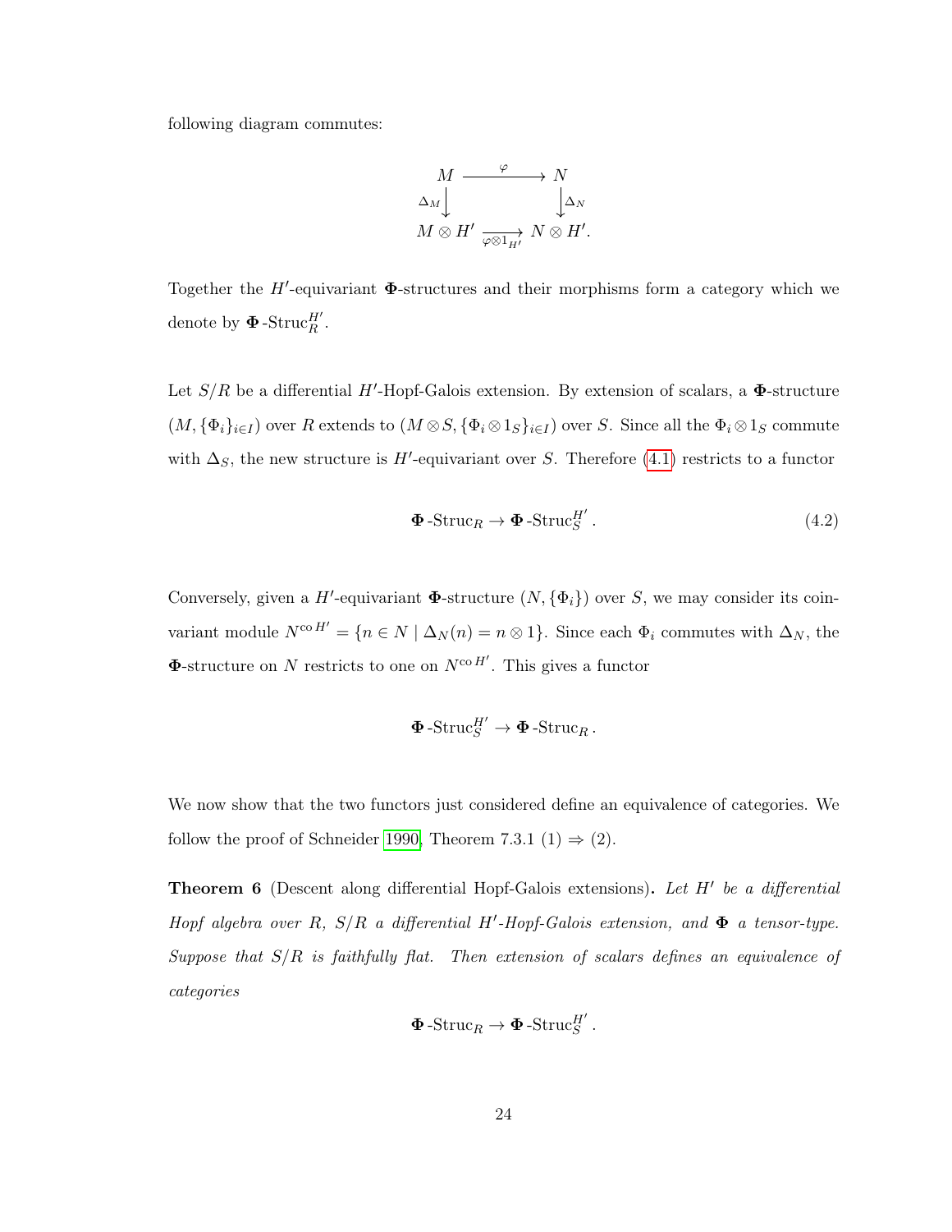following diagram commutes:

$$\begin{array}{ccc} M & \xrightarrow{\varphi} & N \\ {\scriptstyle \Delta_M}\downarrow & & \downarrow{\scriptstyle \Delta_N} \\ M \otimes H' & \xrightarrow[\varphi \otimes 1_{H'}]{} & N \otimes H'. \end{array}$$

Together the $H'$-equivariant $\mathbf{\Phi}$-structures and their morphisms form a category which we denote by $\mathbf{\Phi}\text{-Struc}_R^{H'}$.

Let $S/R$ be a differential $H'$-Hopf-Galois extension. By extension of scalars, a $\mathbf{\Phi}$-structure $(M, \{\Phi_i\}_{i \in I})$ over $R$ extends to $(M \otimes S, \{\Phi_i \otimes 1_S\}_{i \in I})$ over $S$. Since all the $\Phi_i \otimes 1_S$ commute with $\Delta_S$, the new structure is $H'$-equivariant over $S$. Therefore (4.1) restricts to a functor

$$\mathbf{\Phi}\text{-Struc}_R \to \mathbf{\Phi}\text{-Struc}_S^{H'}. \tag{4.2}$$

Conversely, given a $H'$-equivariant $\mathbf{\Phi}$-structure $(N, \{\Phi_i\})$ over $S$, we may consider its coinvariant module $N^{\mathrm{co}\, H'} = \{n \in N \mid \Delta_N(n) = n \otimes 1\}$. Since each $\Phi_i$ commutes with $\Delta_N$, the $\mathbf{\Phi}$-structure on $N$ restricts to one on $N^{\mathrm{co}\, H'}$. This gives a functor

$$\mathbf{\Phi}\text{-Struc}_S^{H'} \to \mathbf{\Phi}\text{-Struc}_R.$$

We now show that the two functors just considered define an equivalence of categories. We follow the proof of Schneider 1990, Theorem 7.3.1 (1) $\Rightarrow$ (2).

**Theorem 6** (Descent along differential Hopf-Galois extensions)**.** *Let $H'$ be a differential Hopf algebra over $R$, $S/R$ a differential $H'$-Hopf-Galois extension, and $\mathbf{\Phi}$ a tensor-type. Suppose that $S/R$ is faithfully flat. Then extension of scalars defines an equivalence of categories*

$$\mathbf{\Phi}\text{-Struc}_R \to \mathbf{\Phi}\text{-Struc}_S^{H'}.$$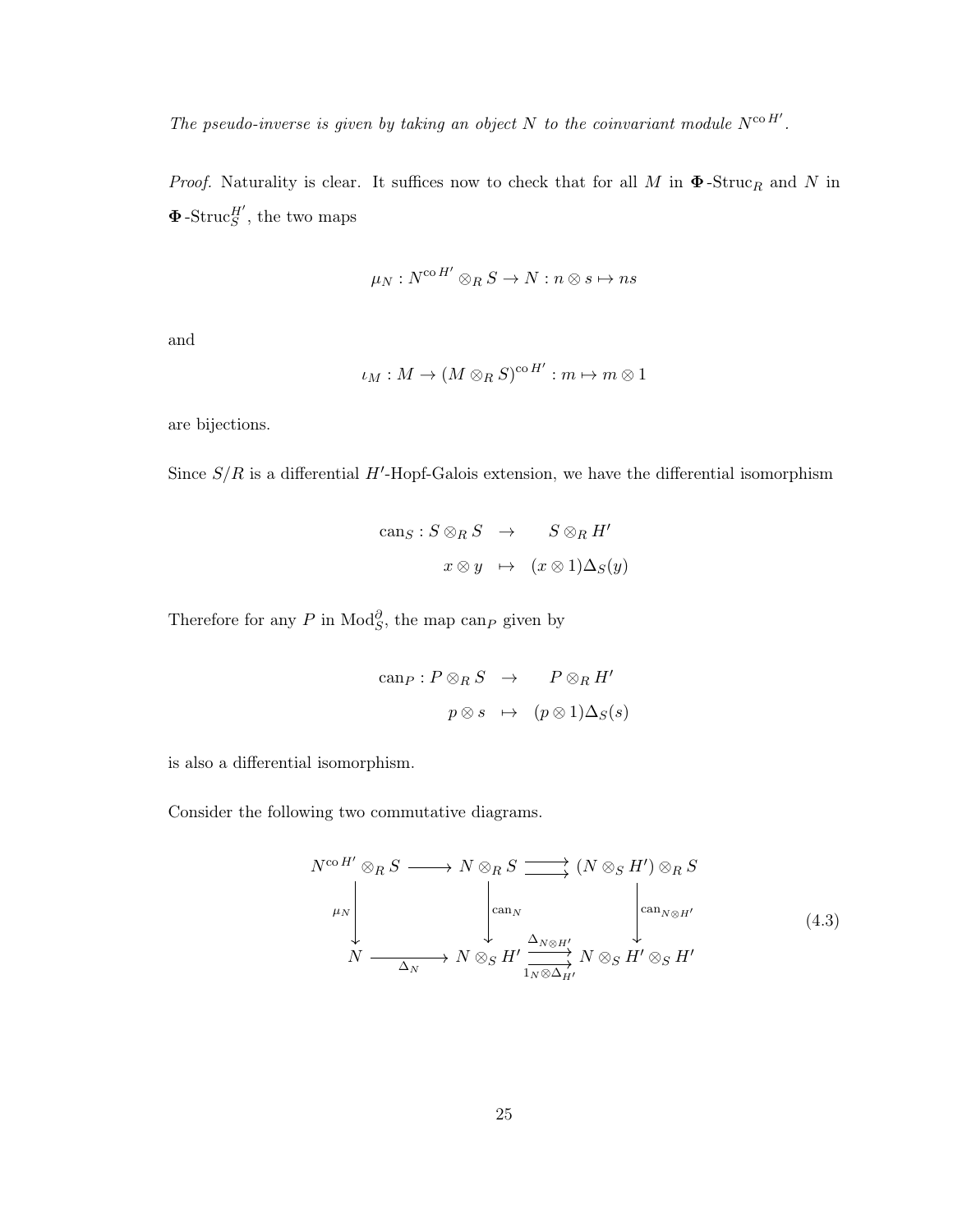*The pseudo-inverse is given by taking an object $N$ to the coinvariant module $N^{\operatorname{co} H'}$.*

*Proof.* Naturality is clear. It suffices now to check that for all $M$ in $\mathbf{\Phi}$-Struc$_R$ and $N$ in $\mathbf{\Phi}$-Struc$_S^{H'}$, the two maps

$$\mu_N : N^{\operatorname{co} H'} \otimes_R S \to N : n \otimes s \mapsto ns$$

and

$$\iota_M : M \to (M \otimes_R S)^{\operatorname{co} H'} : m \mapsto m \otimes 1$$

are bijections.

Since $S/R$ is a differential $H'$-Hopf-Galois extension, we have the differential isomorphism

$$\begin{aligned} \operatorname{can}_S : S \otimes_R S &\to S \otimes_R H' \\ x \otimes y &\mapsto (x \otimes 1)\Delta_S(y) \end{aligned}$$

Therefore for any $P$ in $\operatorname{Mod}_S^\partial$, the map $\operatorname{can}_P$ given by

$$\begin{aligned} \operatorname{can}_P : P \otimes_R S &\to P \otimes_R H' \\ p \otimes s &\mapsto (p \otimes 1)\Delta_S(s) \end{aligned}$$

is also a differential isomorphism.

Consider the following two commutative diagrams.

$$\begin{array}{ccccc} N^{\operatorname{co} H'} \otimes_R S & \longrightarrow & N \otimes_R S & \rightrightarrows & (N \otimes_S H') \otimes_R S \\ \downarrow{\scriptstyle \mu_N} & & \downarrow{\scriptstyle \operatorname{can}_N} & & \downarrow{\scriptstyle \operatorname{can}_{N \otimes H'}} \\ N & \xrightarrow{\Delta_N} & N \otimes_S H' & \overset{\Delta_{N \otimes H'}}{\underset{1_N \otimes \Delta_{H'}}{\rightrightarrows}} & N \otimes_S H' \otimes_S H' \end{array} \tag{4.3}$$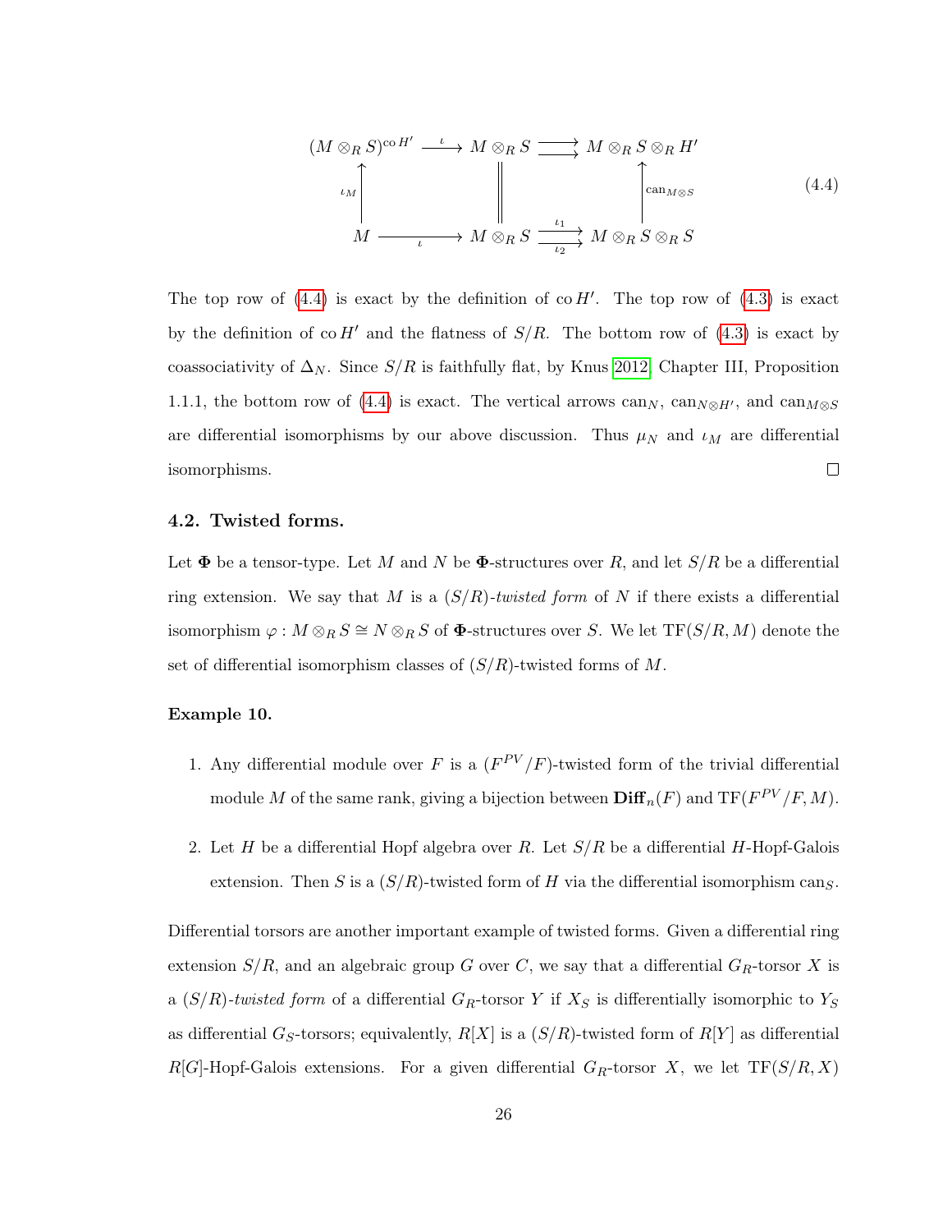$$
\begin{array}{ccccc}
(M \otimes_R S)^{\mathrm{co}\, H'} & \xrightarrow{\iota} & M \otimes_R S & \rightrightarrows & M \otimes_R S \otimes_R H' \\
\uparrow{\scriptstyle \iota_M} & & \| & & \uparrow{\scriptstyle \mathrm{can}_{M \otimes S}} \\
M & \xrightarrow{\iota} & M \otimes_R S & \underset{\iota_2}{\overset{\iota_1}{\rightrightarrows}} & M \otimes_R S \otimes_R S
\end{array}
\tag{4.4}
$$

The top row of (4.4) is exact by the definition of $\mathrm{co}\, H'$. The top row of (4.3) is exact by the definition of $\mathrm{co}\, H'$ and the flatness of $S/R$. The bottom row of (4.3) is exact by coassociativity of $\Delta_N$. Since $S/R$ is faithfully flat, by Knus 2012, Chapter III, Proposition 1.1.1, the bottom row of (4.4) is exact. The vertical arrows $\mathrm{can}_N$, $\mathrm{can}_{N \otimes H'}$, and $\mathrm{can}_{M \otimes S}$ are differential isomorphisms by our above discussion. Thus $\mu_N$ and $\iota_M$ are differential isomorphisms. □

### 4.2. Twisted forms.

Let $\mathbf{\Phi}$ be a tensor-type. Let $M$ and $N$ be $\mathbf{\Phi}$-structures over $R$, and let $S/R$ be a differential ring extension. We say that $M$ is a $(S/R)$-*twisted form* of $N$ if there exists a differential isomorphism $\varphi : M \otimes_R S \cong N \otimes_R S$ of $\mathbf{\Phi}$-structures over $S$. We let $\mathrm{TF}(S/R, M)$ denote the set of differential isomorphism classes of $(S/R)$-twisted forms of $M$.

**Example 10.**

1. Any differential module over $F$ is a $(F^{PV}/F)$-twisted form of the trivial differential module $M$ of the same rank, giving a bijection between $\mathbf{Diff}_n(F)$ and $\mathrm{TF}(F^{PV}/F, M)$.

2. Let $H$ be a differential Hopf algebra over $R$. Let $S/R$ be a differential $H$-Hopf-Galois extension. Then $S$ is a $(S/R)$-twisted form of $H$ via the differential isomorphism $\mathrm{can}_S$.

Differential torsors are another important example of twisted forms. Given a differential ring extension $S/R$, and an algebraic group $G$ over $C$, we say that a differential $G_R$-torsor $X$ is a $(S/R)$-*twisted form* of a differential $G_R$-torsor $Y$ if $X_S$ is differentially isomorphic to $Y_S$ as differential $G_S$-torsors; equivalently, $R[X]$ is a $(S/R)$-twisted form of $R[Y]$ as differential $R[G]$-Hopf-Galois extensions. For a given differential $G_R$-torsor $X$, we let $\mathrm{TF}(S/R, X)$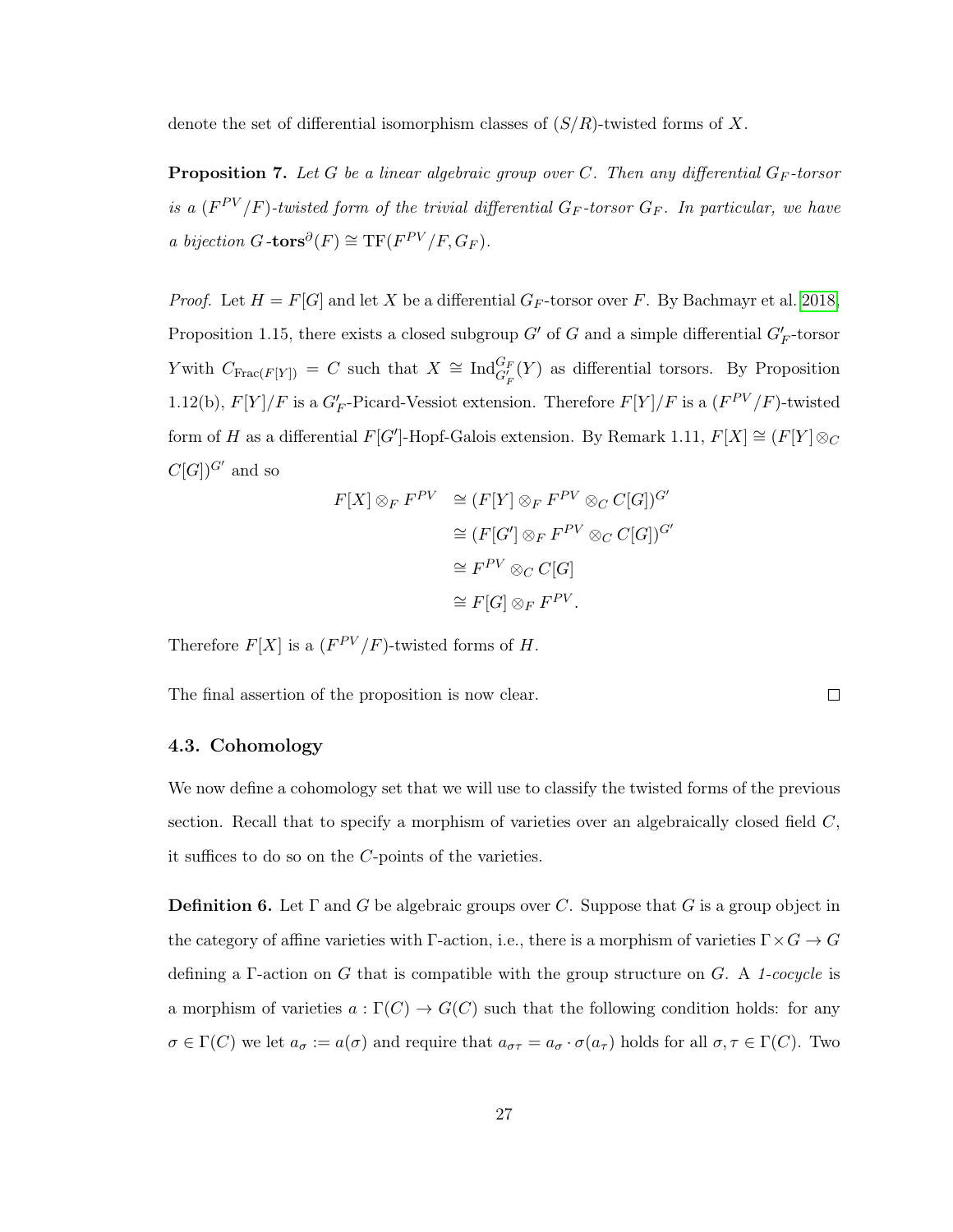denote the set of differential isomorphism classes of $(S/R)$-twisted forms of $X$.

**Proposition 7.** *Let $G$ be a linear algebraic group over $C$. Then any differential $G_F$-torsor is a $(F^{PV}/F)$-twisted form of the trivial differential $G_F$-torsor $G_F$. In particular, we have a bijection $G$-$\mathbf{tors}^{\partial}(F) \cong \mathrm{TF}(F^{PV}/F, G_F)$.*

*Proof.* Let $H = F[G]$ and let $X$ be a differential $G_F$-torsor over $F$. By Bachmayr et al. 2018, Proposition 1.15, there exists a closed subgroup $G'$ of $G$ and a simple differential $G'_F$-torsor $Y$with $C_{\mathrm{Frac}(F[Y])} = C$ such that $X \cong \mathrm{Ind}_{G'_F}^{G_F}(Y)$ as differential torsors. By Proposition 1.12(b), $F[Y]/F$ is a $G'_F$-Picard-Vessiot extension. Therefore $F[Y]/F$ is a $(F^{PV}/F)$-twisted form of $H$ as a differential $F[G']$-Hopf-Galois extension. By Remark 1.11, $F[X] \cong (F[Y] \otimes_C C[G])^{G'}$ and so

$$
\begin{aligned}
F[X] \otimes_F F^{PV} &\cong (F[Y] \otimes_F F^{PV} \otimes_C C[G])^{G'} \\
&\cong (F[G'] \otimes_F F^{PV} \otimes_C C[G])^{G'} \\
&\cong F^{PV} \otimes_C C[G] \\
&\cong F[G] \otimes_F F^{PV}.
\end{aligned}
$$

Therefore $F[X]$ is a $(F^{PV}/F)$-twisted forms of $H$.

The final assertion of the proposition is now clear. $\square$

### 4.3. Cohomology

We now define a cohomology set that we will use to classify the twisted forms of the previous section. Recall that to specify a morphism of varieties over an algebraically closed field $C$, it suffices to do so on the $C$-points of the varieties.

**Definition 6.** Let $\Gamma$ and $G$ be algebraic groups over $C$. Suppose that $G$ is a group object in the category of affine varieties with $\Gamma$-action, i.e., there is a morphism of varieties $\Gamma \times G \to G$ defining a $\Gamma$-action on $G$ that is compatible with the group structure on $G$. A *1-cocycle* is a morphism of varieties $a : \Gamma(C) \to G(C)$ such that the following condition holds: for any $\sigma \in \Gamma(C)$ we let $a_\sigma := a(\sigma)$ and require that $a_{\sigma\tau} = a_\sigma \cdot \sigma(a_\tau)$ holds for all $\sigma, \tau \in \Gamma(C)$. Two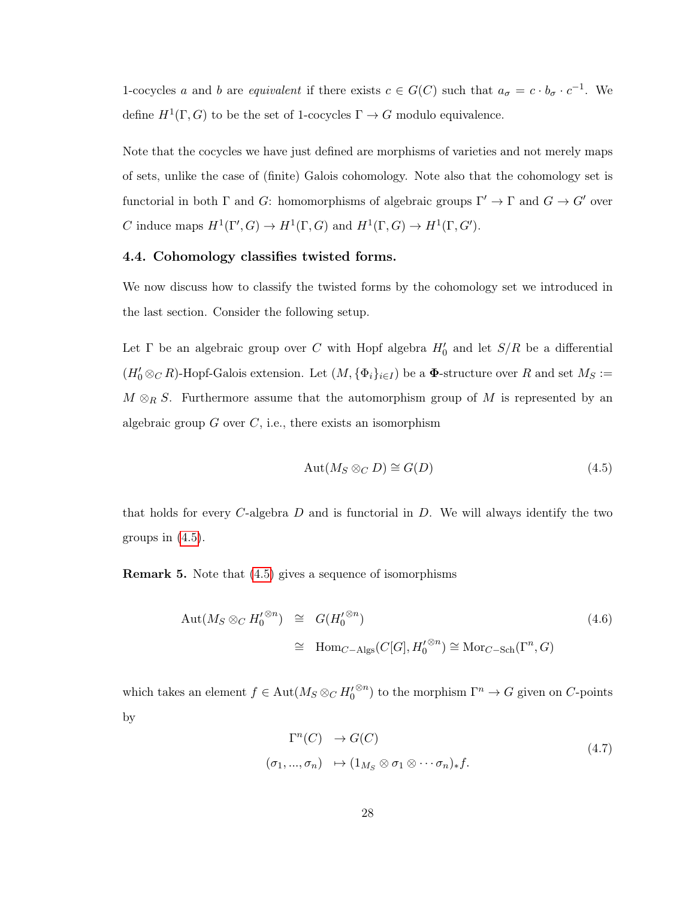1-cocycles $a$ and $b$ are *equivalent* if there exists $c \in G(C)$ such that $a_\sigma = c \cdot b_\sigma \cdot c^{-1}$. We define $H^1(\Gamma, G)$ to be the set of 1-cocycles $\Gamma \to G$ modulo equivalence.

Note that the cocycles we have just defined are morphisms of varieties and not merely maps of sets, unlike the case of (finite) Galois cohomology. Note also that the cohomology set is functorial in both $\Gamma$ and $G$: homomorphisms of algebraic groups $\Gamma' \to \Gamma$ and $G \to G'$ over $C$ induce maps $H^1(\Gamma', G) \to H^1(\Gamma, G)$ and $H^1(\Gamma, G) \to H^1(\Gamma, G')$.

### 4.4. Cohomology classifies twisted forms.

We now discuss how to classify the twisted forms by the cohomology set we introduced in the last section. Consider the following setup.

Let $\Gamma$ be an algebraic group over $C$ with Hopf algebra $H_0'$ and let $S/R$ be a differential $(H_0' \otimes_C R)$-Hopf-Galois extension. Let $(M, \{\Phi_i\}_{i \in I})$ be a $\mathbf{\Phi}$-structure over $R$ and set $M_S := M \otimes_R S$. Furthermore assume that the automorphism group of $M$ is represented by an algebraic group $G$ over $C$, i.e., there exists an isomorphism

$$\mathrm{Aut}(M_S \otimes_C D) \cong G(D) \tag{4.5}$$

that holds for every $C$-algebra $D$ and is functorial in $D$. We will always identify the two groups in (4.5).

**Remark 5.** Note that (4.5) gives a sequence of isomorphisms

$$\begin{aligned} \mathrm{Aut}(M_S \otimes_C {H_0'}^{\otimes n}) &\cong G({H_0'}^{\otimes n}) \\ &\cong \mathrm{Hom}_{C-\mathrm{Algs}}(C[G], {H_0'}^{\otimes n}) \cong \mathrm{Mor}_{C-\mathrm{Sch}}(\Gamma^n, G) \end{aligned} \tag{4.6}$$

which takes an element $f \in \mathrm{Aut}(M_S \otimes_C {H_0'}^{\otimes n})$ to the morphism $\Gamma^n \to G$ given on $C$-points by

$$\begin{aligned} \Gamma^n(C) &\to G(C) \\ (\sigma_1, ..., \sigma_n) &\mapsto (1_{M_S} \otimes \sigma_1 \otimes \cdots \sigma_n)_* f. \end{aligned} \tag{4.7}$$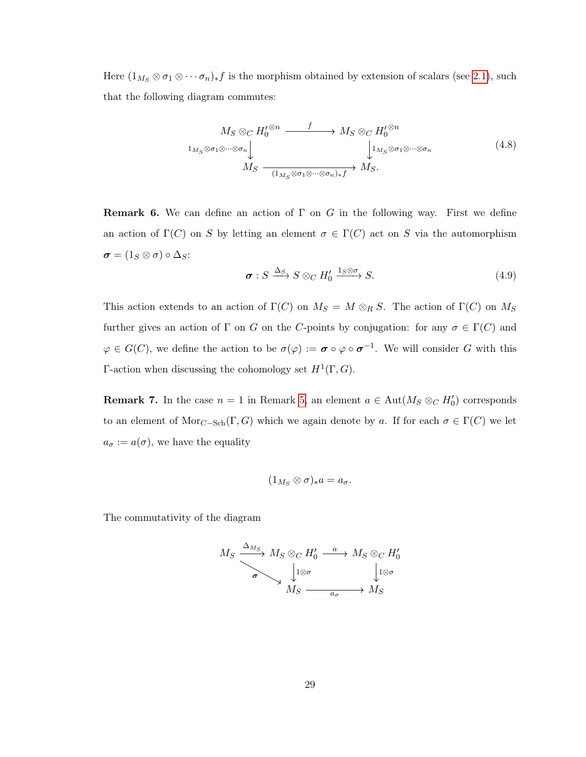Here $(1_{M_S} \otimes \sigma_1 \otimes \cdots \sigma_n)_* f$ is the morphism obtained by extension of scalars (see 2.1), such that the following diagram commutes:

$$\begin{array}{ccc} M_S \otimes_C {H'_0}^{\otimes n} & \xrightarrow{\quad f \quad} & M_S \otimes_C {H'_0}^{\otimes n} \\ {\scriptstyle 1_{M_S} \otimes \sigma_1 \otimes \cdots \otimes \sigma_n} \downarrow & & \downarrow {\scriptstyle 1_{M_S} \otimes \sigma_1 \otimes \cdots \otimes \sigma_n} \\ M_S & \xrightarrow[(1_{M_S} \otimes \sigma_1 \otimes \cdots \otimes \sigma_n)_* f]{} & M_S. \end{array} \tag{4.8}$$

**Remark 6.** We can define an action of $\Gamma$ on $G$ in the following way. First we define an action of $\Gamma(C)$ on $S$ by letting an element $\sigma \in \Gamma(C)$ act on $S$ via the automorphism $\boldsymbol{\sigma} = (1_S \otimes \sigma) \circ \Delta_S$:

$$\boldsymbol{\sigma} : S \xrightarrow{\Delta_S} S \otimes_C H'_0 \xrightarrow{1_S \otimes \sigma} S. \tag{4.9}$$

This action extends to an action of $\Gamma(C)$ on $M_S = M \otimes_R S$. The action of $\Gamma(C)$ on $M_S$ further gives an action of $\Gamma$ on $G$ on the $C$-points by conjugation: for any $\sigma \in \Gamma(C)$ and $\varphi \in G(C)$, we define the action to be $\sigma(\varphi) := \boldsymbol{\sigma} \circ \varphi \circ \boldsymbol{\sigma}^{-1}$. We will consider $G$ with this $\Gamma$-action when discussing the cohomology set $H^1(\Gamma, G)$.

**Remark 7.** In the case $n = 1$ in Remark 5, an element $a \in \operatorname{Aut}(M_S \otimes_C H'_0)$ corresponds to an element of $\operatorname{Mor}_{C-\mathrm{Sch}}(\Gamma, G)$ which we again denote by $a$. If for each $\sigma \in \Gamma(C)$ we let $a_\sigma := a(\sigma)$, we have the equality

$$(1_{M_S} \otimes \sigma)_* a = a_\sigma.$$

The commutativity of the diagram

$$\begin{array}{ccccc} M_S & \xrightarrow{\Delta_{M_S}} & M_S \otimes_C H'_0 & \xrightarrow{\quad a \quad} & M_S \otimes_C H'_0 \\ & {\scriptstyle \boldsymbol{\sigma}} \searrow & \downarrow {\scriptstyle 1 \otimes \sigma} & & \downarrow {\scriptstyle 1 \otimes \sigma} \\ & & M_S & \xrightarrow[a_\sigma]{} & M_S \end{array}$$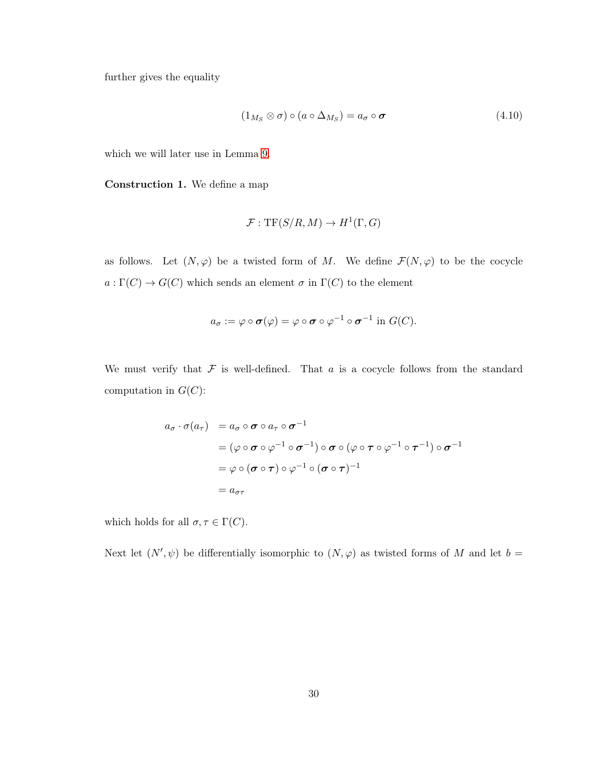further gives the equality

$$(1_{M_S} \otimes \sigma) \circ (a \circ \Delta_{M_S}) = a_\sigma \circ \boldsymbol{\sigma} \tag{4.10}$$

which we will later use in Lemma 9.

**Construction 1.** We define a map

$$\mathcal{F} : \mathrm{TF}(S/R, M) \to H^1(\Gamma, G)$$

as follows. Let $(N, \varphi)$ be a twisted form of $M$. We define $\mathcal{F}(N, \varphi)$ to be the cocycle $a : \Gamma(C) \to G(C)$ which sends an element $\sigma$ in $\Gamma(C)$ to the element

$$a_\sigma := \varphi \circ \boldsymbol{\sigma}(\varphi) = \varphi \circ \boldsymbol{\sigma} \circ \varphi^{-1} \circ \boldsymbol{\sigma}^{-1} \text{ in } G(C).$$

We must verify that $\mathcal{F}$ is well-defined. That $a$ is a cocycle follows from the standard computation in $G(C)$:

$$\begin{aligned}
a_\sigma \cdot \sigma(a_\tau) &= a_\sigma \circ \boldsymbol{\sigma} \circ a_\tau \circ \boldsymbol{\sigma}^{-1} \\
&= (\varphi \circ \boldsymbol{\sigma} \circ \varphi^{-1} \circ \boldsymbol{\sigma}^{-1}) \circ \boldsymbol{\sigma} \circ (\varphi \circ \boldsymbol{\tau} \circ \varphi^{-1} \circ \boldsymbol{\tau}^{-1}) \circ \boldsymbol{\sigma}^{-1} \\
&= \varphi \circ (\boldsymbol{\sigma} \circ \boldsymbol{\tau}) \circ \varphi^{-1} \circ (\boldsymbol{\sigma} \circ \boldsymbol{\tau})^{-1} \\
&= a_{\sigma\tau}
\end{aligned}$$

which holds for all $\sigma, \tau \in \Gamma(C)$.

Next let $(N', \psi)$ be differentially isomorphic to $(N, \varphi)$ as twisted forms of $M$ and let $b =$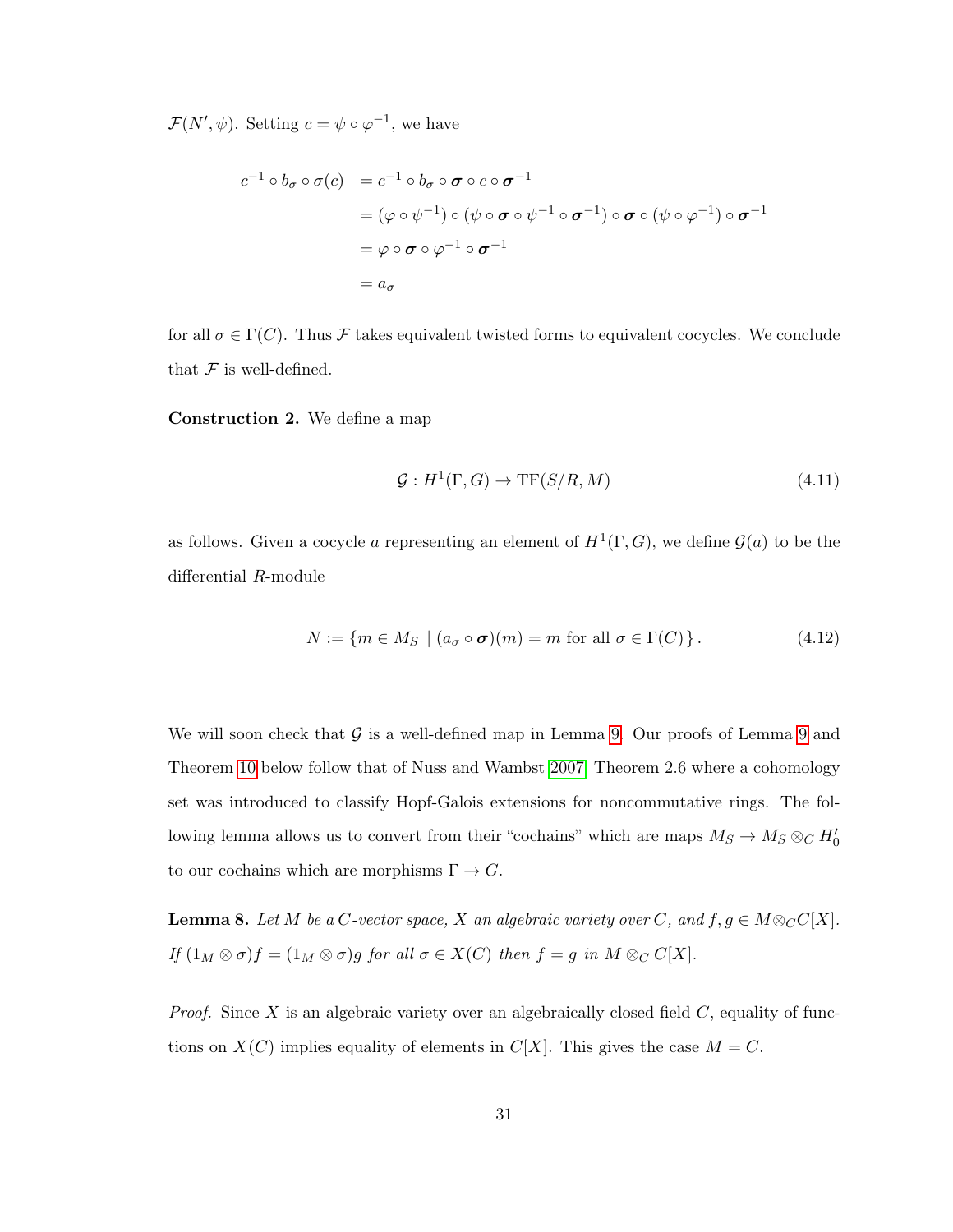$\mathcal{F}(N', \psi)$. Setting $c = \psi \circ \varphi^{-1}$, we have

$$
\begin{aligned}
c^{-1} \circ b_\sigma \circ \sigma(c) &= c^{-1} \circ b_\sigma \circ \boldsymbol{\sigma} \circ c \circ \boldsymbol{\sigma}^{-1} \\
&= (\varphi \circ \psi^{-1}) \circ (\psi \circ \boldsymbol{\sigma} \circ \psi^{-1} \circ \boldsymbol{\sigma}^{-1}) \circ \boldsymbol{\sigma} \circ (\psi \circ \varphi^{-1}) \circ \boldsymbol{\sigma}^{-1} \\
&= \varphi \circ \boldsymbol{\sigma} \circ \varphi^{-1} \circ \boldsymbol{\sigma}^{-1} \\
&= a_\sigma
\end{aligned}
$$

for all $\sigma \in \Gamma(C)$. Thus $\mathcal{F}$ takes equivalent twisted forms to equivalent cocycles. We conclude that $\mathcal{F}$ is well-defined.

**Construction 2.** We define a map

$$
\mathcal{G} : H^1(\Gamma, G) \to \mathrm{TF}(S/R, M) \tag{4.11}
$$

as follows. Given a cocycle $a$ representing an element of $H^1(\Gamma, G)$, we define $\mathcal{G}(a)$ to be the differential $R$-module

$$
N := \{ m \in M_S \mid (a_\sigma \circ \boldsymbol{\sigma})(m) = m \text{ for all } \sigma \in \Gamma(C) \} . \tag{4.12}
$$

We will soon check that $\mathcal{G}$ is a well-defined map in Lemma 9. Our proofs of Lemma 9 and Theorem 10 below follow that of Nuss and Wambst 2007, Theorem 2.6 where a cohomology set was introduced to classify Hopf-Galois extensions for noncommutative rings. The following lemma allows us to convert from their "cochains" which are maps $M_S \to M_S \otimes_C H_0'$ to our cochains which are morphisms $\Gamma \to G$.

**Lemma 8.** *Let $M$ be a $C$-vector space, $X$ an algebraic variety over $C$, and $f, g \in M \otimes_C C[X]$. If $(1_M \otimes \sigma) f = (1_M \otimes \sigma) g$ for all $\sigma \in X(C)$ then $f = g$ in $M \otimes_C C[X]$.*

*Proof.* Since $X$ is an algebraic variety over an algebraically closed field $C$, equality of functions on $X(C)$ implies equality of elements in $C[X]$. This gives the case $M = C$.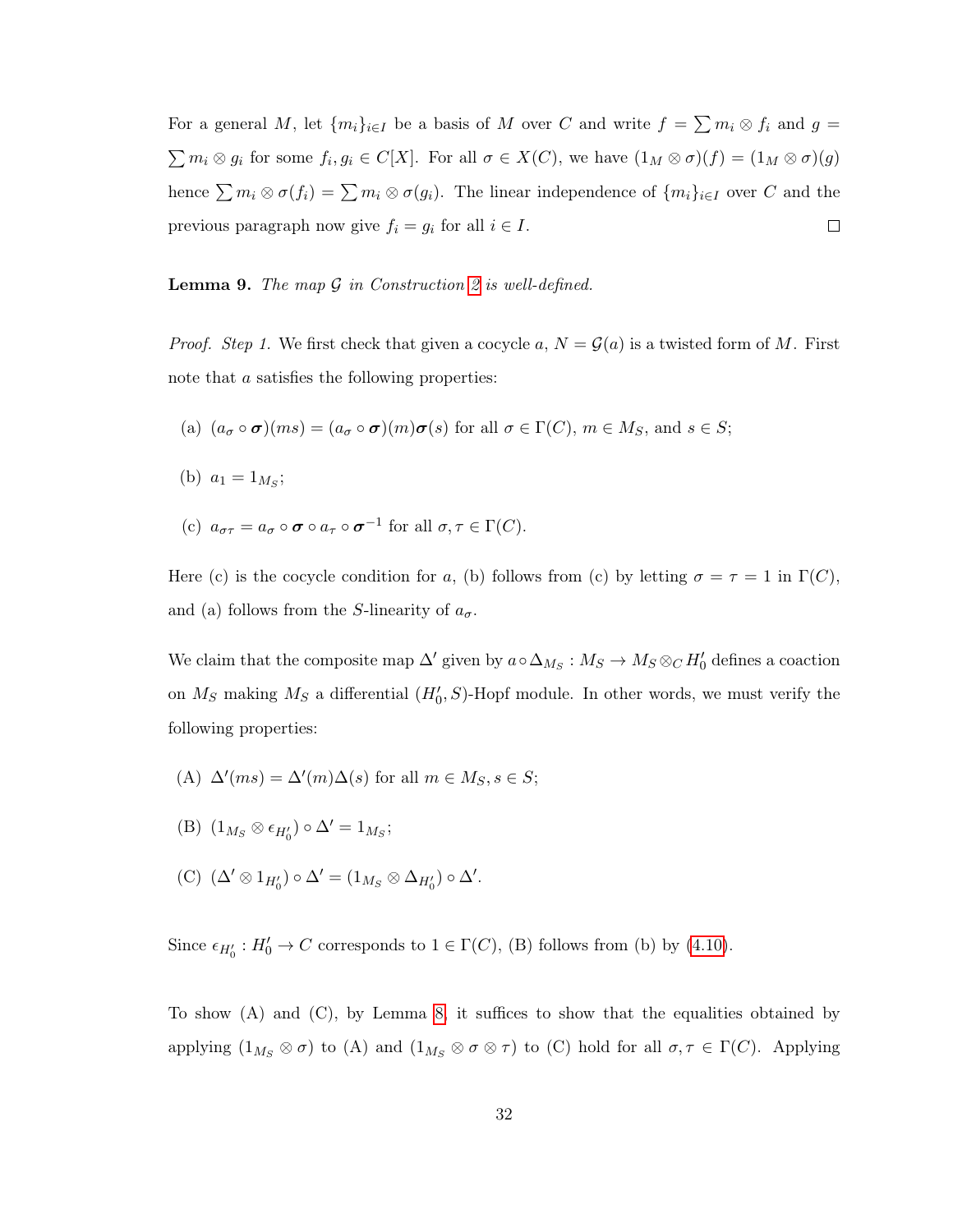For a general $M$, let $\{m_i\}_{i\in I}$ be a basis of $M$ over $C$ and write $f = \sum m_i \otimes f_i$ and $g = \sum m_i \otimes g_i$ for some $f_i, g_i \in C[X]$. For all $\sigma \in X(C)$, we have $(1_M \otimes \sigma)(f) = (1_M \otimes \sigma)(g)$ hence $\sum m_i \otimes \sigma(f_i) = \sum m_i \otimes \sigma(g_i)$. The linear independence of $\{m_i\}_{i\in I}$ over $C$ and the previous paragraph now give $f_i = g_i$ for all $i \in I$. $\square$

**Lemma 9.** *The map $\mathcal{G}$ in Construction 2 is well-defined.*

*Proof. Step 1.* We first check that given a cocycle $a$, $N = \mathcal{G}(a)$ is a twisted form of $M$. First note that $a$ satisfies the following properties:

(a) $(a_\sigma \circ \boldsymbol{\sigma})(ms) = (a_\sigma \circ \boldsymbol{\sigma})(m)\boldsymbol{\sigma}(s)$ for all $\sigma \in \Gamma(C)$, $m \in M_S$, and $s \in S$;

(b) $a_1 = 1_{M_S}$;

(c) $a_{\sigma\tau} = a_\sigma \circ \boldsymbol{\sigma} \circ a_\tau \circ \boldsymbol{\sigma}^{-1}$ for all $\sigma, \tau \in \Gamma(C)$.

Here (c) is the cocycle condition for $a$, (b) follows from (c) by letting $\sigma = \tau = 1$ in $\Gamma(C)$, and (a) follows from the $S$-linearity of $a_\sigma$.

We claim that the composite map $\Delta'$ given by $a \circ \Delta_{M_S} : M_S \to M_S \otimes_C H_0'$ defines a coaction on $M_S$ making $M_S$ a differential $(H_0', S)$-Hopf module. In other words, we must verify the following properties:

(A) $\Delta'(ms) = \Delta'(m)\Delta(s)$ for all $m \in M_S, s \in S$;

(B) $(1_{M_S} \otimes \epsilon_{H_0'}) \circ \Delta' = 1_{M_S}$;

(C) $(\Delta' \otimes 1_{H_0'}) \circ \Delta' = (1_{M_S} \otimes \Delta_{H_0'}) \circ \Delta'$.

Since $\epsilon_{H_0'} : H_0' \to C$ corresponds to $1 \in \Gamma(C)$, (B) follows from (b) by (4.10).

To show (A) and (C), by Lemma 8, it suffices to show that the equalities obtained by applying $(1_{M_S} \otimes \sigma)$ to (A) and $(1_{M_S} \otimes \sigma \otimes \tau)$ to (C) hold for all $\sigma, \tau \in \Gamma(C)$. Applying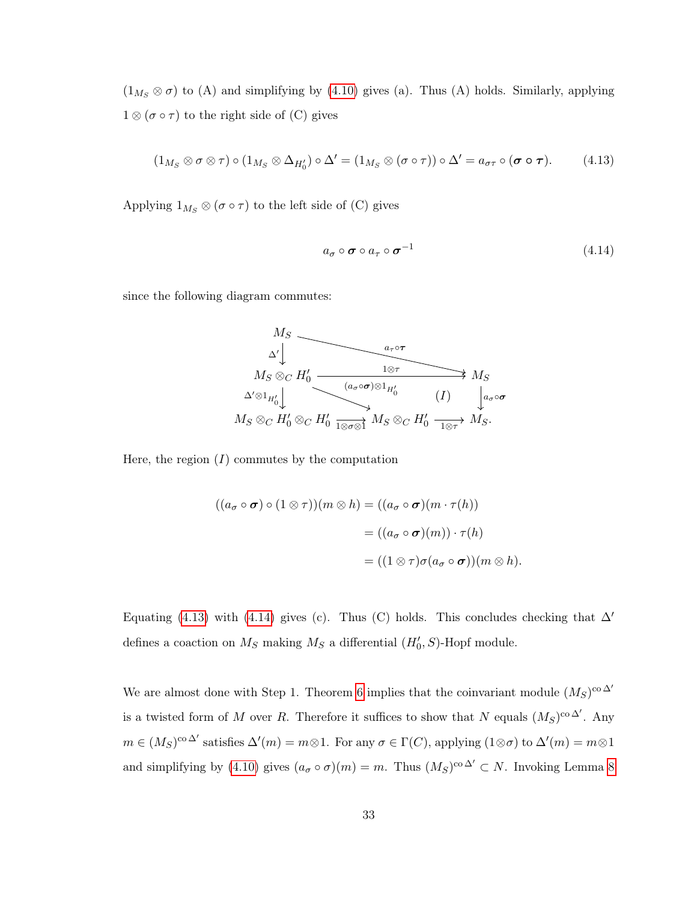$(1_{M_S} \otimes \sigma)$ to (A) and simplifying by (4.10) gives (a). Thus (A) holds. Similarly, applying $1 \otimes (\sigma \circ \tau)$ to the right side of (C) gives

$$(1_{M_S} \otimes \sigma \otimes \tau) \circ (1_{M_S} \otimes \Delta_{H_0'}) \circ \Delta' = (1_{M_S} \otimes (\sigma \circ \tau)) \circ \Delta' = a_{\sigma\tau} \circ (\boldsymbol{\sigma} \circ \boldsymbol{\tau}). \tag{4.13}$$

Applying $1_{M_S} \otimes (\sigma \circ \tau)$ to the left side of (C) gives

$$a_\sigma \circ \boldsymbol{\sigma} \circ a_\tau \circ \boldsymbol{\sigma}^{-1} \tag{4.14}$$

since the following diagram commutes:

$$\begin{array}{ccccc}
M_S & & \xrightarrow{\quad a_\tau \circ \boldsymbol{\tau} \quad} & & M_S \\
\downarrow{\scriptstyle \Delta'} & & & & \\
M_S \otimes_C H_0' & & \xrightarrow{\quad 1 \otimes \tau \quad} & & M_S \\
\downarrow{\scriptstyle \Delta' \otimes 1_{H_0'}} & \searrow{\scriptstyle (a_\sigma \circ \boldsymbol{\sigma}) \otimes 1_{H_0'}} & & (I) & \downarrow{\scriptstyle a_\sigma \circ \boldsymbol{\sigma}} \\
M_S \otimes_C H_0' \otimes_C H_0' & \xrightarrow{1 \otimes \sigma \otimes 1} & M_S \otimes_C H_0' & \xrightarrow{1 \otimes \tau} & M_S.
\end{array}$$

Here, the region $(I)$ commutes by the computation

$$\begin{aligned}
((a_\sigma \circ \boldsymbol{\sigma}) \circ (1 \otimes \tau))(m \otimes h) &= ((a_\sigma \circ \boldsymbol{\sigma})(m \cdot \tau(h)) \\
&= ((a_\sigma \circ \boldsymbol{\sigma})(m)) \cdot \tau(h) \\
&= ((1 \otimes \tau)\sigma(a_\sigma \circ \boldsymbol{\sigma}))(m \otimes h).
\end{aligned}$$

Equating (4.13) with (4.14) gives (c). Thus (C) holds. This concludes checking that $\Delta'$ defines a coaction on $M_S$ making $M_S$ a differential $(H_0', S)$-Hopf module.

We are almost done with Step 1. Theorem 6 implies that the coinvariant module $(M_S)^{\mathrm{co}\,\Delta'}$ is a twisted form of $M$ over $R$. Therefore it suffices to show that $N$ equals $(M_S)^{\mathrm{co}\,\Delta'}$. Any $m \in (M_S)^{\mathrm{co}\,\Delta'}$ satisfies $\Delta'(m) = m \otimes 1$. For any $\sigma \in \Gamma(C)$, applying $(1 \otimes \sigma)$ to $\Delta'(m) = m \otimes 1$ and simplifying by (4.10) gives $(a_\sigma \circ \sigma)(m) = m$. Thus $(M_S)^{\mathrm{co}\,\Delta'} \subset N$. Invoking Lemma 8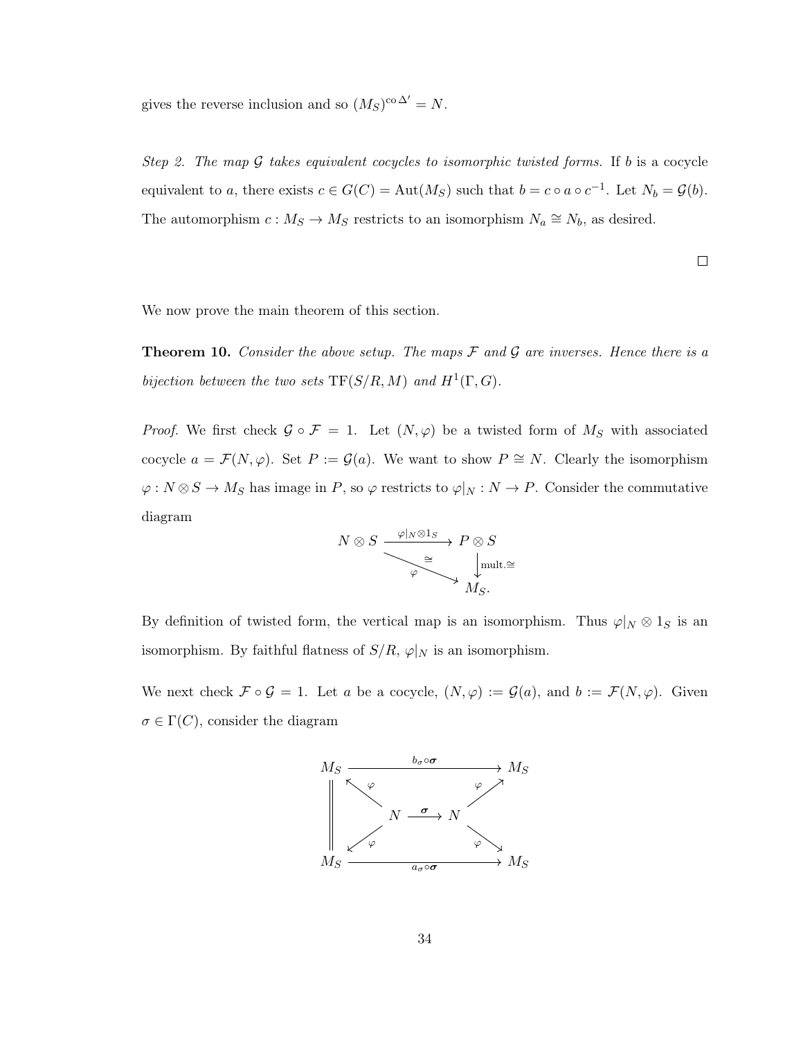gives the reverse inclusion and so $(M_S)^{\text{co}\,\Delta'} = N$.

*Step 2. The map $\mathcal{G}$ takes equivalent cocycles to isomorphic twisted forms.* If $b$ is a cocycle equivalent to $a$, there exists $c \in G(C) = \text{Aut}(M_S)$ such that $b = c \circ a \circ c^{-1}$. Let $N_b = \mathcal{G}(b)$. The automorphism $c : M_S \to M_S$ restricts to an isomorphism $N_a \cong N_b$, as desired.

□

We now prove the main theorem of this section.

**Theorem 10.** *Consider the above setup. The maps $\mathcal{F}$ and $\mathcal{G}$ are inverses. Hence there is a bijection between the two sets $\text{TF}(S/R, M)$ and $H^1(\Gamma, G)$.*

*Proof.* We first check $\mathcal{G} \circ \mathcal{F} = 1$. Let $(N, \varphi)$ be a twisted form of $M_S$ with associated cocycle $a = \mathcal{F}(N, \varphi)$. Set $P := \mathcal{G}(a)$. We want to show $P \cong N$. Clearly the isomorphism $\varphi : N \otimes S \to M_S$ has image in $P$, so $\varphi$ restricts to $\varphi|_N : N \to P$. Consider the commutative diagram

$$\begin{array}{ccc} N \otimes S & \xrightarrow{\varphi|_N \otimes 1_S} & P \otimes S \\ & \underset{\varphi}{\overset{\cong}{\searrow}} & \big\downarrow \text{mult.}\cong \\ & & M_S. \end{array}$$

By definition of twisted form, the vertical map is an isomorphism. Thus $\varphi|_N \otimes 1_S$ is an isomorphism. By faithful flatness of $S/R$, $\varphi|_N$ is an isomorphism.

We next check $\mathcal{F} \circ \mathcal{G} = 1$. Let $a$ be a cocycle, $(N, \varphi) := \mathcal{G}(a)$, and $b := \mathcal{F}(N, \varphi)$. Given $\sigma \in \Gamma(C)$, consider the diagram

$$\begin{array}{ccccc} M_S & & \xrightarrow{b_\sigma \circ \boldsymbol{\sigma}} & & M_S \\ \Big\| & \overset{\varphi}{\nwarrow} & & \overset{\varphi}{\nearrow} & \\ & & N \xrightarrow{\boldsymbol{\sigma}} N & & \\ & \underset{\varphi}{\swarrow} & & \underset{\varphi}{\searrow} & \\ M_S & & \xrightarrow[a_\sigma \circ \boldsymbol{\sigma}]{} & & M_S \end{array}$$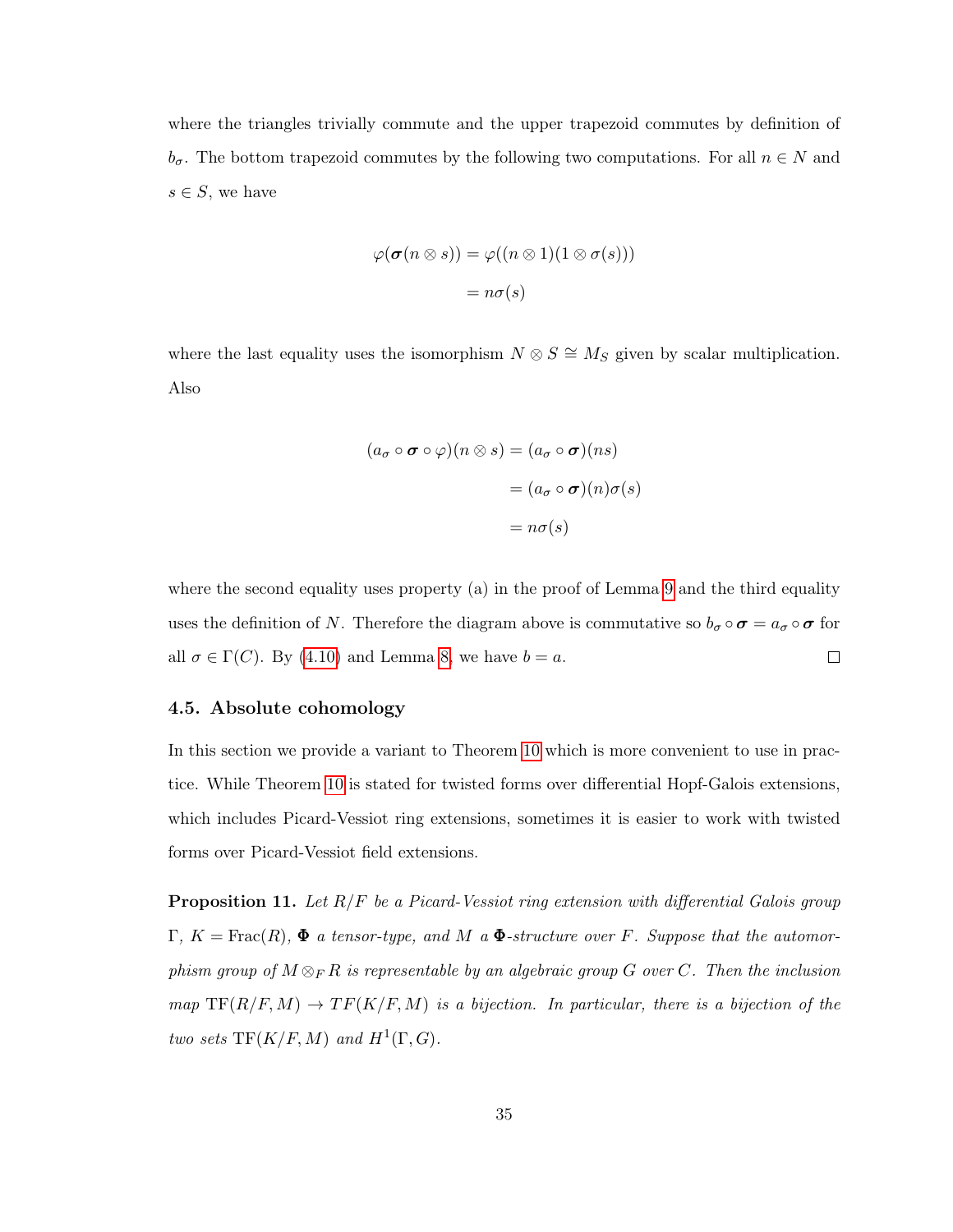where the triangles trivially commute and the upper trapezoid commutes by definition of $b_\sigma$. The bottom trapezoid commutes by the following two computations. For all $n \in N$ and $s \in S$, we have

$$\begin{aligned}\varphi(\boldsymbol{\sigma}(n \otimes s)) &= \varphi((n \otimes 1)(1 \otimes \sigma(s))) \\ &= n\sigma(s)\end{aligned}$$

where the last equality uses the isomorphism $N \otimes S \cong M_S$ given by scalar multiplication. Also

$$\begin{aligned}(a_\sigma \circ \boldsymbol{\sigma} \circ \varphi)(n \otimes s) &= (a_\sigma \circ \boldsymbol{\sigma})(ns) \\ &= (a_\sigma \circ \boldsymbol{\sigma})(n)\sigma(s) \\ &= n\sigma(s)\end{aligned}$$

where the second equality uses property (a) in the proof of Lemma 9 and the third equality uses the definition of $N$. Therefore the diagram above is commutative so $b_\sigma \circ \boldsymbol{\sigma} = a_\sigma \circ \boldsymbol{\sigma}$ for all $\sigma \in \Gamma(C)$. By (4.10) and Lemma 8, we have $b = a$. $\square$

## 4.5. Absolute cohomology

In this section we provide a variant to Theorem 10 which is more convenient to use in practice. While Theorem 10 is stated for twisted forms over differential Hopf-Galois extensions, which includes Picard-Vessiot ring extensions, sometimes it is easier to work with twisted forms over Picard-Vessiot field extensions.

**Proposition 11.** *Let $R/F$ be a Picard-Vessiot ring extension with differential Galois group $\Gamma$, $K = \mathrm{Frac}(R)$, $\boldsymbol{\Phi}$ a tensor-type, and $M$ a $\boldsymbol{\Phi}$-structure over $F$. Suppose that the automorphism group of $M \otimes_F R$ is representable by an algebraic group $G$ over $C$. Then the inclusion map $\mathrm{TF}(R/F, M) \to TF(K/F, M)$ is a bijection. In particular, there is a bijection of the two sets $\mathrm{TF}(K/F, M)$ and $H^1(\Gamma, G)$.*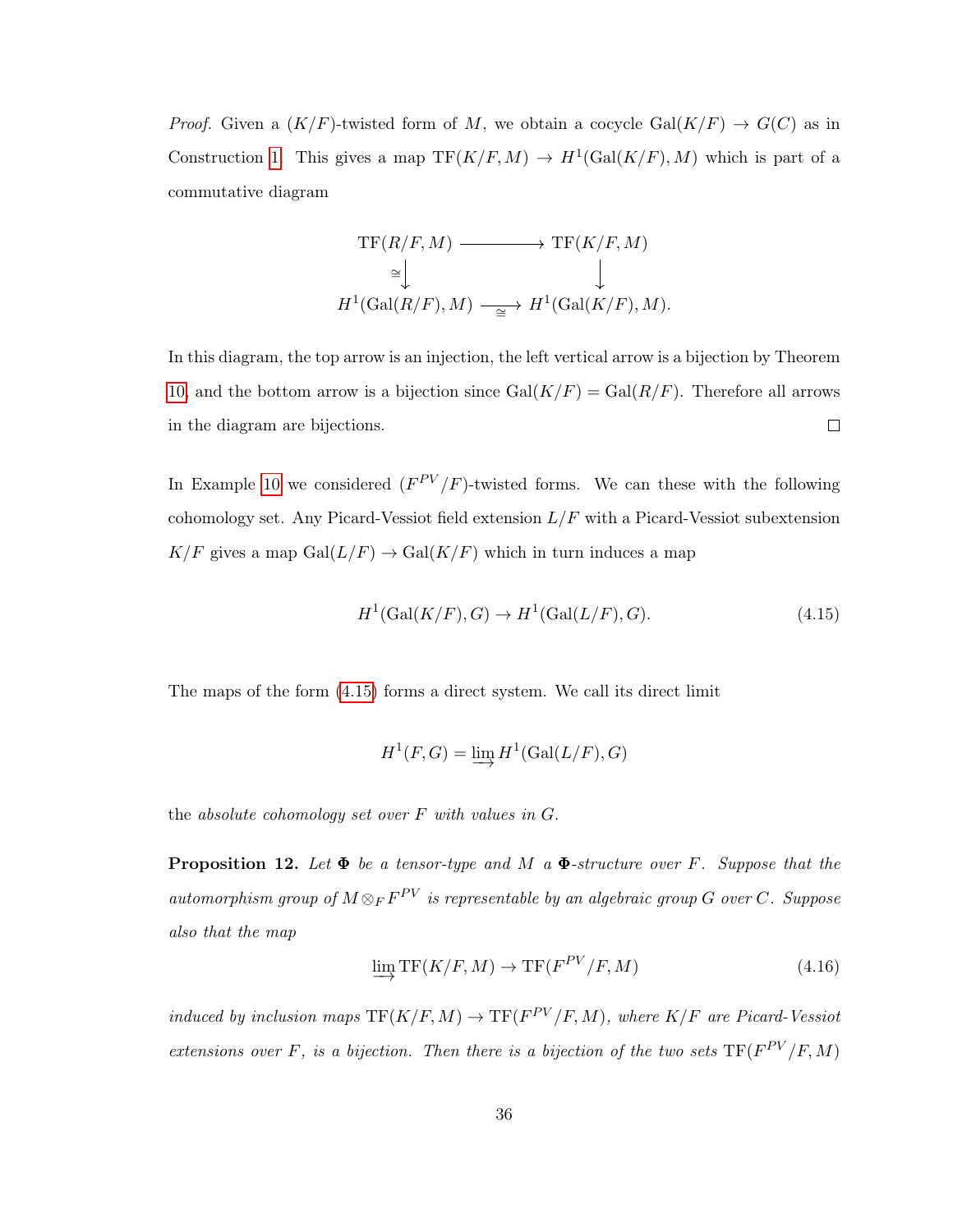*Proof.* Given a $(K/F)$-twisted form of $M$, we obtain a cocycle $\mathrm{Gal}(K/F) \to G(C)$ as in Construction 1. This gives a map $\mathrm{TF}(K/F, M) \to H^1(\mathrm{Gal}(K/F), M)$ which is part of a commutative diagram

$$\begin{array}{ccc}
\mathrm{TF}(R/F, M) & \longrightarrow & \mathrm{TF}(K/F, M) \\
\cong\downarrow & & \downarrow \\
H^1(\mathrm{Gal}(R/F), M) & \xrightarrow[\cong]{} & H^1(\mathrm{Gal}(K/F), M).
\end{array}$$

In this diagram, the top arrow is an injection, the left vertical arrow is a bijection by Theorem 10, and the bottom arrow is a bijection since $\mathrm{Gal}(K/F) = \mathrm{Gal}(R/F)$. Therefore all arrows in the diagram are bijections. $\square$

In Example 10 we considered $(F^{PV}/F)$-twisted forms. We can these with the following cohomology set. Any Picard-Vessiot field extension $L/F$ with a Picard-Vessiot subextension $K/F$ gives a map $\mathrm{Gal}(L/F) \to \mathrm{Gal}(K/F)$ which in turn induces a map

$$H^1(\mathrm{Gal}(K/F), G) \to H^1(\mathrm{Gal}(L/F), G). \tag{4.15}$$

The maps of the form (4.15) forms a direct system. We call its direct limit

$$H^1(F, G) = \varinjlim H^1(\mathrm{Gal}(L/F), G)$$

the *absolute cohomology set over $F$ with values in $G$.*

**Proposition 12.** *Let $\mathbf{\Phi}$ be a tensor-type and $M$ a $\mathbf{\Phi}$-structure over $F$. Suppose that the automorphism group of $M \otimes_F F^{PV}$ is representable by an algebraic group $G$ over $C$. Suppose also that the map*

$$\varinjlim \mathrm{TF}(K/F, M) \to \mathrm{TF}(F^{PV}/F, M) \tag{4.16}$$

*induced by inclusion maps $\mathrm{TF}(K/F, M) \to \mathrm{TF}(F^{PV}/F, M)$, where $K/F$ are Picard-Vessiot extensions over $F$, is a bijection. Then there is a bijection of the two sets $\mathrm{TF}(F^{PV}/F, M)$*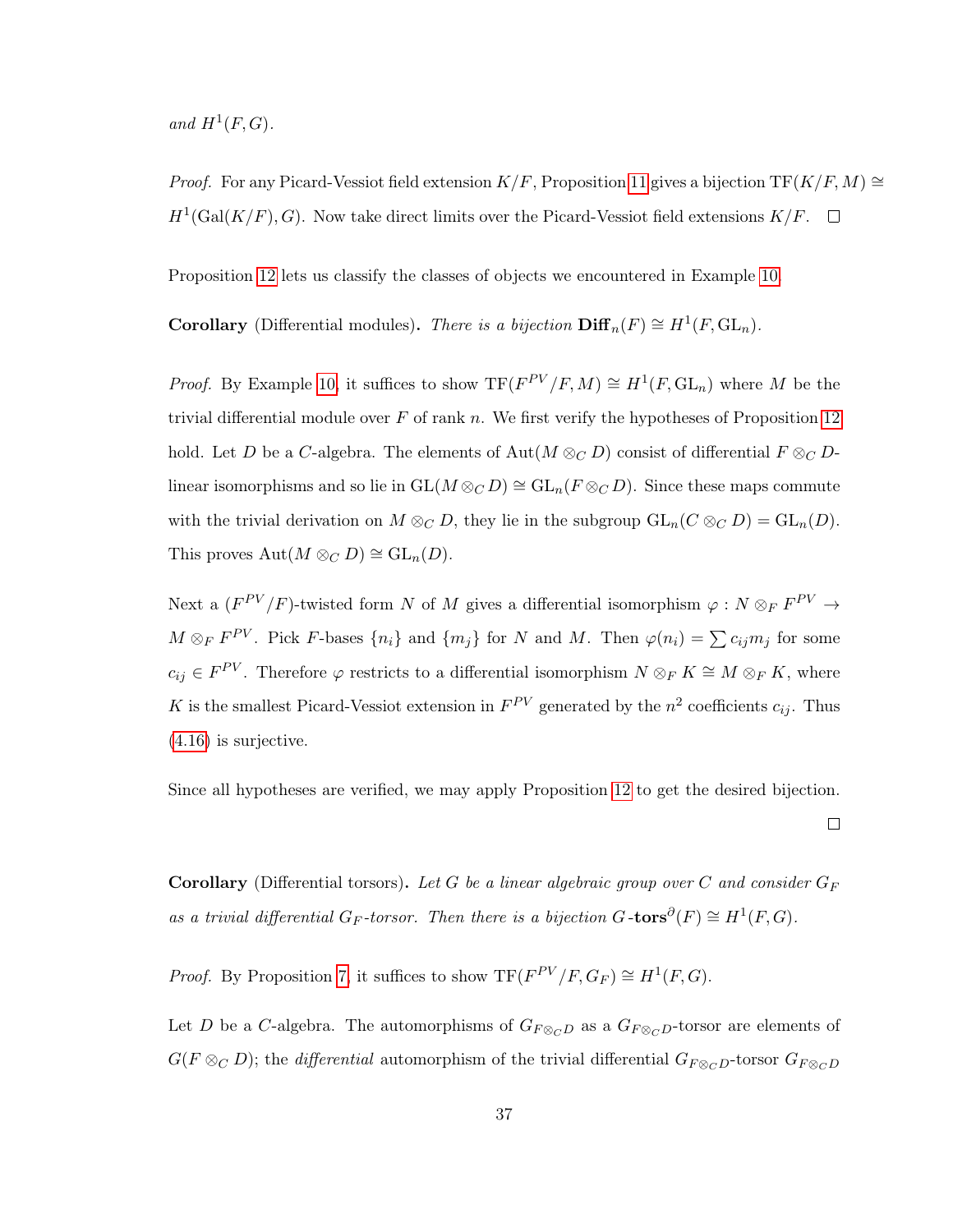*and* $H^1(F, G)$.

*Proof.* For any Picard-Vessiot field extension $K/F$, Proposition 11 gives a bijection $\mathrm{TF}(K/F, M) \cong H^1(\mathrm{Gal}(K/F), G)$. Now take direct limits over the Picard-Vessiot field extensions $K/F$. $\square$

Proposition 12 lets us classify the classes of objects we encountered in Example 10.

**Corollary** (Differential modules)**.** *There is a bijection* $\mathbf{Diff}_n(F) \cong H^1(F, \mathrm{GL}_n)$.

*Proof.* By Example 10, it suffices to show $\mathrm{TF}(F^{PV}/F, M) \cong H^1(F, \mathrm{GL}_n)$ where $M$ be the trivial differential module over $F$ of rank $n$. We first verify the hypotheses of Proposition 12 hold. Let $D$ be a $C$-algebra. The elements of $\mathrm{Aut}(M \otimes_C D)$ consist of differential $F \otimes_C D$-linear isomorphisms and so lie in $\mathrm{GL}(M \otimes_C D) \cong \mathrm{GL}_n(F \otimes_C D)$. Since these maps commute with the trivial derivation on $M \otimes_C D$, they lie in the subgroup $\mathrm{GL}_n(C \otimes_C D) = \mathrm{GL}_n(D)$. This proves $\mathrm{Aut}(M \otimes_C D) \cong \mathrm{GL}_n(D)$.

Next a $(F^{PV}/F)$-twisted form $N$ of $M$ gives a differential isomorphism $\varphi : N \otimes_F F^{PV} \to M \otimes_F F^{PV}$. Pick $F$-bases $\{n_i\}$ and $\{m_j\}$ for $N$ and $M$. Then $\varphi(n_i) = \sum c_{ij} m_j$ for some $c_{ij} \in F^{PV}$. Therefore $\varphi$ restricts to a differential isomorphism $N \otimes_F K \cong M \otimes_F K$, where $K$ is the smallest Picard-Vessiot extension in $F^{PV}$ generated by the $n^2$ coefficients $c_{ij}$. Thus (4.16) is surjective.

Since all hypotheses are verified, we may apply Proposition 12 to get the desired bijection. $\square$

**Corollary** (Differential torsors)**.** *Let $G$ be a linear algebraic group over $C$ and consider $G_F$ as a trivial differential $G_F$-torsor. Then there is a bijection* $G\text{-}\mathbf{tors}^{\partial}(F) \cong H^1(F, G)$.

*Proof.* By Proposition 7, it suffices to show $\mathrm{TF}(F^{PV}/F, G_F) \cong H^1(F, G)$.

Let $D$ be a $C$-algebra. The automorphisms of $G_{F \otimes_C D}$ as a $G_{F \otimes_C D}$-torsor are elements of $G(F \otimes_C D)$; the *differential* automorphism of the trivial differential $G_{F \otimes_C D}$-torsor $G_{F \otimes_C D}$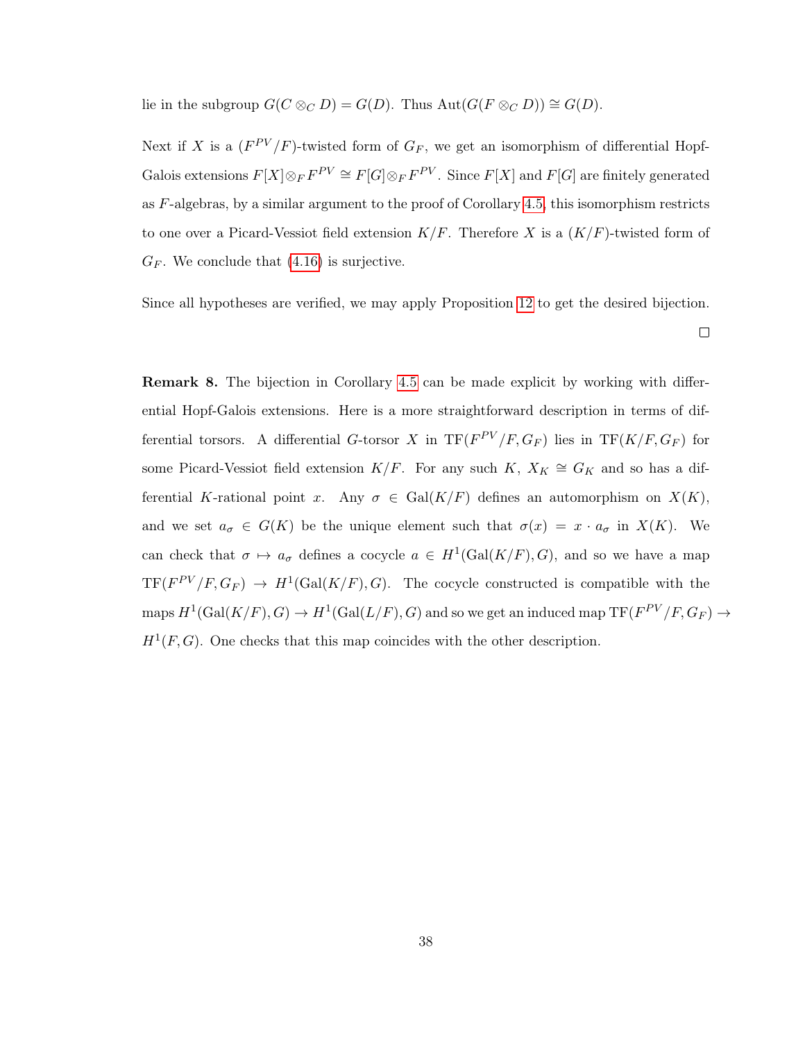lie in the subgroup $G(C \otimes_C D) = G(D)$. Thus $\mathrm{Aut}(G(F \otimes_C D)) \cong G(D)$.

Next if $X$ is a $(F^{PV}/F)$-twisted form of $G_F$, we get an isomorphism of differential Hopf-Galois extensions $F[X] \otimes_F F^{PV} \cong F[G] \otimes_F F^{PV}$. Since $F[X]$ and $F[G]$ are finitely generated as $F$-algebras, by a similar argument to the proof of Corollary 4.5, this isomorphism restricts to one over a Picard-Vessiot field extension $K/F$. Therefore $X$ is a $(K/F)$-twisted form of $G_F$. We conclude that (4.16) is surjective.

Since all hypotheses are verified, we may apply Proposition 12 to get the desired bijection.

$\square$

**Remark 8.** The bijection in Corollary 4.5 can be made explicit by working with differential Hopf-Galois extensions. Here is a more straightforward description in terms of differential torsors. A differential $G$-torsor $X$ in $\mathrm{TF}(F^{PV}/F, G_F)$ lies in $\mathrm{TF}(K/F, G_F)$ for some Picard-Vessiot field extension $K/F$. For any such $K$, $X_K \cong G_K$ and so has a differential $K$-rational point $x$. Any $\sigma \in \mathrm{Gal}(K/F)$ defines an automorphism on $X(K)$, and we set $a_\sigma \in G(K)$ be the unique element such that $\sigma(x) = x \cdot a_\sigma$ in $X(K)$. We can check that $\sigma \mapsto a_\sigma$ defines a cocycle $a \in H^1(\mathrm{Gal}(K/F), G)$, and so we have a map $\mathrm{TF}(F^{PV}/F, G_F) \to H^1(\mathrm{Gal}(K/F), G)$. The cocycle constructed is compatible with the maps $H^1(\mathrm{Gal}(K/F), G) \to H^1(\mathrm{Gal}(L/F), G)$ and so we get an induced map $\mathrm{TF}(F^{PV}/F, G_F) \to H^1(F, G)$. One checks that this map coincides with the other description.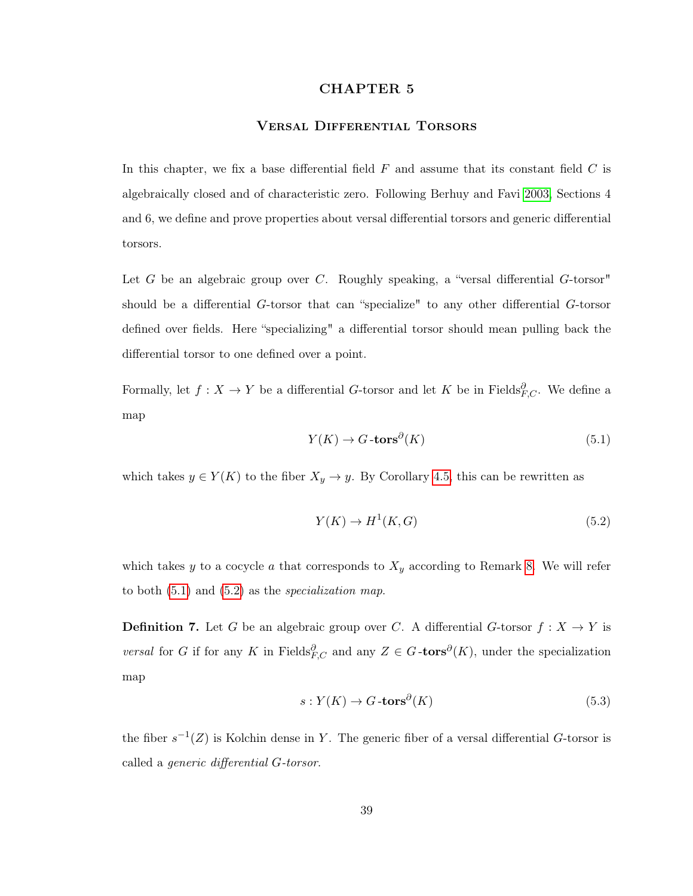# CHAPTER 5

## Versal Differential Torsors

In this chapter, we fix a base differential field $F$ and assume that its constant field $C$ is algebraically closed and of characteristic zero. Following Berhuy and Favi 2003, Sections 4 and 6, we define and prove properties about versal differential torsors and generic differential torsors.

Let $G$ be an algebraic group over $C$. Roughly speaking, a "versal differential $G$-torsor" should be a differential $G$-torsor that can "specialize" to any other differential $G$-torsor defined over fields. Here "specializing" a differential torsor should mean pulling back the differential torsor to one defined over a point.

Formally, let $f : X \to Y$ be a differential $G$-torsor and let $K$ be in $\mathrm{Fields}^{\partial}_{F,C}$. We define a map

$$Y(K) \to G\text{-}\mathbf{tors}^{\partial}(K) \tag{5.1}$$

which takes $y \in Y(K)$ to the fiber $X_y \to y$. By Corollary 4.5, this can be rewritten as

$$Y(K) \to H^1(K, G) \tag{5.2}$$

which takes $y$ to a cocycle $a$ that corresponds to $X_y$ according to Remark 8. We will refer to both (5.1) and (5.2) as the *specialization map*.

**Definition 7.** Let $G$ be an algebraic group over $C$. A differential $G$-torsor $f : X \to Y$ is *versal* for $G$ if for any $K$ in $\mathrm{Fields}^{\partial}_{F,C}$ and any $Z \in G\text{-}\mathbf{tors}^{\partial}(K)$, under the specialization map

$$s : Y(K) \to G\text{-}\mathbf{tors}^{\partial}(K) \tag{5.3}$$

the fiber $s^{-1}(Z)$ is Kolchin dense in $Y$. The generic fiber of a versal differential $G$-torsor is called a *generic differential $G$-torsor*.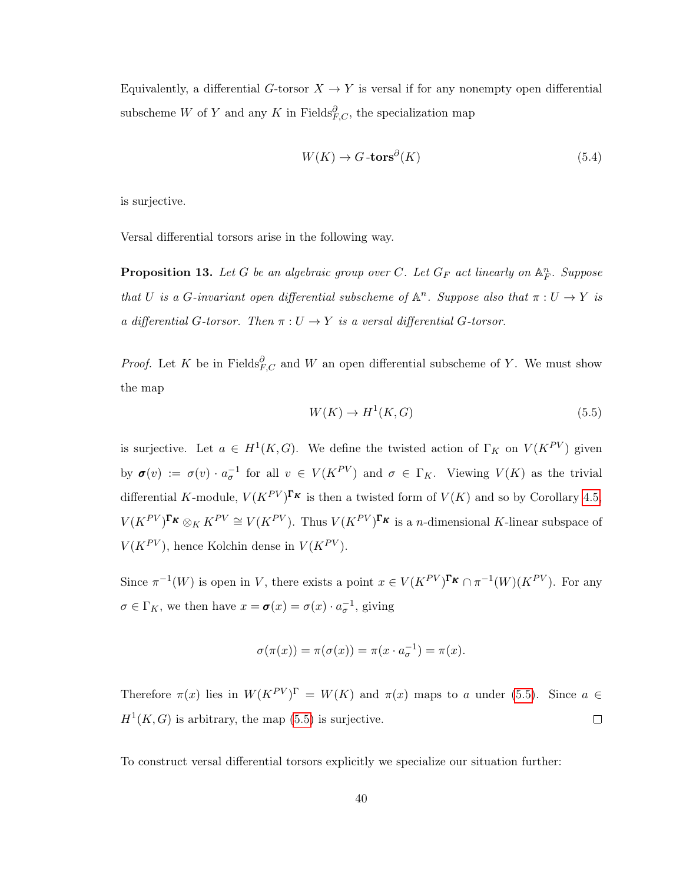Equivalently, a differential $G$-torsor $X \to Y$ is versal if for any nonempty open differential subscheme $W$ of $Y$ and any $K$ in $\text{Fields}^{\partial}_{F,C}$, the specialization map

$$W(K) \to G\text{-}\mathbf{tors}^{\partial}(K) \tag{5.4}$$

is surjective.

Versal differential torsors arise in the following way.

**Proposition 13.** *Let $G$ be an algebraic group over $C$. Let $G_F$ act linearly on $\mathbb{A}^n_F$. Suppose that $U$ is a $G$-invariant open differential subscheme of $\mathbb{A}^n$. Suppose also that $\pi : U \to Y$ is a differential $G$-torsor. Then $\pi : U \to Y$ is a versal differential $G$-torsor.*

*Proof.* Let $K$ be in $\text{Fields}^{\partial}_{F,C}$ and $W$ an open differential subscheme of $Y$. We must show the map

$$W(K) \to H^1(K, G) \tag{5.5}$$

is surjective. Let $a \in H^1(K, G)$. We define the twisted action of $\Gamma_K$ on $V(K^{PV})$ given by $\boldsymbol{\sigma}(v) := \sigma(v) \cdot a_\sigma^{-1}$ for all $v \in V(K^{PV})$ and $\sigma \in \Gamma_K$. Viewing $V(K)$ as the trivial differential $K$-module, $V(K^{PV})^{\boldsymbol{\Gamma_K}}$ is then a twisted form of $V(K)$ and so by Corollary 4.5, $V(K^{PV})^{\boldsymbol{\Gamma_K}} \otimes_K K^{PV} \cong V(K^{PV})$. Thus $V(K^{PV})^{\boldsymbol{\Gamma_K}}$ is a $n$-dimensional $K$-linear subspace of $V(K^{PV})$, hence Kolchin dense in $V(K^{PV})$.

Since $\pi^{-1}(W)$ is open in $V$, there exists a point $x \in V(K^{PV})^{\boldsymbol{\Gamma_K}} \cap \pi^{-1}(W)(K^{PV})$. For any $\sigma \in \Gamma_K$, we then have $x = \boldsymbol{\sigma}(x) = \sigma(x) \cdot a_\sigma^{-1}$, giving

$$\sigma(\pi(x)) = \pi(\sigma(x)) = \pi(x \cdot a_\sigma^{-1}) = \pi(x).$$

Therefore $\pi(x)$ lies in $W(K^{PV})^{\Gamma} = W(K)$ and $\pi(x)$ maps to $a$ under (5.5). Since $a \in H^1(K, G)$ is arbitrary, the map (5.5) is surjective. $\square$

To construct versal differential torsors explicitly we specialize our situation further: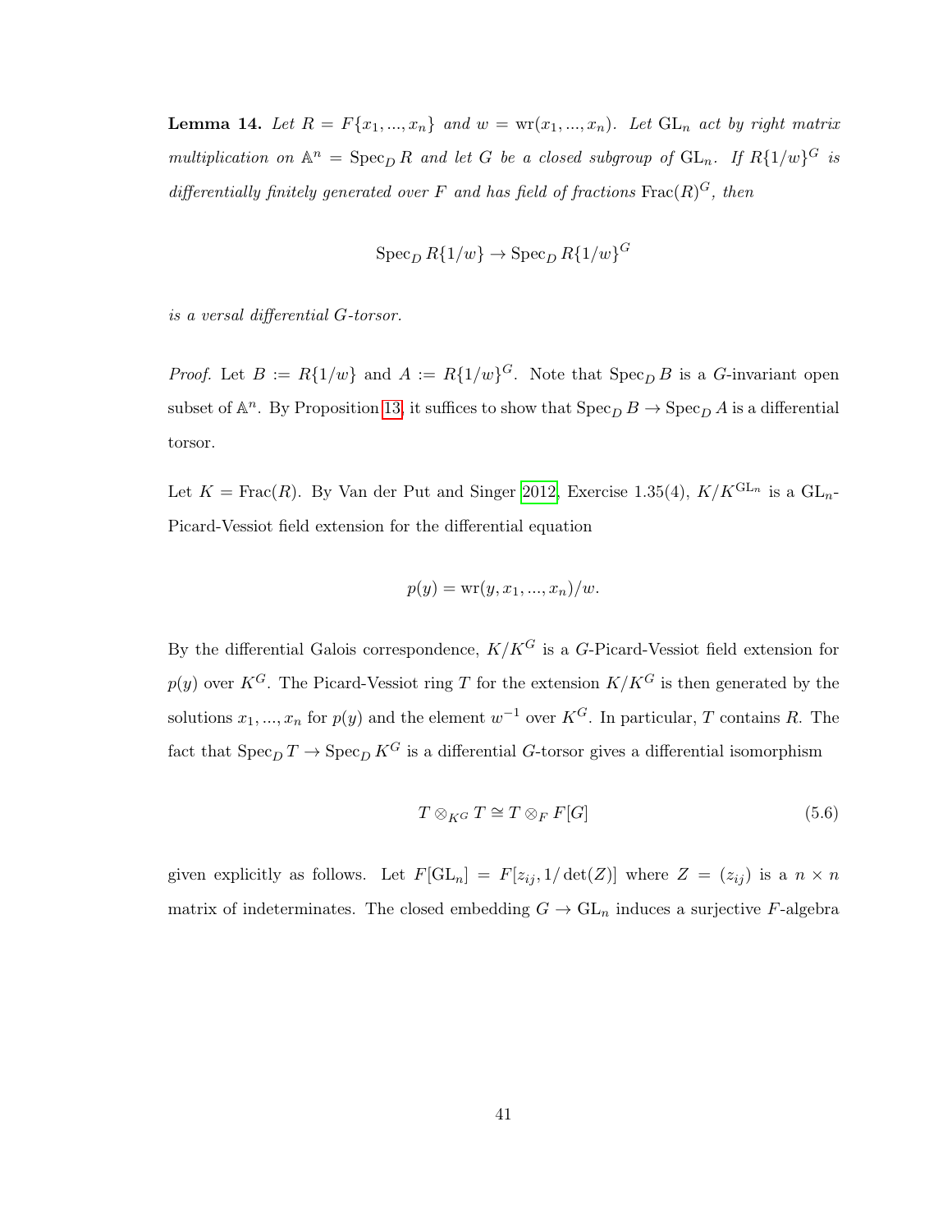**Lemma 14.** *Let $R = F\{x_1, ..., x_n\}$ and $w = \mathrm{wr}(x_1, ..., x_n)$. Let $\mathrm{GL}_n$ act by right matrix multiplication on $\mathbb{A}^n = \mathrm{Spec}_D\, R$ and let $G$ be a closed subgroup of $\mathrm{GL}_n$. If $R\{1/w\}^G$ is differentially finitely generated over $F$ and has field of fractions $\mathrm{Frac}(R)^G$, then*

$$\mathrm{Spec}_D\, R\{1/w\} \to \mathrm{Spec}_D\, R\{1/w\}^G$$

*is a versal differential $G$-torsor.*

*Proof.* Let $B := R\{1/w\}$ and $A := R\{1/w\}^G$. Note that $\mathrm{Spec}_D\, B$ is a $G$-invariant open subset of $\mathbb{A}^n$. By Proposition 13, it suffices to show that $\mathrm{Spec}_D\, B \to \mathrm{Spec}_D\, A$ is a differential torsor.

Let $K = \mathrm{Frac}(R)$. By Van der Put and Singer 2012, Exercise 1.35(4), $K/K^{\mathrm{GL}_n}$ is a $\mathrm{GL}_n$-Picard-Vessiot field extension for the differential equation

$$p(y) = \mathrm{wr}(y, x_1, ..., x_n)/w.$$

By the differential Galois correspondence, $K/K^G$ is a $G$-Picard-Vessiot field extension for $p(y)$ over $K^G$. The Picard-Vessiot ring $T$ for the extension $K/K^G$ is then generated by the solutions $x_1, ..., x_n$ for $p(y)$ and the element $w^{-1}$ over $K^G$. In particular, $T$ contains $R$. The fact that $\mathrm{Spec}_D\, T \to \mathrm{Spec}_D\, K^G$ is a differential $G$-torsor gives a differential isomorphism

$$T \otimes_{K^G} T \cong T \otimes_F F[G] \tag{5.6}$$

given explicitly as follows. Let $F[\mathrm{GL}_n] = F[z_{ij}, 1/\det(Z)]$ where $Z = (z_{ij})$ is a $n \times n$ matrix of indeterminates. The closed embedding $G \to \mathrm{GL}_n$ induces a surjective $F$-algebra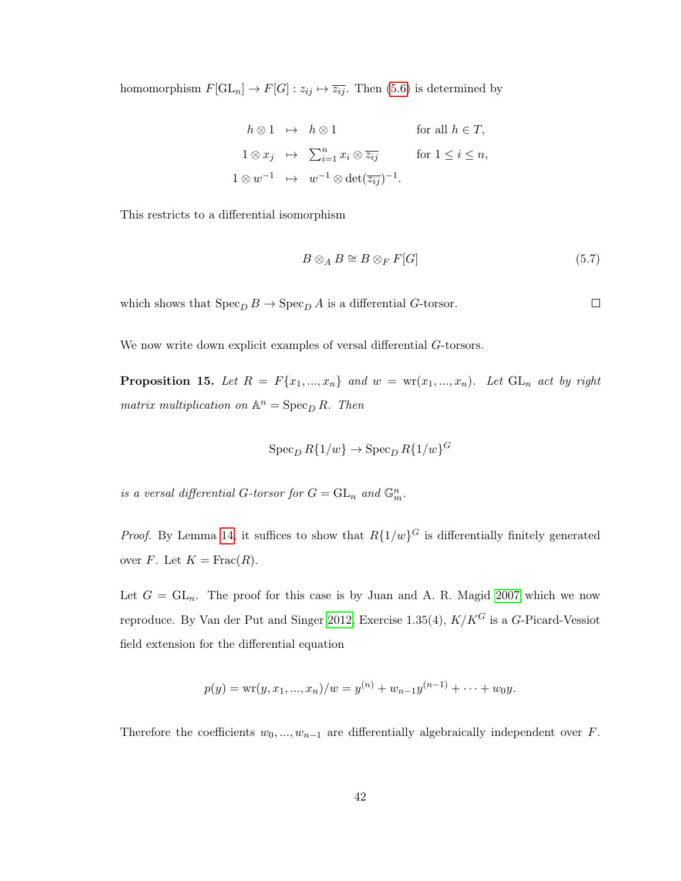homomorphism $F[\mathrm{GL}_n] \to F[G] : z_{ij} \mapsto \overline{z_{ij}}$. Then (5.6) is determined by

$$
\begin{array}{rcll}
h \otimes 1 & \mapsto & h \otimes 1 & \text{for all } h \in T, \\
1 \otimes x_j & \mapsto & \sum_{i=1}^n x_i \otimes \overline{z_{ij}} & \text{for } 1 \leq i \leq n, \\
1 \otimes w^{-1} & \mapsto & w^{-1} \otimes \det(\overline{z_{ij}})^{-1}. &
\end{array}
$$

This restricts to a differential isomorphism

$$
B \otimes_A B \cong B \otimes_F F[G] \tag{5.7}
$$

which shows that $\mathrm{Spec}_D\, B \to \mathrm{Spec}_D\, A$ is a differential $G$-torsor. $\square$

We now write down explicit examples of versal differential $G$-torsors.

**Proposition 15.** *Let $R = F\{x_1, ..., x_n\}$ and $w = \mathrm{wr}(x_1, ..., x_n)$. Let $\mathrm{GL}_n$ act by right matrix multiplication on $\mathbb{A}^n = \mathrm{Spec}_D\, R$. Then*

$$
\mathrm{Spec}_D\, R\{1/w\} \to \mathrm{Spec}_D\, R\{1/w\}^G
$$

*is a versal differential $G$-torsor for $G = \mathrm{GL}_n$ and $\mathbb{G}_m^n$.*

*Proof.* By Lemma 14, it suffices to show that $R\{1/w\}^G$ is differentially finitely generated over $F$. Let $K = \mathrm{Frac}(R)$.

Let $G = \mathrm{GL}_n$. The proof for this case is by Juan and A. R. Magid 2007 which we now reproduce. By Van der Put and Singer 2012, Exercise 1.35(4), $K/K^G$ is a $G$-Picard-Vessiot field extension for the differential equation

$$
p(y) = \mathrm{wr}(y, x_1, ..., x_n)/w = y^{(n)} + w_{n-1}y^{(n-1)} + \cdots + w_0 y.
$$

Therefore the coefficients $w_0, ..., w_{n-1}$ are differentially algebraically independent over $F$.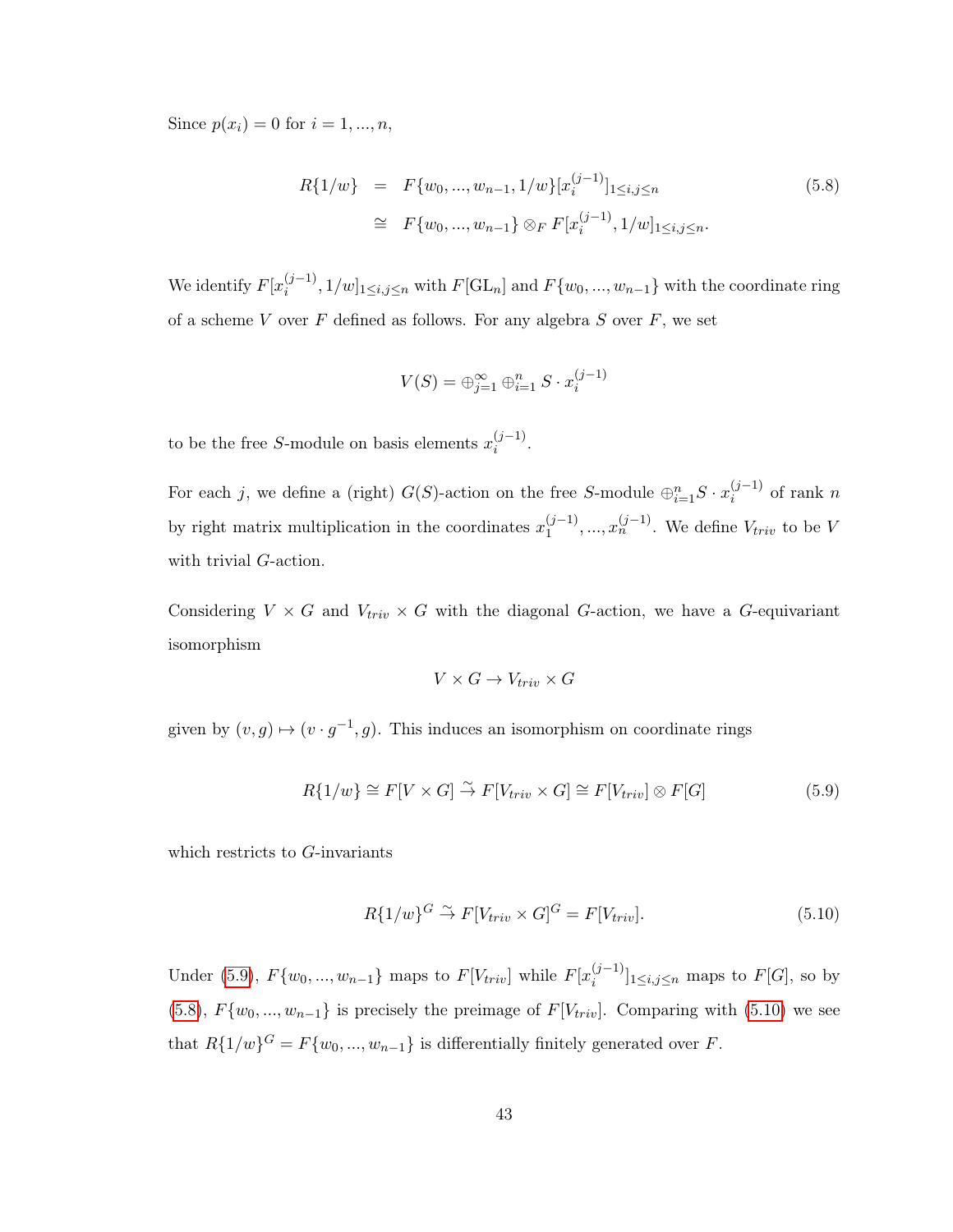Since $p(x_i) = 0$ for $i = 1, ..., n$,

$$
\begin{aligned}
R\{1/w\} &= F\{w_0, ..., w_{n-1}, 1/w\}[x_i^{(j-1)}]_{1 \le i,j \le n} \\
&\cong F\{w_0, ..., w_{n-1}\} \otimes_F F[x_i^{(j-1)}, 1/w]_{1 \le i,j \le n}.
\end{aligned}
\tag{5.8}
$$

We identify $F[x_i^{(j-1)}, 1/w]_{1 \le i,j \le n}$ with $F[\mathrm{GL}_n]$ and $F\{w_0, ..., w_{n-1}\}$ with the coordinate ring of a scheme $V$ over $F$ defined as follows. For any algebra $S$ over $F$, we set

$$
V(S) = \oplus_{j=1}^{\infty} \oplus_{i=1}^{n} S \cdot x_i^{(j-1)}
$$

to be the free $S$-module on basis elements $x_i^{(j-1)}$.

For each $j$, we define a (right) $G(S)$-action on the free $S$-module $\oplus_{i=1}^{n} S \cdot x_i^{(j-1)}$ of rank $n$ by right matrix multiplication in the coordinates $x_1^{(j-1)}, ..., x_n^{(j-1)}$. We define $V_{triv}$ to be $V$ with trivial $G$-action.

Considering $V \times G$ and $V_{triv} \times G$ with the diagonal $G$-action, we have a $G$-equivariant isomorphism

$$
V \times G \to V_{triv} \times G
$$

given by $(v, g) \mapsto (v \cdot g^{-1}, g)$. This induces an isomorphism on coordinate rings

$$
R\{1/w\} \cong F[V \times G] \xrightarrow{\sim} F[V_{triv} \times G] \cong F[V_{triv}] \otimes F[G]
\tag{5.9}
$$

which restricts to $G$-invariants

$$
R\{1/w\}^G \xrightarrow{\sim} F[V_{triv} \times G]^G = F[V_{triv}].
\tag{5.10}
$$

Under (5.9), $F\{w_0, ..., w_{n-1}\}$ maps to $F[V_{triv}]$ while $F[x_i^{(j-1)}]_{1 \le i,j \le n}$ maps to $F[G]$, so by (5.8), $F\{w_0, ..., w_{n-1}\}$ is precisely the preimage of $F[V_{triv}]$. Comparing with (5.10) we see that $R\{1/w\}^G = F\{w_0, ..., w_{n-1}\}$ is differentially finitely generated over $F$.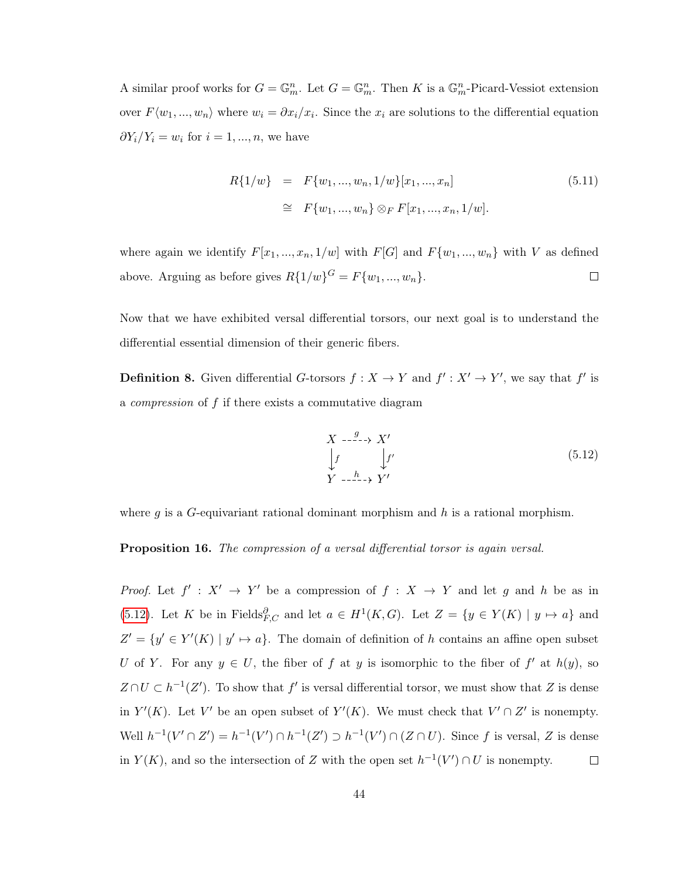A similar proof works for $G = \mathbb{G}_m^n$. Let $G = \mathbb{G}_m^n$. Then $K$ is a $\mathbb{G}_m^n$-Picard-Vessiot extension over $F\langle w_1, ..., w_n\rangle$ where $w_i = \partial x_i / x_i$. Since the $x_i$ are solutions to the differential equation $\partial Y_i / Y_i = w_i$ for $i = 1, ..., n$, we have

$$
\begin{aligned}
R\{1/w\} &= F\{w_1, ..., w_n, 1/w\}[x_1, ..., x_n] \\
&\cong F\{w_1, ..., w_n\} \otimes_F F[x_1, ..., x_n, 1/w].
\end{aligned} \tag{5.11}
$$

where again we identify $F[x_1, ..., x_n, 1/w]$ with $F[G]$ and $F\{w_1, ..., w_n\}$ with $V$ as defined above. Arguing as before gives $R\{1/w\}^G = F\{w_1, ..., w_n\}$. □

Now that we have exhibited versal differential torsors, our next goal is to understand the differential essential dimension of their generic fibers.

**Definition 8.** Given differential $G$-torsors $f : X \to Y$ and $f' : X' \to Y'$, we say that $f'$ is a *compression* of $f$ if there exists a commutative diagram

$$
\begin{array}{ccc}
X & \overset{g}{\dashrightarrow} & X' \\
\downarrow f & & \downarrow f' \\
Y & \overset{h}{\dashrightarrow} & Y'
\end{array} \tag{5.12}
$$

where $g$ is a $G$-equivariant rational dominant morphism and $h$ is a rational morphism.

**Proposition 16.** *The compression of a versal differential torsor is again versal.*

*Proof.* Let $f' : X' \to Y'$ be a compression of $f : X \to Y$ and let $g$ and $h$ be as in (5.12). Let $K$ be in $\text{Fields}^{\partial}_{F,C}$ and let $a \in H^1(K, G)$. Let $Z = \{y \in Y(K) \mid y \mapsto a\}$ and $Z' = \{y' \in Y'(K) \mid y' \mapsto a\}$. The domain of definition of $h$ contains an affine open subset $U$ of $Y$. For any $y \in U$, the fiber of $f$ at $y$ is isomorphic to the fiber of $f'$ at $h(y)$, so $Z \cap U \subset h^{-1}(Z')$. To show that $f'$ is versal differential torsor, we must show that $Z$ is dense in $Y'(K)$. Let $V'$ be an open subset of $Y'(K)$. We must check that $V' \cap Z'$ is nonempty. Well $h^{-1}(V' \cap Z') = h^{-1}(V') \cap h^{-1}(Z') \supset h^{-1}(V') \cap (Z \cap U)$. Since $f$ is versal, $Z$ is dense in $Y(K)$, and so the intersection of $Z$ with the open set $h^{-1}(V') \cap U$ is nonempty. □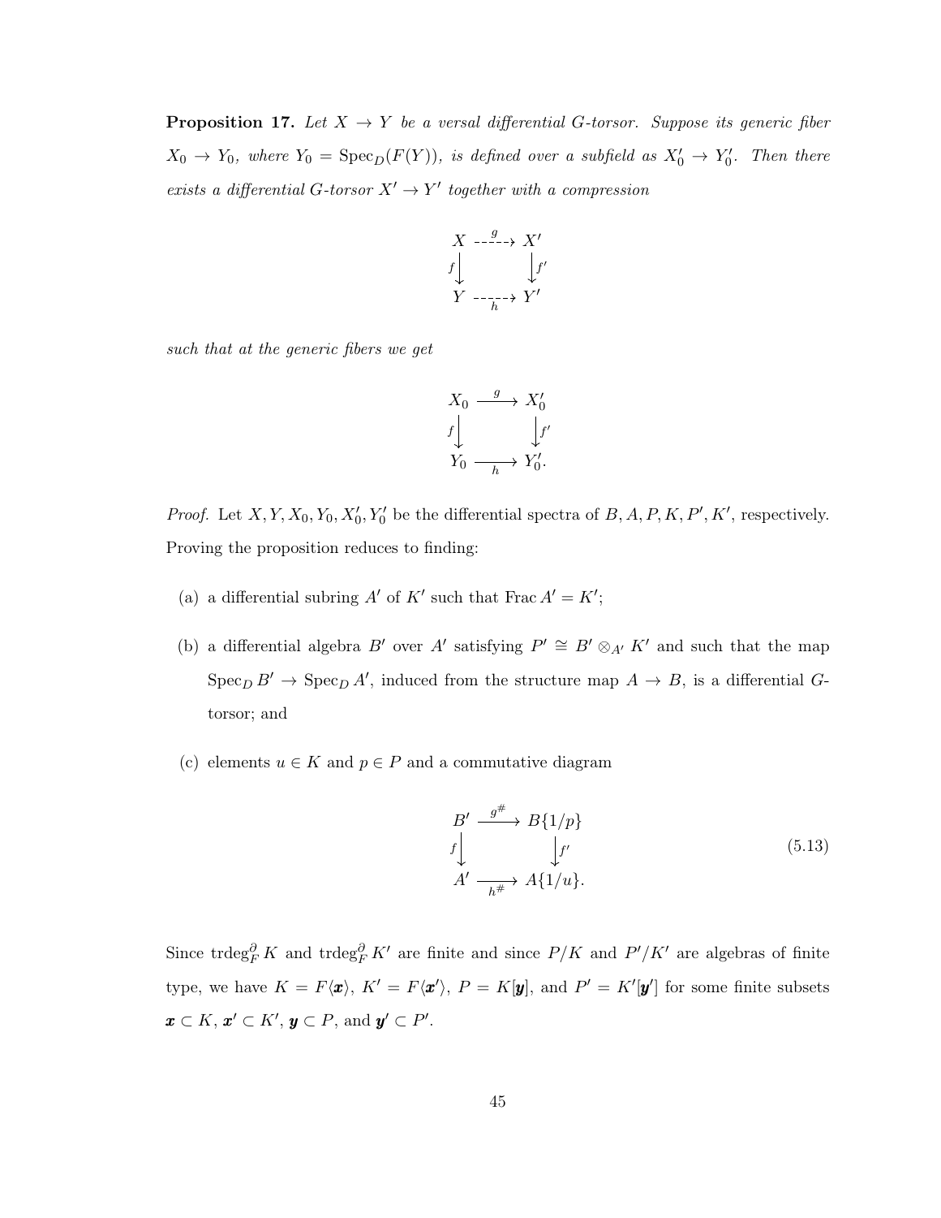**Proposition 17.** *Let $X \to Y$ be a versal differential $G$-torsor. Suppose its generic fiber $X_0 \to Y_0$, where $Y_0 = \operatorname{Spec}_D(F(Y))$, is defined over a subfield as $X_0' \to Y_0'$. Then there exists a differential $G$-torsor $X' \to Y'$ together with a compression*

$$\begin{array}{ccc} X & \overset{g}{\dashrightarrow} & X' \\ {\scriptstyle f}\downarrow & & \downarrow{\scriptstyle f'} \\ Y & \underset{h}{\dashrightarrow} & Y' \end{array}$$

*such that at the generic fibers we get*

$$\begin{array}{ccc} X_0 & \xrightarrow{g} & X_0' \\ {\scriptstyle f}\downarrow & & \downarrow{\scriptstyle f'} \\ Y_0 & \xrightarrow[h]{} & Y_0'. \end{array}$$

*Proof.* Let $X, Y, X_0, Y_0, X_0', Y_0'$ be the differential spectra of $B, A, P, K, P', K'$, respectively. Proving the proposition reduces to finding:

(a) a differential subring $A'$ of $K'$ such that $\operatorname{Frac} A' = K'$;

(b) a differential algebra $B'$ over $A'$ satisfying $P' \cong B' \otimes_{A'} K'$ and such that the map $\operatorname{Spec}_D B' \to \operatorname{Spec}_D A'$, induced from the structure map $A \to B$, is a differential $G$-torsor; and

(c) elements $u \in K$ and $p \in P$ and a commutative diagram

$$\begin{array}{ccc} B' & \xrightarrow{g^\#} & B\{1/p\} \\ {\scriptstyle f}\downarrow & & \downarrow{\scriptstyle f'} \\ A' & \xrightarrow[h^\#]{} & A\{1/u\}. \end{array} \tag{5.13}$$

Since $\operatorname{trdeg}_F^\partial K$ and $\operatorname{trdeg}_F^\partial K'$ are finite and since $P/K$ and $P'/K'$ are algebras of finite type, we have $K = F\langle \boldsymbol{x} \rangle$, $K' = F\langle \boldsymbol{x}' \rangle$, $P = K[\boldsymbol{y}]$, and $P' = K'[\boldsymbol{y}']$ for some finite subsets $\boldsymbol{x} \subset K$, $\boldsymbol{x}' \subset K'$, $\boldsymbol{y} \subset P$, and $\boldsymbol{y}' \subset P'$.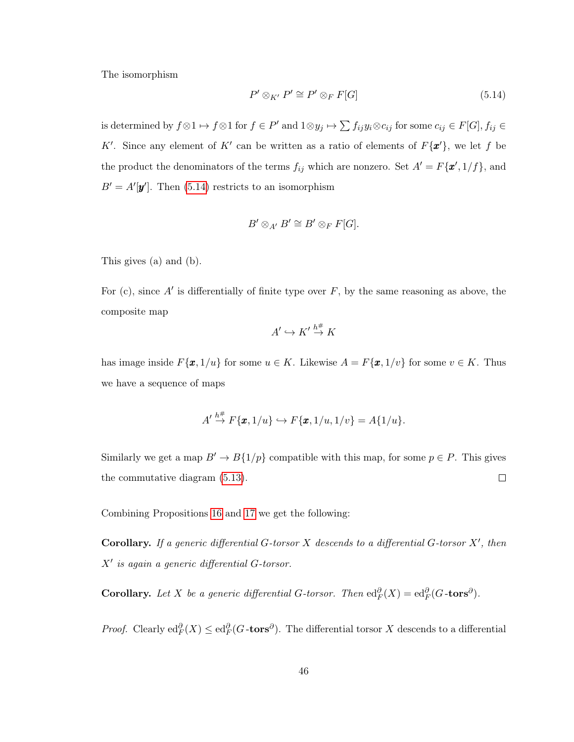The isomorphism

$$P' \otimes_{K'} P' \cong P' \otimes_F F[G] \tag{5.14}$$

is determined by $f \otimes 1 \mapsto f \otimes 1$ for $f \in P'$ and $1 \otimes y_j \mapsto \sum f_{ij} y_i \otimes c_{ij}$ for some $c_{ij} \in F[G], f_{ij} \in K'$. Since any element of $K'$ can be written as a ratio of elements of $F\{\boldsymbol{x}'\}$, we let $f$ be the product the denominators of the terms $f_{ij}$ which are nonzero. Set $A' = F\{\boldsymbol{x}', 1/f\}$, and $B' = A'[\boldsymbol{y}']$. Then (5.14) restricts to an isomorphism

$$B' \otimes_{A'} B' \cong B' \otimes_F F[G].$$

This gives (a) and (b).

For (c), since $A'$ is differentially of finite type over $F$, by the same reasoning as above, the composite map

$$A' \hookrightarrow K' \overset{h^\#}{\to} K$$

has image inside $F\{\boldsymbol{x}, 1/u\}$ for some $u \in K$. Likewise $A = F\{\boldsymbol{x}, 1/v\}$ for some $v \in K$. Thus we have a sequence of maps

$$A' \overset{h^\#}{\to} F\{\boldsymbol{x}, 1/u\} \hookrightarrow F\{\boldsymbol{x}, 1/u, 1/v\} = A\{1/u\}.$$

Similarly we get a map $B' \to B\{1/p\}$ compatible with this map, for some $p \in P$. This gives the commutative diagram (5.13). $\square$

Combining Propositions 16 and 17 we get the following:

**Corollary.** *If a generic differential $G$-torsor $X$ descends to a differential $G$-torsor $X'$, then $X'$ is again a generic differential $G$-torsor.*

**Corollary.** *Let $X$ be a generic differential $G$-torsor. Then $\mathrm{ed}_F^\partial(X) = \mathrm{ed}_F^\partial(G\text{-}\mathbf{tors}^\partial)$.*

*Proof.* Clearly $\mathrm{ed}_F^\partial(X) \leq \mathrm{ed}_F^\partial(G\text{-}\mathbf{tors}^\partial)$. The differential torsor $X$ descends to a differential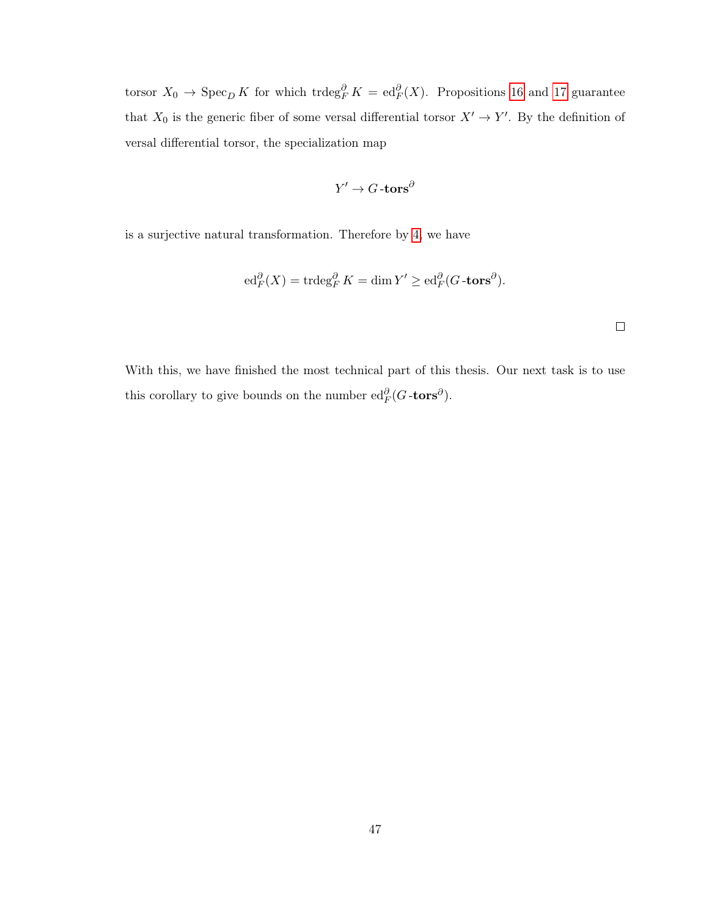torsor $X_0 \to \operatorname{Spec}_D K$ for which $\operatorname{trdeg}_F^\partial K = \operatorname{ed}_F^\partial(X)$. Propositions 16 and 17 guarantee that $X_0$ is the generic fiber of some versal differential torsor $X' \to Y'$. By the definition of versal differential torsor, the specialization map

$$Y' \to G\text{-}\mathbf{tors}^\partial$$

is a surjective natural transformation. Therefore by 4, we have

$$\operatorname{ed}_F^\partial(X) = \operatorname{trdeg}_F^\partial K = \dim Y' \geq \operatorname{ed}_F^\partial(G\text{-}\mathbf{tors}^\partial).$$

□

With this, we have finished the most technical part of this thesis. Our next task is to use this corollary to give bounds on the number $\operatorname{ed}_F^\partial(G\text{-}\mathbf{tors}^\partial)$.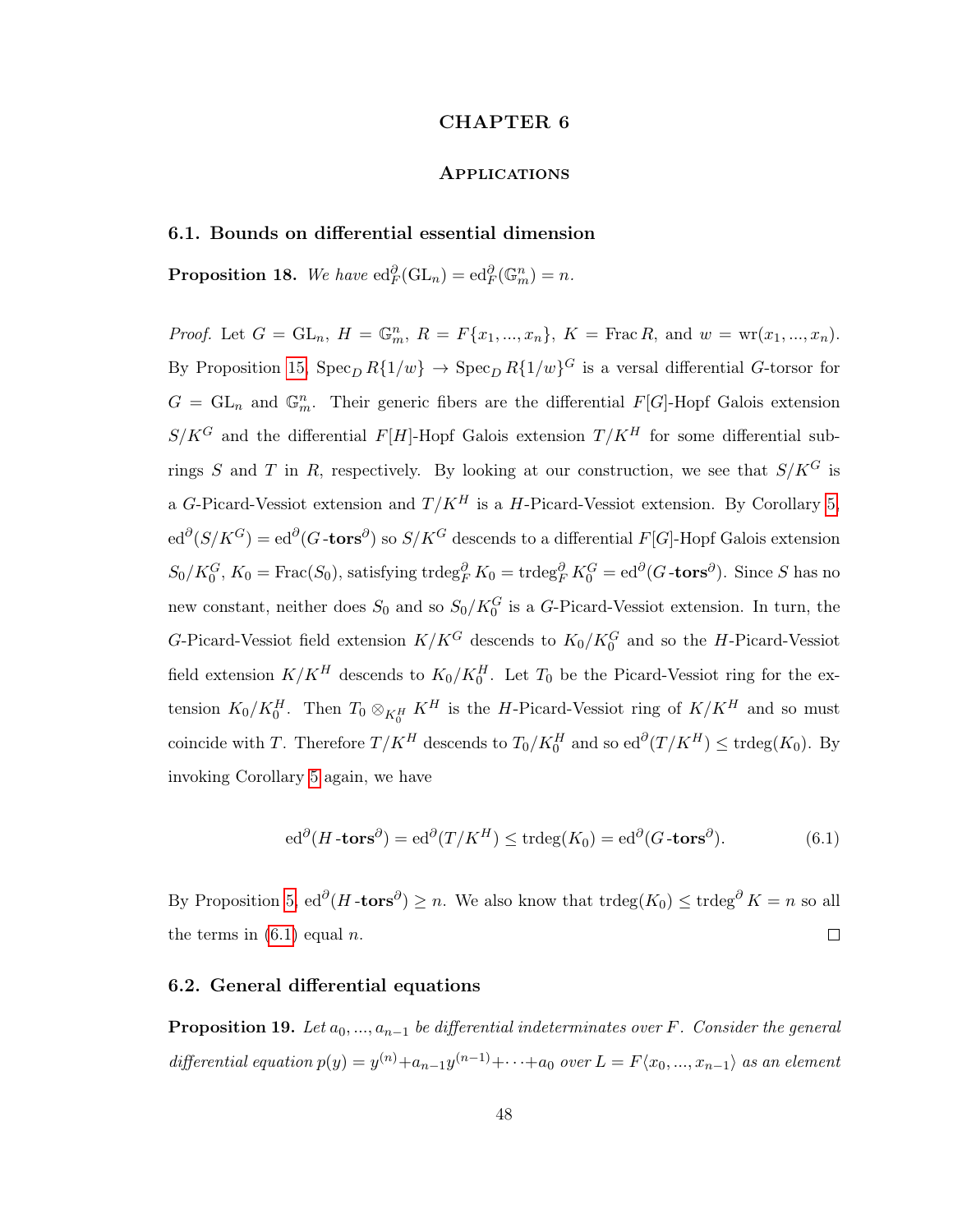# CHAPTER 6

## Applications

### 6.1. Bounds on differential essential dimension

**Proposition 18.** *We have* $\operatorname{ed}^{\partial}_F(\mathrm{GL}_n) = \operatorname{ed}^{\partial}_F(\mathbb{G}_m^n) = n$.

*Proof.* Let $G = \mathrm{GL}_n$, $H = \mathbb{G}_m^n$, $R = F\{x_1, ..., x_n\}$, $K = \operatorname{Frac} R$, and $w = \operatorname{wr}(x_1, ..., x_n)$. By Proposition 15, $\operatorname{Spec}_D R\{1/w\} \to \operatorname{Spec}_D R\{1/w\}^G$ is a versal differential $G$-torsor for $G = \mathrm{GL}_n$ and $\mathbb{G}_m^n$. Their generic fibers are the differential $F[G]$-Hopf Galois extension $S/K^G$ and the differential $F[H]$-Hopf Galois extension $T/K^H$ for some differential subrings $S$ and $T$ in $R$, respectively. By looking at our construction, we see that $S/K^G$ is a $G$-Picard-Vessiot extension and $T/K^H$ is a $H$-Picard-Vessiot extension. By Corollary 5, $\operatorname{ed}^{\partial}(S/K^G) = \operatorname{ed}^{\partial}(G\text{-}\mathbf{tors}^{\partial})$ so $S/K^G$ descends to a differential $F[G]$-Hopf Galois extension $S_0/K_0^G$, $K_0 = \operatorname{Frac}(S_0)$, satisfying $\operatorname{trdeg}^{\partial}_F K_0 = \operatorname{trdeg}^{\partial}_F K_0^G = \operatorname{ed}^{\partial}(G\text{-}\mathbf{tors}^{\partial})$. Since $S$ has no new constant, neither does $S_0$ and so $S_0/K_0^G$ is a $G$-Picard-Vessiot extension. In turn, the $G$-Picard-Vessiot field extension $K/K^G$ descends to $K_0/K_0^G$ and so the $H$-Picard-Vessiot field extension $K/K^H$ descends to $K_0/K_0^H$. Let $T_0$ be the Picard-Vessiot ring for the extension $K_0/K_0^H$. Then $T_0 \otimes_{K_0^H} K^H$ is the $H$-Picard-Vessiot ring of $K/K^H$ and so must coincide with $T$. Therefore $T/K^H$ descends to $T_0/K_0^H$ and so $\operatorname{ed}^{\partial}(T/K^H) \leq \operatorname{trdeg}(K_0)$. By invoking Corollary 5 again, we have

$$\operatorname{ed}^{\partial}(H\text{-}\mathbf{tors}^{\partial}) = \operatorname{ed}^{\partial}(T/K^H) \leq \operatorname{trdeg}(K_0) = \operatorname{ed}^{\partial}(G\text{-}\mathbf{tors}^{\partial}). \tag{6.1}$$

By Proposition 5, $\operatorname{ed}^{\partial}(H\text{-}\mathbf{tors}^{\partial}) \geq n$. We also know that $\operatorname{trdeg}(K_0) \leq \operatorname{trdeg}^{\partial} K = n$ so all the terms in (6.1) equal $n$. $\square$

### 6.2. General differential equations

**Proposition 19.** *Let $a_0, ..., a_{n-1}$ be differential indeterminates over $F$. Consider the general differential equation $p(y) = y^{(n)} + a_{n-1}y^{(n-1)} + \cdots + a_0$ over $L = F\langle x_0, ..., x_{n-1}\rangle$ as an element*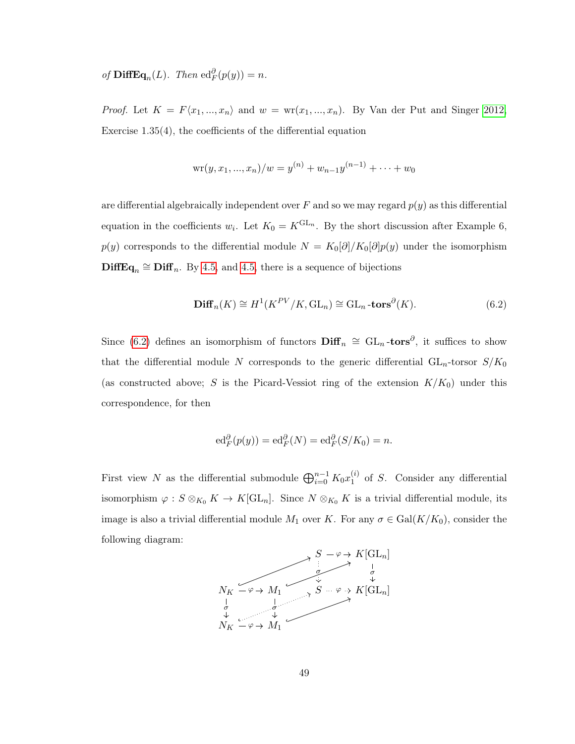*of* $\mathbf{DiffEq}_n(L)$. *Then* $\mathrm{ed}^{\partial}_F(p(y)) = n$.

*Proof.* Let $K = F\langle x_1, ..., x_n\rangle$ and $w = \mathrm{wr}(x_1, ..., x_n)$. By Van der Put and Singer 2012, Exercise 1.35(4), the coefficients of the differential equation

$$\mathrm{wr}(y, x_1, ..., x_n)/w = y^{(n)} + w_{n-1}y^{(n-1)} + \cdots + w_0$$

are differential algebraically independent over $F$ and so we may regard $p(y)$ as this differential equation in the coefficients $w_i$. Let $K_0 = K^{\mathrm{GL}_n}$. By the short discussion after Example 6, $p(y)$ corresponds to the differential module $N = K_0[\partial]/K_0[\partial]p(y)$ under the isomorphism $\mathbf{DiffEq}_n \cong \mathbf{Diff}_n$. By 4.5 and 4.5, there is a sequence of bijections

$$\mathbf{Diff}_n(K) \cong H^1(K^{PV}/K, \mathrm{GL}_n) \cong \mathrm{GL}_n\text{-}\mathbf{tors}^{\partial}(K). \tag{6.2}$$

Since (6.2) defines an isomorphism of functors $\mathbf{Diff}_n \cong \mathrm{GL}_n\text{-}\mathbf{tors}^{\partial}$, it suffices to show that the differential module $N$ corresponds to the generic differential $\mathrm{GL}_n$-torsor $S/K_0$ (as constructed above; $S$ is the Picard-Vessiot ring of the extension $K/K_0$) under this correspondence, for then

$$\mathrm{ed}^{\partial}_F(p(y)) = \mathrm{ed}^{\partial}_F(N) = \mathrm{ed}^{\partial}_F(S/K_0) = n.$$

First view $N$ as the differential submodule $\bigoplus_{i=0}^{n-1} K_0 x_1^{(i)}$ of $S$. Consider any differential isomorphism $\varphi : S \otimes_{K_0} K \to K[\mathrm{GL}_n]$. Since $N \otimes_{K_0} K$ is a trivial differential module, its image is also a trivial differential module $M_1$ over $K$. For any $\sigma \in \mathrm{Gal}(K/K_0)$, consider the following diagram:

$$\begin{array}{ccccccc}
 & & & & S & \xrightarrow{\varphi} & K[\mathrm{GL}_n] \\
 & & & & \downarrow{\scriptstyle\sigma} & & \downarrow{\scriptstyle\sigma} \\
N_K & \xrightarrow{\varphi} & M_1 & & S & \xrightarrow{\varphi} & K[\mathrm{GL}_n] \\
\downarrow{\scriptstyle\sigma} & & \downarrow{\scriptstyle\sigma} & & & & \\
N_K & \xrightarrow{\varphi} & M_1 & & & &
\end{array}$$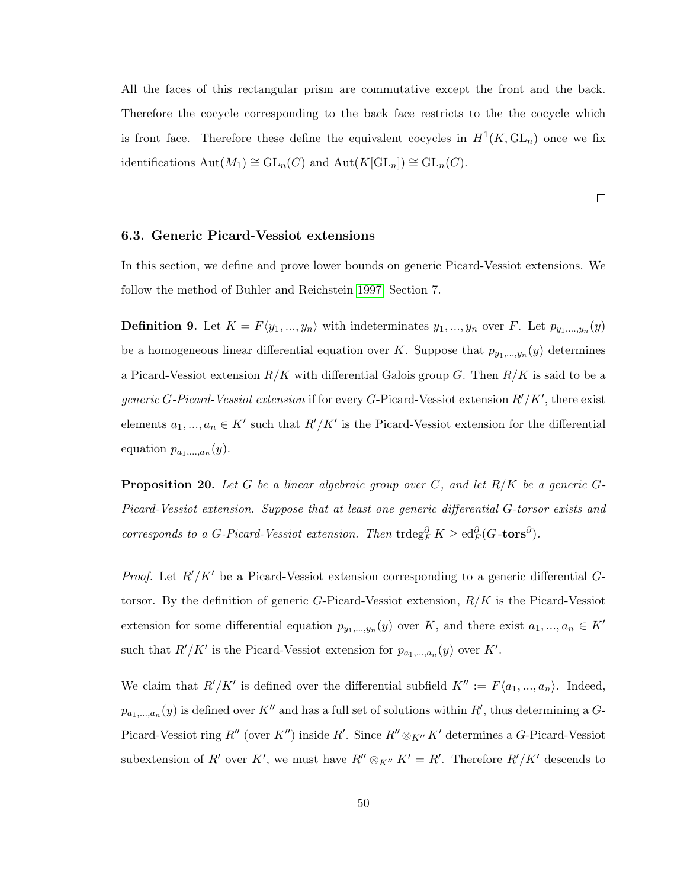All the faces of this rectangular prism are commutative except the front and the back. Therefore the cocycle corresponding to the back face restricts to the the cocycle which is front face. Therefore these define the equivalent cocycles in $H^1(K, \mathrm{GL}_n)$ once we fix identifications $\mathrm{Aut}(M_1) \cong \mathrm{GL}_n(C)$ and $\mathrm{Aut}(K[\mathrm{GL}_n]) \cong \mathrm{GL}_n(C)$.

□

### 6.3. Generic Picard-Vessiot extensions

In this section, we define and prove lower bounds on generic Picard-Vessiot extensions. We follow the method of Buhler and Reichstein 1997, Section 7.

**Definition 9.** Let $K = F\langle y_1, ..., y_n\rangle$ with indeterminates $y_1, ..., y_n$ over $F$. Let $p_{y_1,...,y_n}(y)$ be a homogeneous linear differential equation over $K$. Suppose that $p_{y_1,...,y_n}(y)$ determines a Picard-Vessiot extension $R/K$ with differential Galois group $G$. Then $R/K$ is said to be a *generic $G$-Picard-Vessiot extension* if for every $G$-Picard-Vessiot extension $R'/K'$, there exist elements $a_1, ..., a_n \in K'$ such that $R'/K'$ is the Picard-Vessiot extension for the differential equation $p_{a_1,...,a_n}(y)$.

**Proposition 20.** *Let $G$ be a linear algebraic group over $C$, and let $R/K$ be a generic $G$-Picard-Vessiot extension. Suppose that at least one generic differential $G$-torsor exists and corresponds to a $G$-Picard-Vessiot extension. Then* $\mathrm{trdeg}_F^{\partial} K \geq \mathrm{ed}_F^{\partial}(G\textbf{-tors}^{\partial})$.

*Proof.* Let $R'/K'$ be a Picard-Vessiot extension corresponding to a generic differential $G$-torsor. By the definition of generic $G$-Picard-Vessiot extension, $R/K$ is the Picard-Vessiot extension for some differential equation $p_{y_1,...,y_n}(y)$ over $K$, and there exist $a_1, ..., a_n \in K'$ such that $R'/K'$ is the Picard-Vessiot extension for $p_{a_1,...,a_n}(y)$ over $K'$.

We claim that $R'/K'$ is defined over the differential subfield $K'' := F\langle a_1, ..., a_n\rangle$. Indeed, $p_{a_1,...,a_n}(y)$ is defined over $K''$ and has a full set of solutions within $R'$, thus determining a $G$-Picard-Vessiot ring $R''$ (over $K''$) inside $R'$. Since $R'' \otimes_{K''} K'$ determines a $G$-Picard-Vessiot subextension of $R'$ over $K'$, we must have $R'' \otimes_{K''} K' = R'$. Therefore $R'/K'$ descends to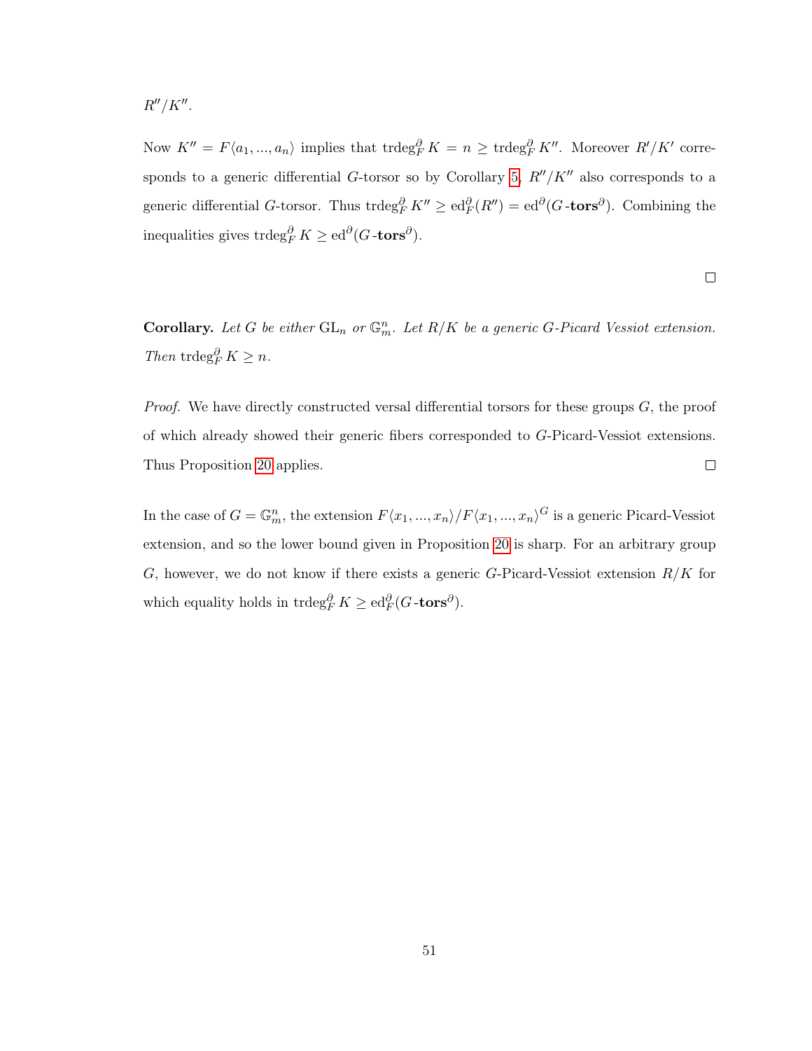$R''/K''$.

Now $K'' = F\langle a_1, ..., a_n\rangle$ implies that $\operatorname{trdeg}^{\partial}_F K = n \geq \operatorname{trdeg}^{\partial}_F K''$. Moreover $R'/K'$ corresponds to a generic differential $G$-torsor so by Corollary 5, $R''/K''$ also corresponds to a generic differential $G$-torsor. Thus $\operatorname{trdeg}^{\partial}_F K'' \geq \operatorname{ed}^{\partial}_F(R'') = \operatorname{ed}^{\partial}(G\text{-}\mathbf{tors}^{\partial})$. Combining the inequalities gives $\operatorname{trdeg}^{\partial}_F K \geq \operatorname{ed}^{\partial}(G\text{-}\mathbf{tors}^{\partial})$.

□

**Corollary.** *Let $G$ be either $\mathrm{GL}_n$ or $\mathbb{G}_m^n$. Let $R/K$ be a generic $G$-Picard Vessiot extension. Then* $\operatorname{trdeg}^{\partial}_F K \geq n$.

*Proof.* We have directly constructed versal differential torsors for these groups $G$, the proof of which already showed their generic fibers corresponded to $G$-Picard-Vessiot extensions. Thus Proposition 20 applies. □

In the case of $G = \mathbb{G}_m^n$, the extension $F\langle x_1, ..., x_n\rangle / F\langle x_1, ..., x_n\rangle^G$ is a generic Picard-Vessiot extension, and so the lower bound given in Proposition 20 is sharp. For an arbitrary group $G$, however, we do not know if there exists a generic $G$-Picard-Vessiot extension $R/K$ for which equality holds in $\operatorname{trdeg}^{\partial}_F K \geq \operatorname{ed}^{\partial}_F(G\text{-}\mathbf{tors}^{\partial})$.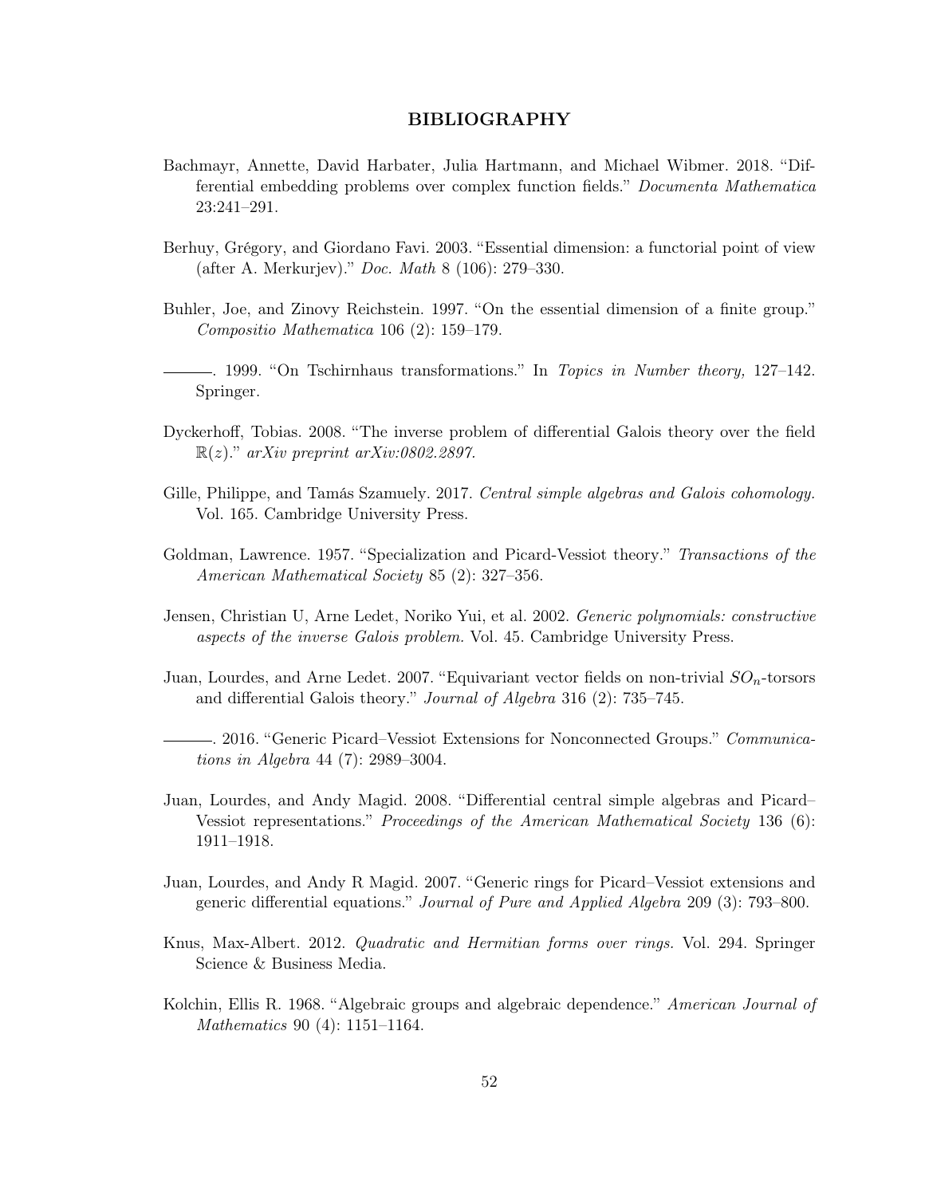# BIBLIOGRAPHY

Bachmayr, Annette, David Harbater, Julia Hartmann, and Michael Wibmer. 2018. "Differential embedding problems over complex function fields." *Documenta Mathematica* 23:241–291.

Berhuy, Grégory, and Giordano Favi. 2003. "Essential dimension: a functorial point of view (after A. Merkurjev)." *Doc. Math* 8 (106): 279–330.

Buhler, Joe, and Zinovy Reichstein. 1997. "On the essential dimension of a finite group." *Compositio Mathematica* 106 (2): 159–179.

———. 1999. "On Tschirnhaus transformations." In *Topics in Number theory,* 127–142. Springer.

Dyckerhoff, Tobias. 2008. "The inverse problem of differential Galois theory over the field $\mathbb{R}(z)$." *arXiv preprint arXiv:0802.2897.*

Gille, Philippe, and Tamás Szamuely. 2017. *Central simple algebras and Galois cohomology.* Vol. 165. Cambridge University Press.

Goldman, Lawrence. 1957. "Specialization and Picard-Vessiot theory." *Transactions of the American Mathematical Society* 85 (2): 327–356.

Jensen, Christian U, Arne Ledet, Noriko Yui, et al. 2002. *Generic polynomials: constructive aspects of the inverse Galois problem.* Vol. 45. Cambridge University Press.

Juan, Lourdes, and Arne Ledet. 2007. "Equivariant vector fields on non-trivial $SO_n$-torsors and differential Galois theory." *Journal of Algebra* 316 (2): 735–745.

———. 2016. "Generic Picard–Vessiot Extensions for Nonconnected Groups." *Communications in Algebra* 44 (7): 2989–3004.

Juan, Lourdes, and Andy Magid. 2008. "Differential central simple algebras and Picard–Vessiot representations." *Proceedings of the American Mathematical Society* 136 (6): 1911–1918.

Juan, Lourdes, and Andy R Magid. 2007. "Generic rings for Picard–Vessiot extensions and generic differential equations." *Journal of Pure and Applied Algebra* 209 (3): 793–800.

Knus, Max-Albert. 2012. *Quadratic and Hermitian forms over rings.* Vol. 294. Springer Science & Business Media.

Kolchin, Ellis R. 1968. "Algebraic groups and algebraic dependence." *American Journal of Mathematics* 90 (4): 1151–1164.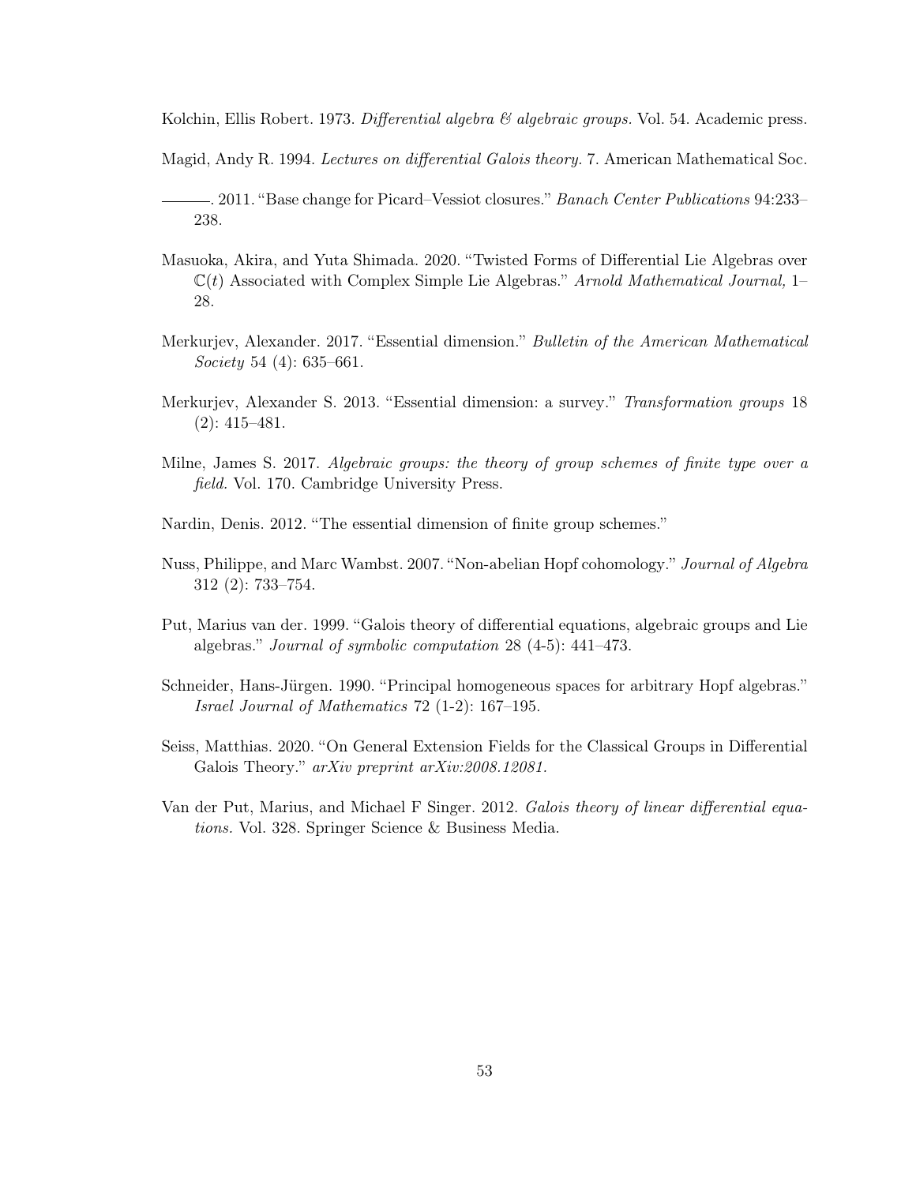Kolchin, Ellis Robert. 1973. *Differential algebra & algebraic groups.* Vol. 54. Academic press.

Magid, Andy R. 1994. *Lectures on differential Galois theory.* 7. American Mathematical Soc.

———. 2011. "Base change for Picard–Vessiot closures." *Banach Center Publications* 94:233–238.

Masuoka, Akira, and Yuta Shimada. 2020. "Twisted Forms of Differential Lie Algebras over $\mathbb{C}(t)$ Associated with Complex Simple Lie Algebras." *Arnold Mathematical Journal,* 1–28.

Merkurjev, Alexander. 2017. "Essential dimension." *Bulletin of the American Mathematical Society* 54 (4): 635–661.

Merkurjev, Alexander S. 2013. "Essential dimension: a survey." *Transformation groups* 18 (2): 415–481.

Milne, James S. 2017. *Algebraic groups: the theory of group schemes of finite type over a field.* Vol. 170. Cambridge University Press.

Nardin, Denis. 2012. "The essential dimension of finite group schemes."

Nuss, Philippe, and Marc Wambst. 2007. "Non-abelian Hopf cohomology." *Journal of Algebra* 312 (2): 733–754.

Put, Marius van der. 1999. "Galois theory of differential equations, algebraic groups and Lie algebras." *Journal of symbolic computation* 28 (4-5): 441–473.

Schneider, Hans-Jürgen. 1990. "Principal homogeneous spaces for arbitrary Hopf algebras." *Israel Journal of Mathematics* 72 (1-2): 167–195.

Seiss, Matthias. 2020. "On General Extension Fields for the Classical Groups in Differential Galois Theory." *arXiv preprint arXiv:2008.12081.*

Van der Put, Marius, and Michael F Singer. 2012. *Galois theory of linear differential equations.* Vol. 328. Springer Science & Business Media.